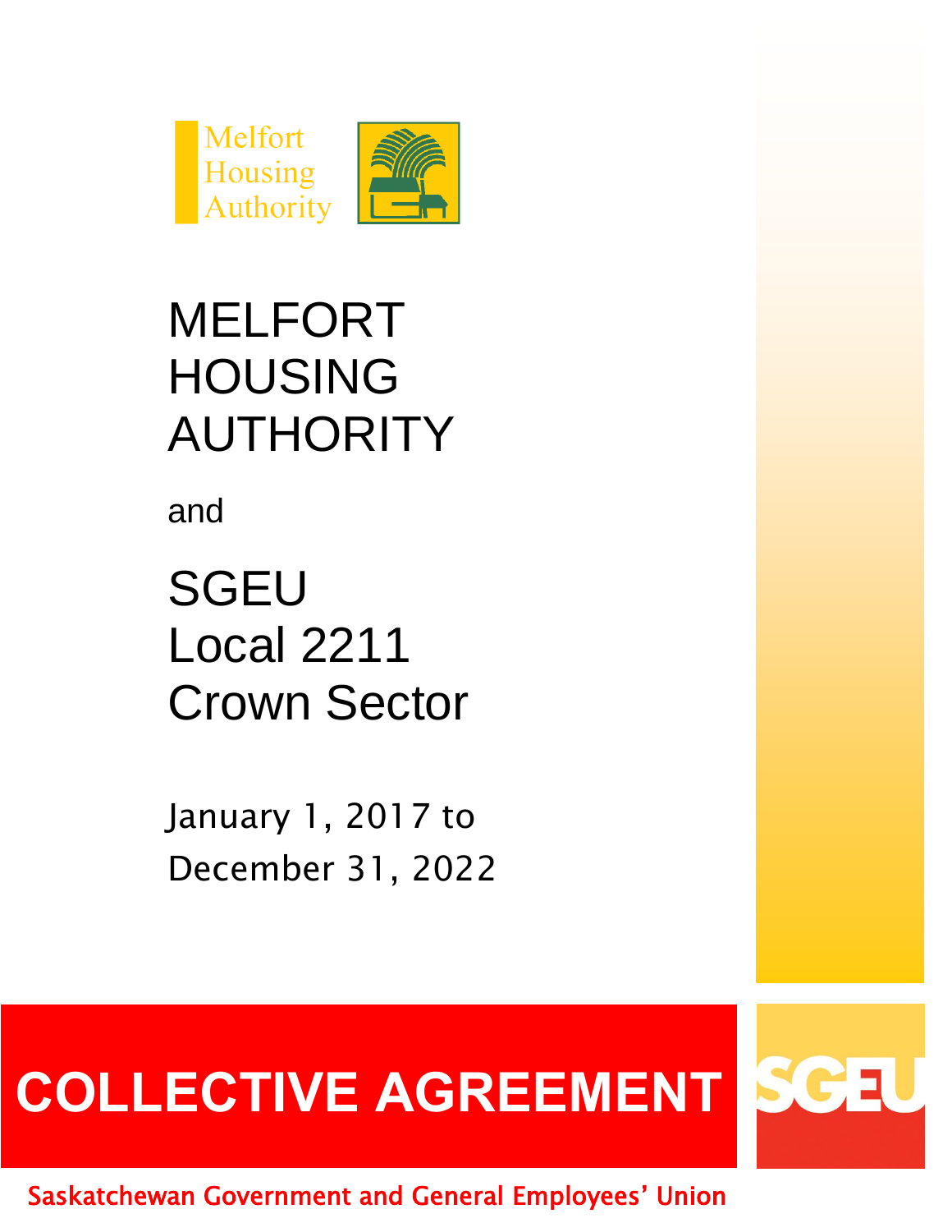Melfort Housing Authority

# MELFORT HOUSING AUTHORITY

and

# SGEU Local 2211 Crown Sector

January 1, 2017 to
December 31, 2022

# COLLECTIVE AGREEMENT

SGEU

Saskatchewan Government and General Employees' Union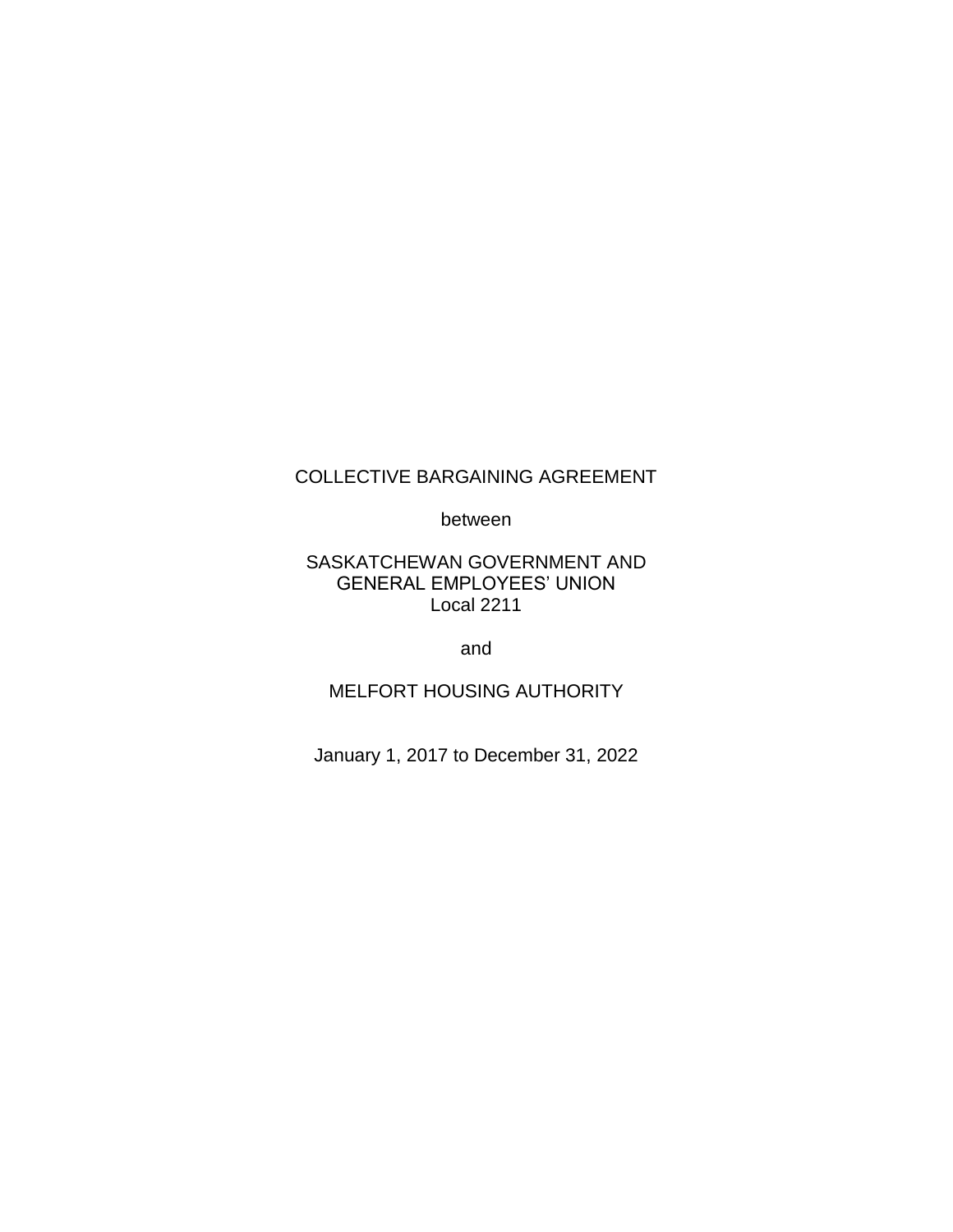COLLECTIVE BARGAINING AGREEMENT

between

SASKATCHEWAN GOVERNMENT AND
GENERAL EMPLOYEES' UNION
Local 2211

and

MELFORT HOUSING AUTHORITY

January 1, 2017 to December 31, 2022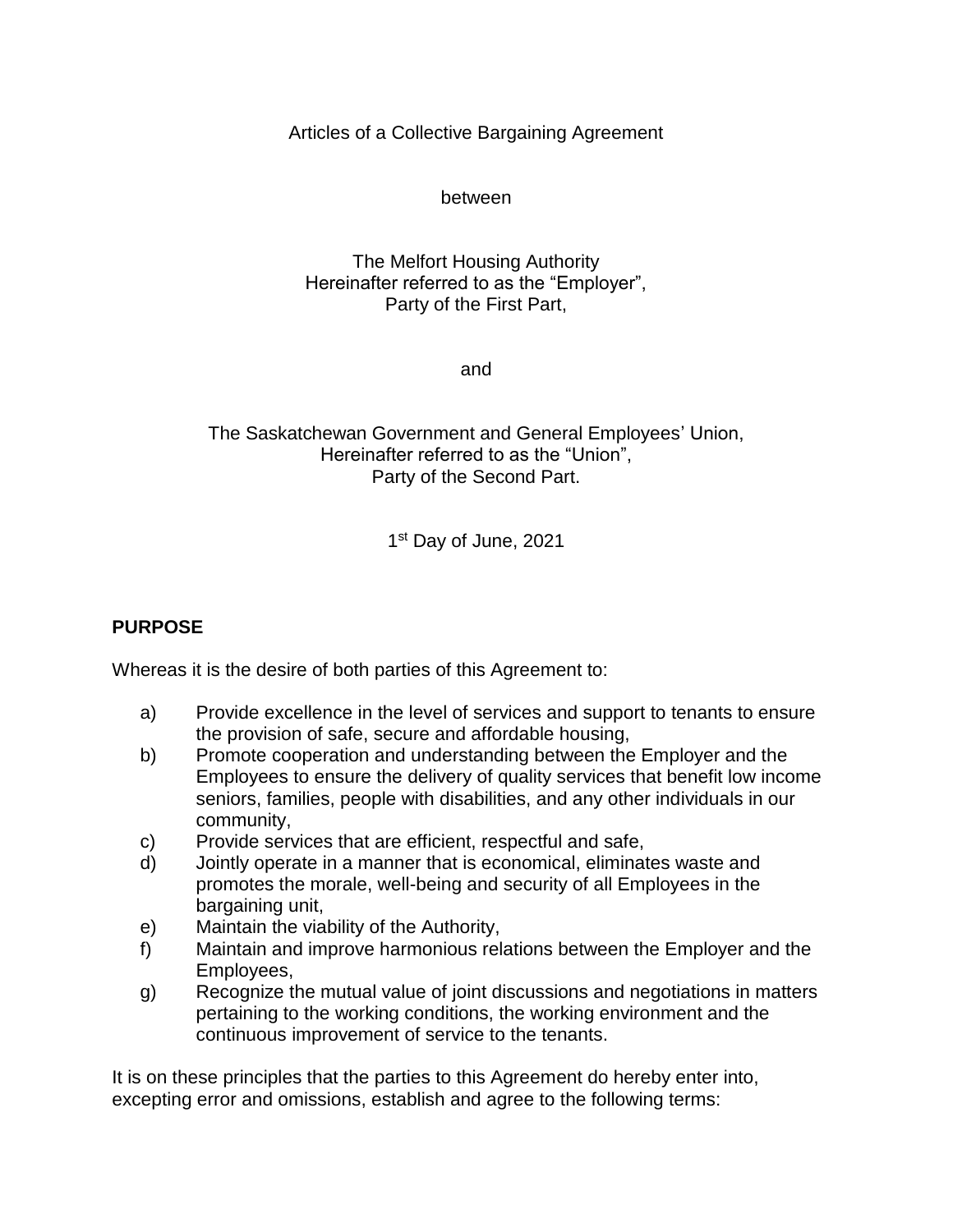Articles of a Collective Bargaining Agreement

between

The Melfort Housing Authority
Hereinafter referred to as the "Employer",
Party of the First Part,

and

The Saskatchewan Government and General Employees' Union,
Hereinafter referred to as the "Union",
Party of the Second Part.

1st Day of June, 2021

## PURPOSE

Whereas it is the desire of both parties of this Agreement to:

a) Provide excellence in the level of services and support to tenants to ensure the provision of safe, secure and affordable housing,
b) Promote cooperation and understanding between the Employer and the Employees to ensure the delivery of quality services that benefit low income seniors, families, people with disabilities, and any other individuals in our community,
c) Provide services that are efficient, respectful and safe,
d) Jointly operate in a manner that is economical, eliminates waste and promotes the morale, well-being and security of all Employees in the bargaining unit,
e) Maintain the viability of the Authority,
f) Maintain and improve harmonious relations between the Employer and the Employees,
g) Recognize the mutual value of joint discussions and negotiations in matters pertaining to the working conditions, the working environment and the continuous improvement of service to the tenants.

It is on these principles that the parties to this Agreement do hereby enter into, excepting error and omissions, establish and agree to the following terms: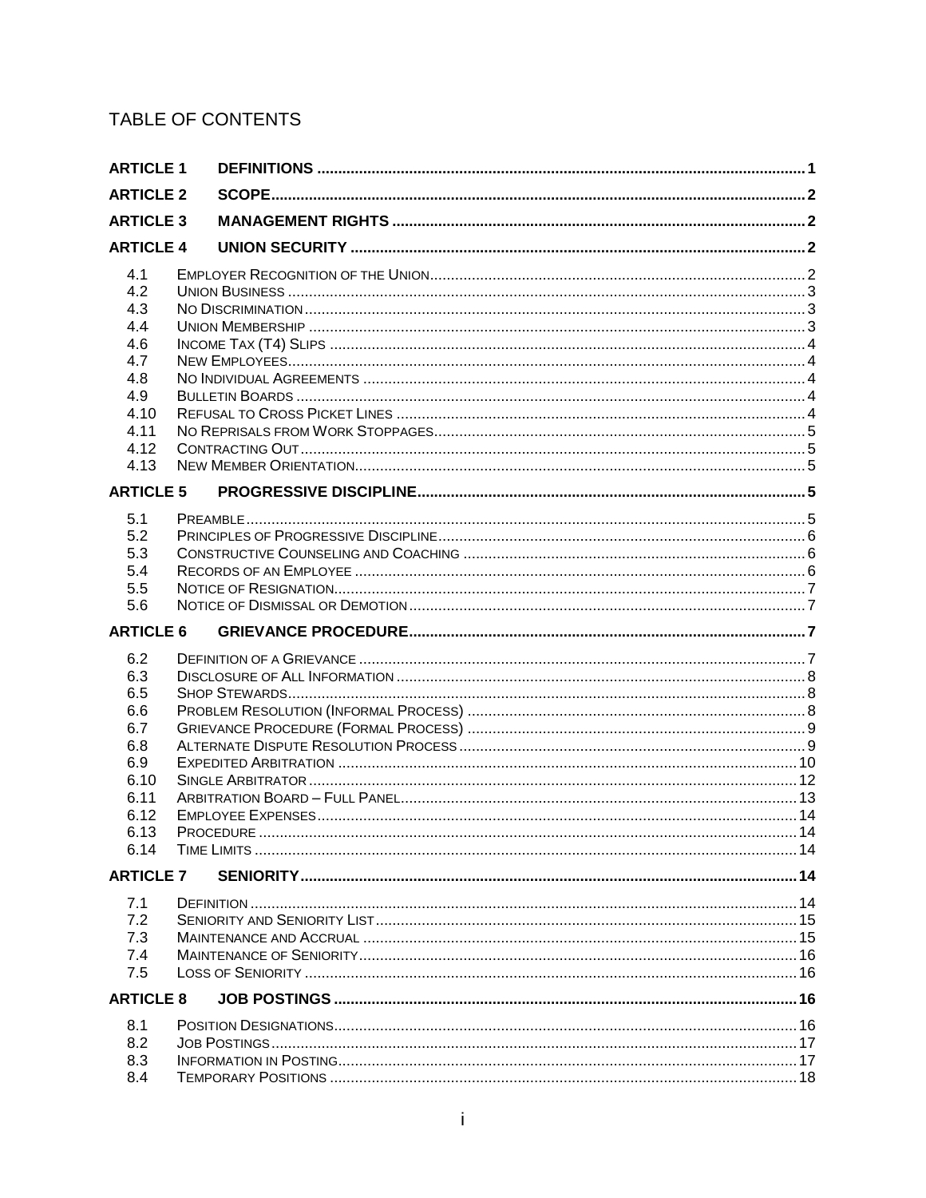# TABLE OF CONTENTS

| | | |
|---|---|---|
| **ARTICLE 1** | **DEFINITIONS** | **1** |
| **ARTICLE 2** | **SCOPE** | **2** |
| **ARTICLE 3** | **MANAGEMENT RIGHTS** | **2** |
| **ARTICLE 4** | **UNION SECURITY** | **2** |
| 4.1 | EMPLOYER RECOGNITION OF THE UNION | 2 |
| 4.2 | UNION BUSINESS | 3 |
| 4.3 | NO DISCRIMINATION | 3 |
| 4.4 | UNION MEMBERSHIP | 3 |
| 4.6 | INCOME TAX (T4) SLIPS | 4 |
| 4.7 | NEW EMPLOYEES | 4 |
| 4.8 | NO INDIVIDUAL AGREEMENTS | 4 |
| 4.9 | BULLETIN BOARDS | 4 |
| 4.10 | REFUSAL TO CROSS PICKET LINES | 4 |
| 4.11 | NO REPRISALS FROM WORK STOPPAGES | 5 |
| 4.12 | CONTRACTING OUT | 5 |
| 4.13 | NEW MEMBER ORIENTATION | 5 |
| **ARTICLE 5** | **PROGRESSIVE DISCIPLINE** | **5** |
| 5.1 | PREAMBLE | 5 |
| 5.2 | PRINCIPLES OF PROGRESSIVE DISCIPLINE | 6 |
| 5.3 | CONSTRUCTIVE COUNSELING AND COACHING | 6 |
| 5.4 | RECORDS OF AN EMPLOYEE | 6 |
| 5.5 | NOTICE OF RESIGNATION | 7 |
| 5.6 | NOTICE OF DISMISSAL OR DEMOTION | 7 |
| **ARTICLE 6** | **GRIEVANCE PROCEDURE** | **7** |
| 6.2 | DEFINITION OF A GRIEVANCE | 7 |
| 6.3 | DISCLOSURE OF ALL INFORMATION | 8 |
| 6.5 | SHOP STEWARDS | 8 |
| 6.6 | PROBLEM RESOLUTION (INFORMAL PROCESS) | 8 |
| 6.7 | GRIEVANCE PROCEDURE (FORMAL PROCESS) | 9 |
| 6.8 | ALTERNATE DISPUTE RESOLUTION PROCESS | 9 |
| 6.9 | EXPEDITED ARBITRATION | 10 |
| 6.10 | SINGLE ARBITRATOR | 12 |
| 6.11 | ARBITRATION BOARD – FULL PANEL | 13 |
| 6.12 | EMPLOYEE EXPENSES | 14 |
| 6.13 | PROCEDURE | 14 |
| 6.14 | TIME LIMITS | 14 |
| **ARTICLE 7** | **SENIORITY** | **14** |
| 7.1 | DEFINITION | 14 |
| 7.2 | SENIORITY AND SENIORITY LIST | 15 |
| 7.3 | MAINTENANCE AND ACCRUAL | 15 |
| 7.4 | MAINTENANCE OF SENIORITY | 16 |
| 7.5 | LOSS OF SENIORITY | 16 |
| **ARTICLE 8** | **JOB POSTINGS** | **16** |
| 8.1 | POSITION DESIGNATIONS | 16 |
| 8.2 | JOB POSTINGS | 17 |
| 8.3 | INFORMATION IN POSTING | 17 |
| 8.4 | TEMPORARY POSITIONS | 18 |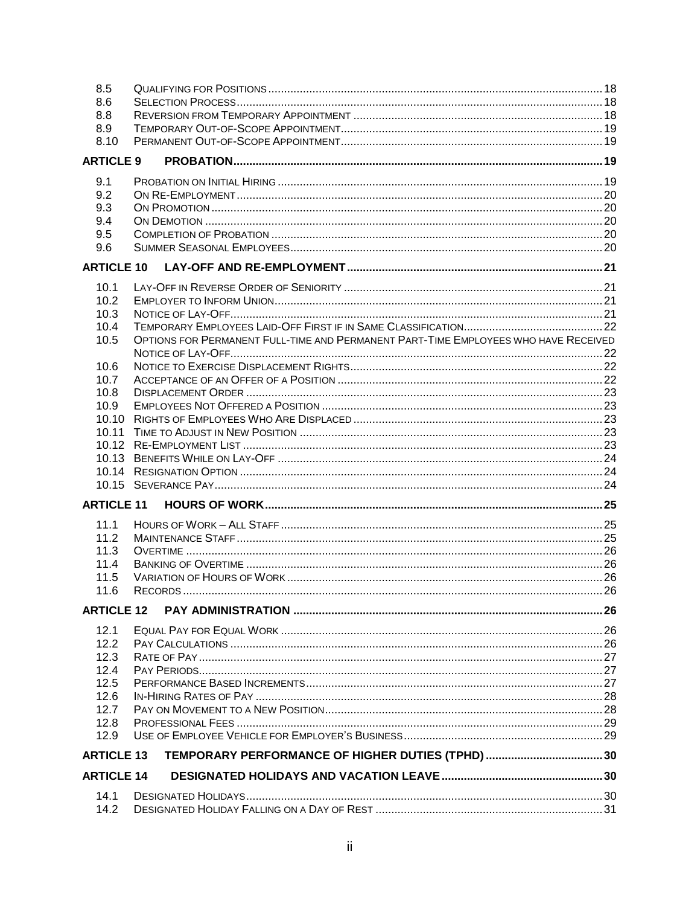| | | |
|---|---|---|
| 8.5 | Qualifying for Positions | 18 |
| 8.6 | Selection Process | 18 |
| 8.8 | Reversion from Temporary Appointment | 18 |
| 8.9 | Temporary Out-of-Scope Appointment | 19 |
| 8.10 | Permanent Out-of-Scope Appointment | 19 |
| **ARTICLE 9** | **PROBATION** | **19** |
| 9.1 | Probation on Initial Hiring | 19 |
| 9.2 | On Re-Employment | 20 |
| 9.3 | On Promotion | 20 |
| 9.4 | On Demotion | 20 |
| 9.5 | Completion of Probation | 20 |
| 9.6 | Summer Seasonal Employees | 20 |
| **ARTICLE 10** | **LAY-OFF AND RE-EMPLOYMENT** | **21** |
| 10.1 | Lay-Off in Reverse Order of Seniority | 21 |
| 10.2 | Employer to Inform Union | 21 |
| 10.3 | Notice of Lay-Off | 21 |
| 10.4 | Temporary Employees Laid-Off First if in Same Classification | 22 |
| 10.5 | Options for Permanent Full-time and Permanent Part-Time Employees who have Received Notice of Lay-Off | 22 |
| 10.6 | Notice to Exercise Displacement Rights | 22 |
| 10.7 | Acceptance of an Offer of a Position | 22 |
| 10.8 | Displacement Order | 23 |
| 10.9 | Employees Not Offered a Position | 23 |
| 10.10 | Rights of Employees Who Are Displaced | 23 |
| 10.11 | Time to Adjust in New Position | 23 |
| 10.12 | Re-Employment List | 23 |
| 10.13 | Benefits While on Lay-Off | 24 |
| 10.14 | Resignation Option | 24 |
| 10.15 | Severance Pay | 24 |
| **ARTICLE 11** | **HOURS OF WORK** | **25** |
| 11.1 | Hours of Work – All Staff | 25 |
| 11.2 | Maintenance Staff | 25 |
| 11.3 | Overtime | 26 |
| 11.4 | Banking of Overtime | 26 |
| 11.5 | Variation of Hours of Work | 26 |
| 11.6 | Records | 26 |
| **ARTICLE 12** | **PAY ADMINISTRATION** | **26** |
| 12.1 | Equal Pay for Equal Work | 26 |
| 12.2 | Pay Calculations | 26 |
| 12.3 | Rate of Pay | 27 |
| 12.4 | Pay Periods | 27 |
| 12.5 | Performance Based Increments | 27 |
| 12.6 | In-Hiring Rates of Pay | 28 |
| 12.7 | Pay on Movement to a New Position | 28 |
| 12.8 | Professional Fees | 29 |
| 12.9 | Use of Employee Vehicle for Employer's Business | 29 |
| **ARTICLE 13** | **TEMPORARY PERFORMANCE OF HIGHER DUTIES (TPHD)** | **30** |
| **ARTICLE 14** | **DESIGNATED HOLIDAYS AND VACATION LEAVE** | **30** |
| 14.1 | Designated Holidays | 30 |
| 14.2 | Designated Holiday Falling on a Day of Rest | 31 |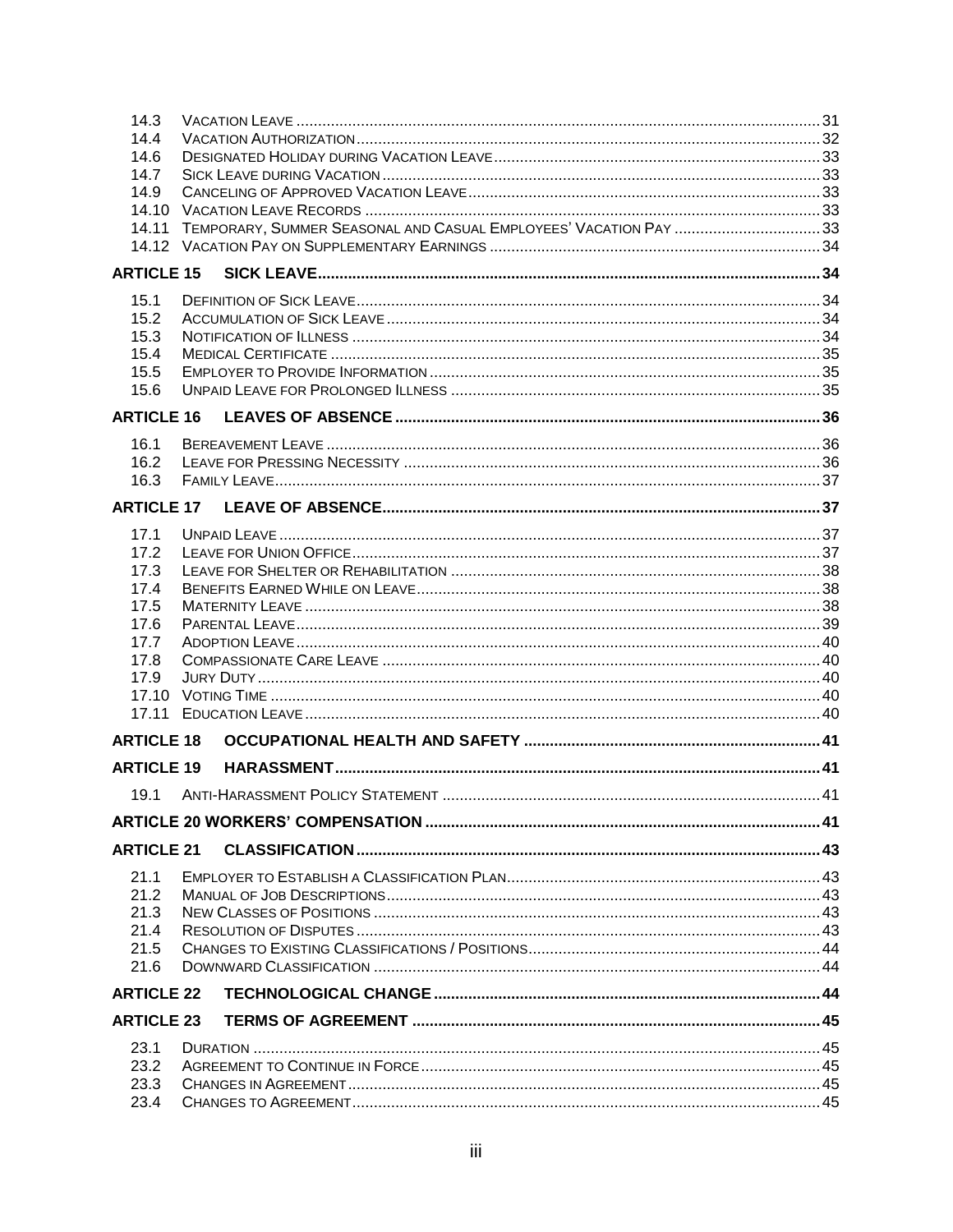| | | |
|---|---|---|
| 14.3 | Vacation Leave | 31 |
| 14.4 | Vacation Authorization | 32 |
| 14.6 | Designated Holiday during Vacation Leave | 33 |
| 14.7 | Sick Leave during Vacation | 33 |
| 14.9 | Canceling of Approved Vacation Leave | 33 |
| 14.10 | Vacation Leave Records | 33 |
| 14.11 | Temporary, Summer Seasonal and Casual Employees' Vacation Pay | 33 |
| 14.12 | Vacation Pay on Supplementary Earnings | 34 |
| **ARTICLE 15** | **SICK LEAVE** | **34** |
| 15.1 | Definition of Sick Leave | 34 |
| 15.2 | Accumulation of Sick Leave | 34 |
| 15.3 | Notification of Illness | 34 |
| 15.4 | Medical Certificate | 35 |
| 15.5 | Employer to Provide Information | 35 |
| 15.6 | Unpaid Leave for Prolonged Illness | 35 |
| **ARTICLE 16** | **LEAVES OF ABSENCE** | **36** |
| 16.1 | Bereavement Leave | 36 |
| 16.2 | Leave for Pressing Necessity | 36 |
| 16.3 | Family Leave | 37 |
| **ARTICLE 17** | **LEAVE OF ABSENCE** | **37** |
| 17.1 | Unpaid Leave | 37 |
| 17.2 | Leave for Union Office | 37 |
| 17.3 | Leave for Shelter or Rehabilitation | 38 |
| 17.4 | Benefits Earned While on Leave | 38 |
| 17.5 | Maternity Leave | 38 |
| 17.6 | Parental Leave | 39 |
| 17.7 | Adoption Leave | 40 |
| 17.8 | Compassionate Care Leave | 40 |
| 17.9 | Jury Duty | 40 |
| 17.10 | Voting Time | 40 |
| 17.11 | Education Leave | 40 |
| **ARTICLE 18** | **OCCUPATIONAL HEALTH AND SAFETY** | **41** |
| **ARTICLE 19** | **HARASSMENT** | **41** |
| 19.1 | Anti-Harassment Policy Statement | 41 |
| **ARTICLE 20 WORKERS' COMPENSATION** | | **41** |
| **ARTICLE 21** | **CLASSIFICATION** | **43** |
| 21.1 | Employer to Establish a Classification Plan | 43 |
| 21.2 | Manual of Job Descriptions | 43 |
| 21.3 | New Classes of Positions | 43 |
| 21.4 | Resolution of Disputes | 43 |
| 21.5 | Changes to Existing Classifications / Positions | 44 |
| 21.6 | Downward Classification | 44 |
| **ARTICLE 22** | **TECHNOLOGICAL CHANGE** | **44** |
| **ARTICLE 23** | **TERMS OF AGREEMENT** | **45** |
| 23.1 | Duration | 45 |
| 23.2 | Agreement to Continue in Force | 45 |
| 23.3 | Changes in Agreement | 45 |
| 23.4 | Changes to Agreement | 45 |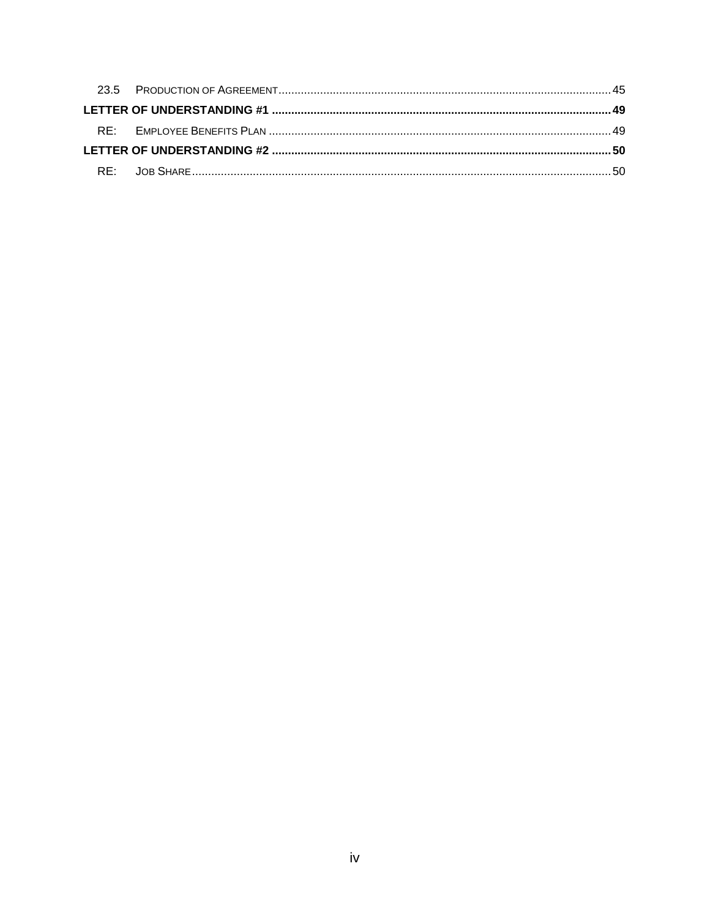23.5 PRODUCTION OF AGREEMENT ........................................................................................................ 45

**LETTER OF UNDERSTANDING #1 ........................................................................................................ 49**

RE: EMPLOYEE BENEFITS PLAN ........................................................................................................ 49

**LETTER OF UNDERSTANDING #2 ........................................................................................................ 50**

RE: JOB SHARE ........................................................................................................ 50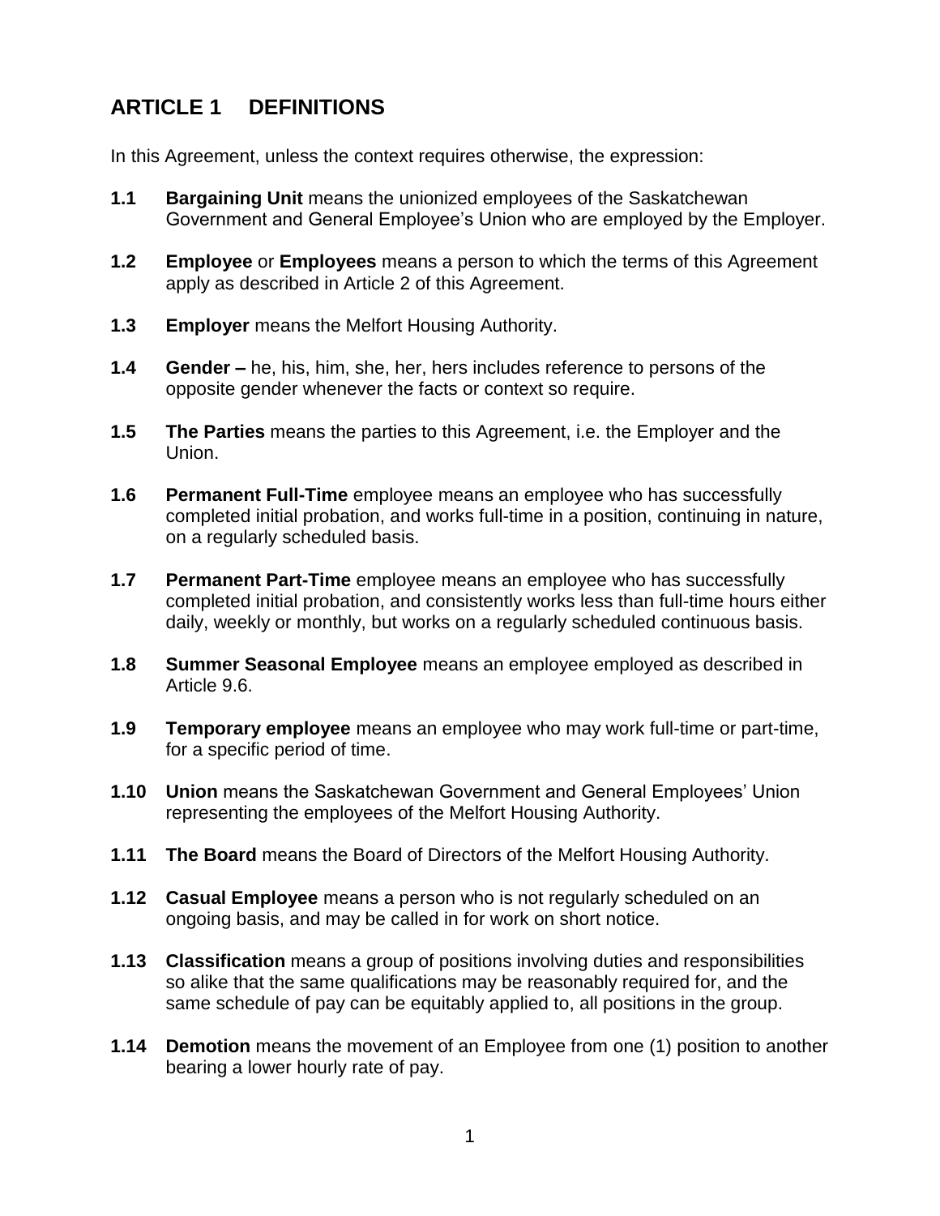## ARTICLE 1 DEFINITIONS

In this Agreement, unless the context requires otherwise, the expression:

**1.1** **Bargaining Unit** means the unionized employees of the Saskatchewan Government and General Employee's Union who are employed by the Employer.

**1.2** **Employee** or **Employees** means a person to which the terms of this Agreement apply as described in Article 2 of this Agreement.

**1.3** **Employer** means the Melfort Housing Authority.

**1.4** **Gender –** he, his, him, she, her, hers includes reference to persons of the opposite gender whenever the facts or context so require.

**1.5** **The Parties** means the parties to this Agreement, i.e. the Employer and the Union.

**1.6** **Permanent Full-Time** employee means an employee who has successfully completed initial probation, and works full-time in a position, continuing in nature, on a regularly scheduled basis.

**1.7** **Permanent Part-Time** employee means an employee who has successfully completed initial probation, and consistently works less than full-time hours either daily, weekly or monthly, but works on a regularly scheduled continuous basis.

**1.8** **Summer Seasonal Employee** means an employee employed as described in Article 9.6.

**1.9** **Temporary employee** means an employee who may work full-time or part-time, for a specific period of time.

**1.10** **Union** means the Saskatchewan Government and General Employees' Union representing the employees of the Melfort Housing Authority.

**1.11** **The Board** means the Board of Directors of the Melfort Housing Authority.

**1.12** **Casual Employee** means a person who is not regularly scheduled on an ongoing basis, and may be called in for work on short notice.

**1.13** **Classification** means a group of positions involving duties and responsibilities so alike that the same qualifications may be reasonably required for, and the same schedule of pay can be equitably applied to, all positions in the group.

**1.14** **Demotion** means the movement of an Employee from one (1) position to another bearing a lower hourly rate of pay.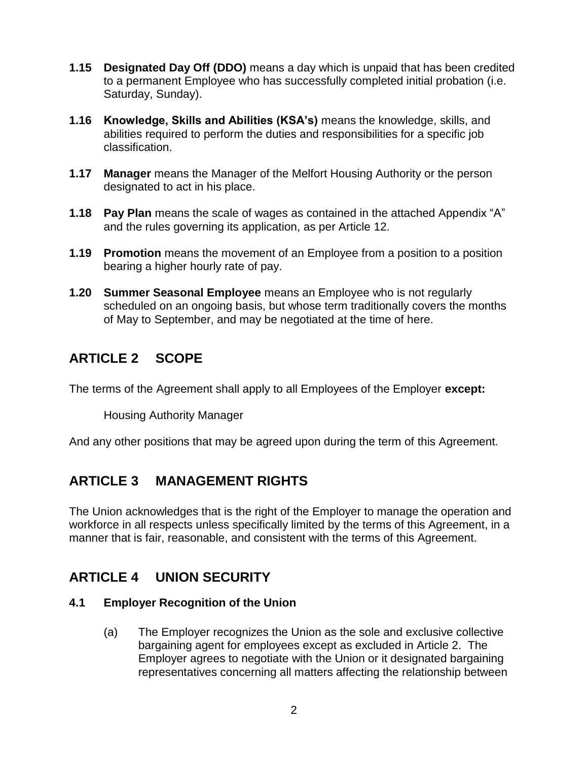**1.15 Designated Day Off (DDO)** means a day which is unpaid that has been credited to a permanent Employee who has successfully completed initial probation (i.e. Saturday, Sunday).

**1.16 Knowledge, Skills and Abilities (KSA's)** means the knowledge, skills, and abilities required to perform the duties and responsibilities for a specific job classification.

**1.17 Manager** means the Manager of the Melfort Housing Authority or the person designated to act in his place.

**1.18 Pay Plan** means the scale of wages as contained in the attached Appendix "A" and the rules governing its application, as per Article 12.

**1.19 Promotion** means the movement of an Employee from a position to a position bearing a higher hourly rate of pay.

**1.20 Summer Seasonal Employee** means an Employee who is not regularly scheduled on an ongoing basis, but whose term traditionally covers the months of May to September, and may be negotiated at the time of here.

## ARTICLE 2 SCOPE

The terms of the Agreement shall apply to all Employees of the Employer **except:**

Housing Authority Manager

And any other positions that may be agreed upon during the term of this Agreement.

## ARTICLE 3 MANAGEMENT RIGHTS

The Union acknowledges that is the right of the Employer to manage the operation and workforce in all respects unless specifically limited by the terms of this Agreement, in a manner that is fair, reasonable, and consistent with the terms of this Agreement.

## ARTICLE 4 UNION SECURITY

### 4.1 Employer Recognition of the Union

(a) The Employer recognizes the Union as the sole and exclusive collective bargaining agent for employees except as excluded in Article 2. The Employer agrees to negotiate with the Union or it designated bargaining representatives concerning all matters affecting the relationship between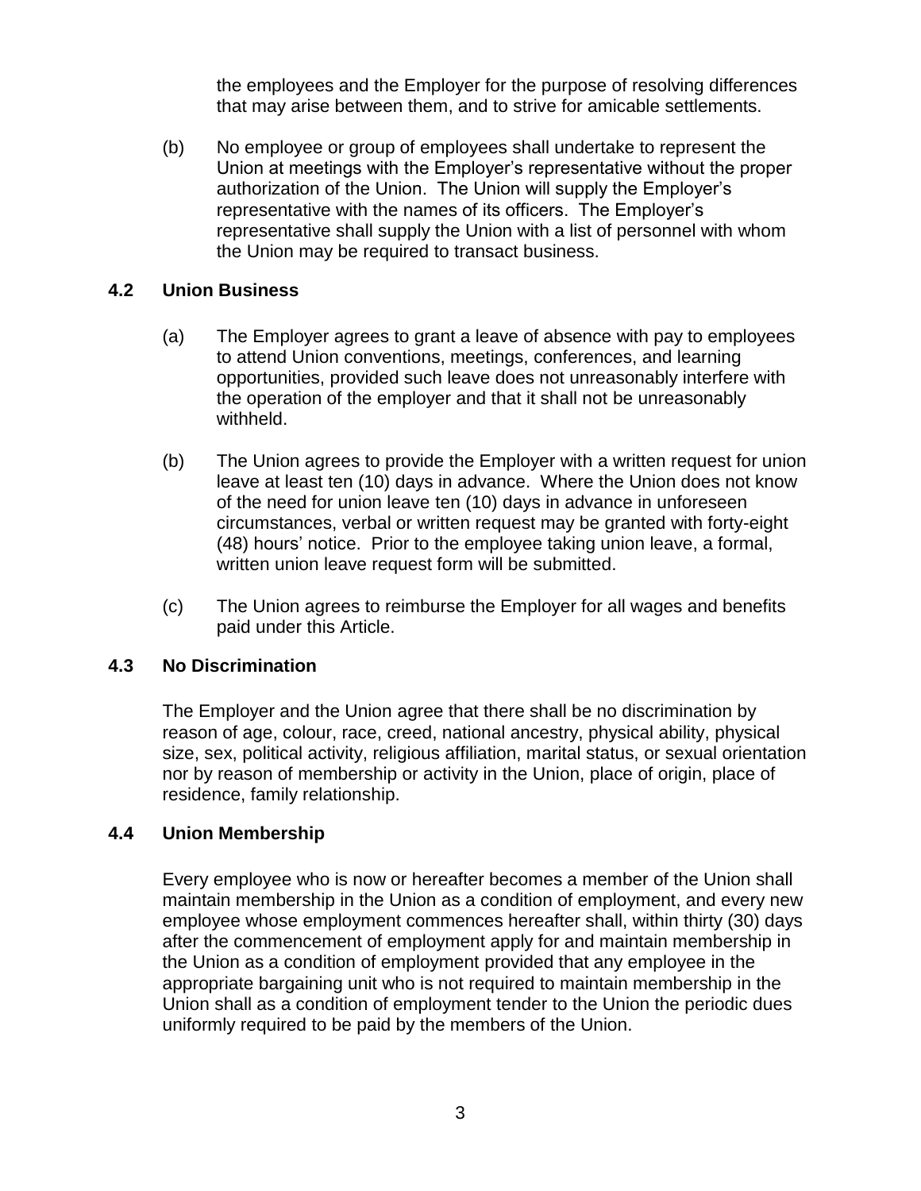the employees and the Employer for the purpose of resolving differences that may arise between them, and to strive for amicable settlements.

(b) No employee or group of employees shall undertake to represent the Union at meetings with the Employer's representative without the proper authorization of the Union. The Union will supply the Employer's representative with the names of its officers. The Employer's representative shall supply the Union with a list of personnel with whom the Union may be required to transact business.

### 4.2 Union Business

(a) The Employer agrees to grant a leave of absence with pay to employees to attend Union conventions, meetings, conferences, and learning opportunities, provided such leave does not unreasonably interfere with the operation of the employer and that it shall not be unreasonably withheld.

(b) The Union agrees to provide the Employer with a written request for union leave at least ten (10) days in advance. Where the Union does not know of the need for union leave ten (10) days in advance in unforeseen circumstances, verbal or written request may be granted with forty-eight (48) hours' notice. Prior to the employee taking union leave, a formal, written union leave request form will be submitted.

(c) The Union agrees to reimburse the Employer for all wages and benefits paid under this Article.

### 4.3 No Discrimination

The Employer and the Union agree that there shall be no discrimination by reason of age, colour, race, creed, national ancestry, physical ability, physical size, sex, political activity, religious affiliation, marital status, or sexual orientation nor by reason of membership or activity in the Union, place of origin, place of residence, family relationship.

### 4.4 Union Membership

Every employee who is now or hereafter becomes a member of the Union shall maintain membership in the Union as a condition of employment, and every new employee whose employment commences hereafter shall, within thirty (30) days after the commencement of employment apply for and maintain membership in the Union as a condition of employment provided that any employee in the appropriate bargaining unit who is not required to maintain membership in the Union shall as a condition of employment tender to the Union the periodic dues uniformly required to be paid by the members of the Union.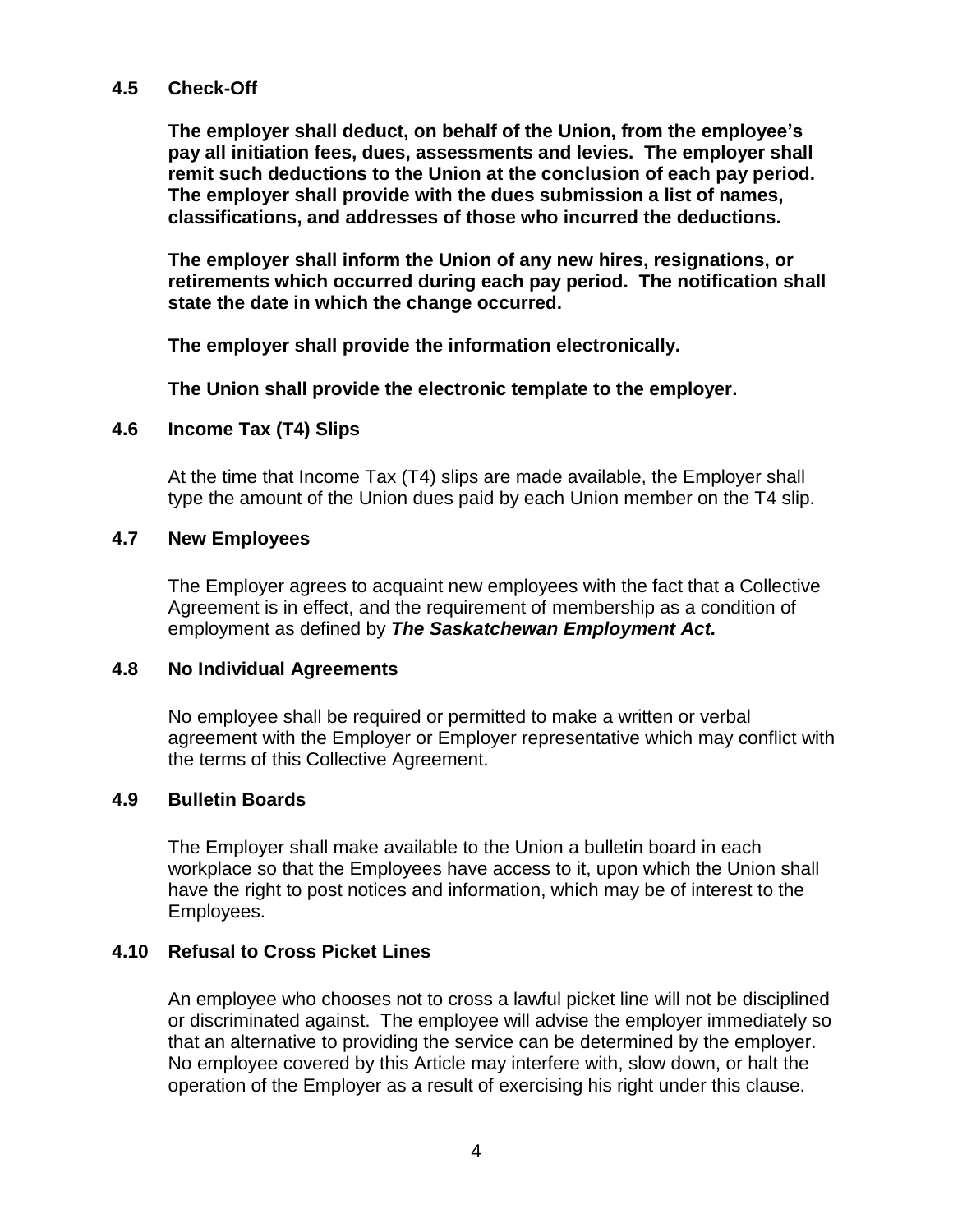### 4.5 Check-Off

**The employer shall deduct, on behalf of the Union, from the employee's pay all initiation fees, dues, assessments and levies. The employer shall remit such deductions to the Union at the conclusion of each pay period. The employer shall provide with the dues submission a list of names, classifications, and addresses of those who incurred the deductions.**

**The employer shall inform the Union of any new hires, resignations, or retirements which occurred during each pay period. The notification shall state the date in which the change occurred.**

**The employer shall provide the information electronically.**

**The Union shall provide the electronic template to the employer.**

### 4.6 Income Tax (T4) Slips

At the time that Income Tax (T4) slips are made available, the Employer shall type the amount of the Union dues paid by each Union member on the T4 slip.

### 4.7 New Employees

The Employer agrees to acquaint new employees with the fact that a Collective Agreement is in effect, and the requirement of membership as a condition of employment as defined by ***The Saskatchewan Employment Act.***

### 4.8 No Individual Agreements

No employee shall be required or permitted to make a written or verbal agreement with the Employer or Employer representative which may conflict with the terms of this Collective Agreement.

### 4.9 Bulletin Boards

The Employer shall make available to the Union a bulletin board in each workplace so that the Employees have access to it, upon which the Union shall have the right to post notices and information, which may be of interest to the Employees.

### 4.10 Refusal to Cross Picket Lines

An employee who chooses not to cross a lawful picket line will not be disciplined or discriminated against. The employee will advise the employer immediately so that an alternative to providing the service can be determined by the employer. No employee covered by this Article may interfere with, slow down, or halt the operation of the Employer as a result of exercising his right under this clause.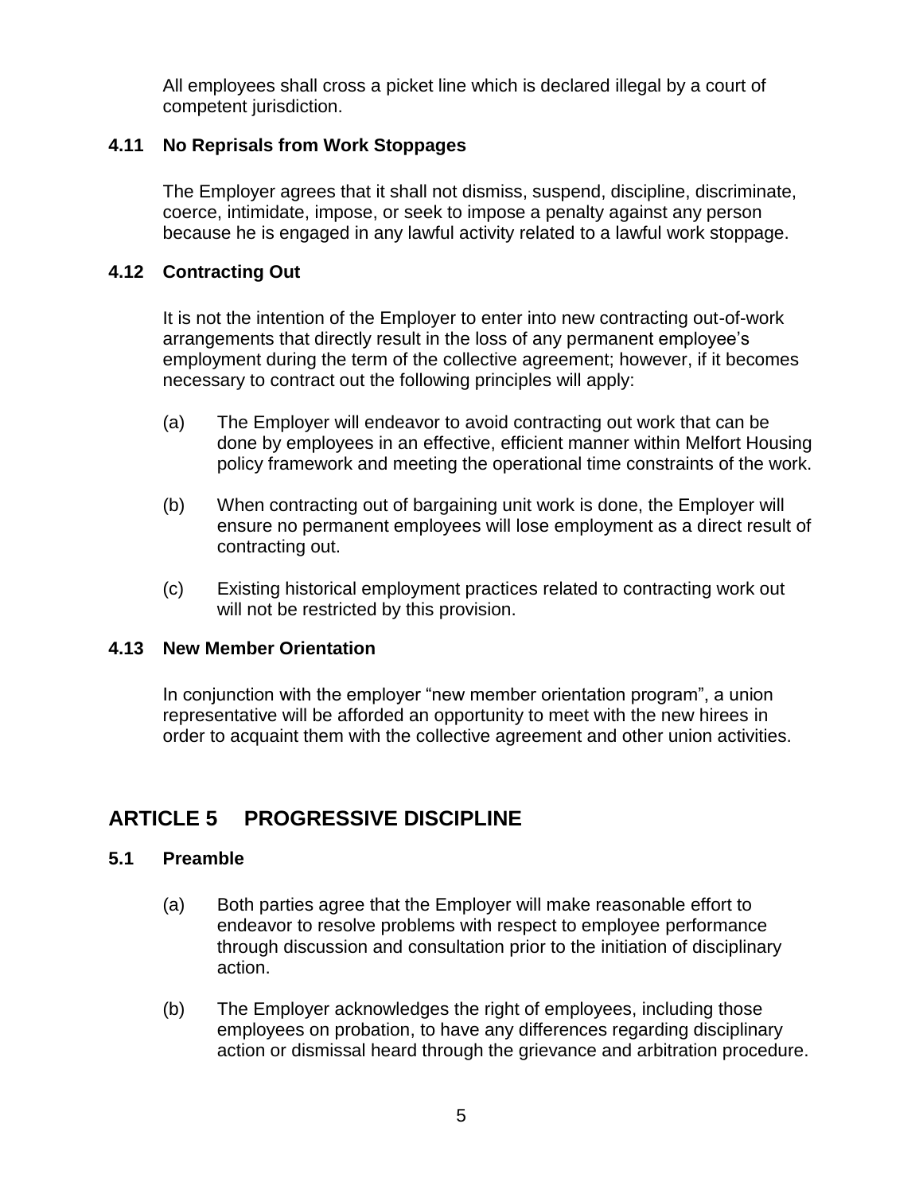All employees shall cross a picket line which is declared illegal by a court of competent jurisdiction.

### 4.11 No Reprisals from Work Stoppages

The Employer agrees that it shall not dismiss, suspend, discipline, discriminate, coerce, intimidate, impose, or seek to impose a penalty against any person because he is engaged in any lawful activity related to a lawful work stoppage.

### 4.12 Contracting Out

It is not the intention of the Employer to enter into new contracting out-of-work arrangements that directly result in the loss of any permanent employee's employment during the term of the collective agreement; however, if it becomes necessary to contract out the following principles will apply:

(a) The Employer will endeavor to avoid contracting out work that can be done by employees in an effective, efficient manner within Melfort Housing policy framework and meeting the operational time constraints of the work.

(b) When contracting out of bargaining unit work is done, the Employer will ensure no permanent employees will lose employment as a direct result of contracting out.

(c) Existing historical employment practices related to contracting work out will not be restricted by this provision.

### 4.13 New Member Orientation

In conjunction with the employer "new member orientation program", a union representative will be afforded an opportunity to meet with the new hirees in order to acquaint them with the collective agreement and other union activities.

## ARTICLE 5 PROGRESSIVE DISCIPLINE

### 5.1 Preamble

(a) Both parties agree that the Employer will make reasonable effort to endeavor to resolve problems with respect to employee performance through discussion and consultation prior to the initiation of disciplinary action.

(b) The Employer acknowledges the right of employees, including those employees on probation, to have any differences regarding disciplinary action or dismissal heard through the grievance and arbitration procedure.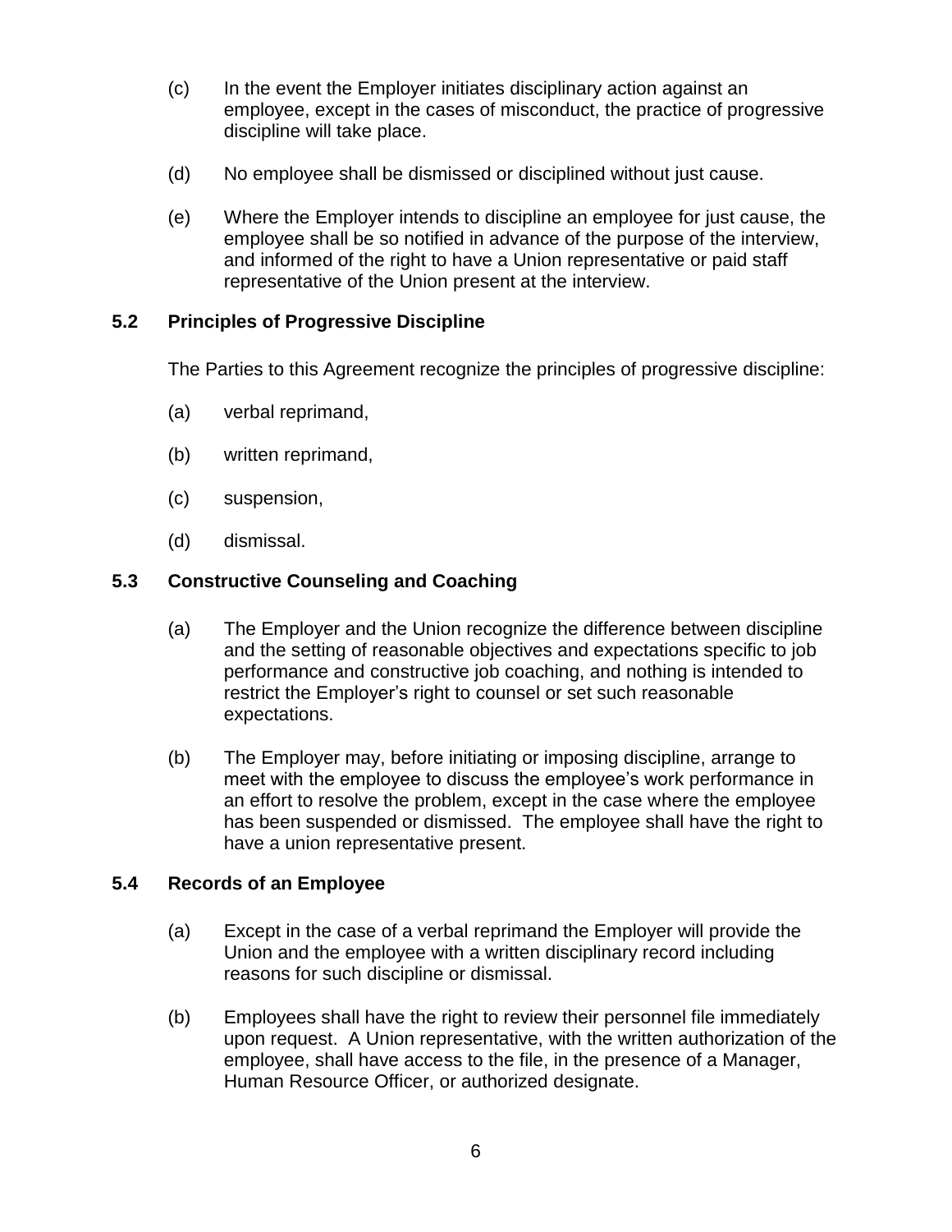(c) In the event the Employer initiates disciplinary action against an employee, except in the cases of misconduct, the practice of progressive discipline will take place.

(d) No employee shall be dismissed or disciplined without just cause.

(e) Where the Employer intends to discipline an employee for just cause, the employee shall be so notified in advance of the purpose of the interview, and informed of the right to have a Union representative or paid staff representative of the Union present at the interview.

### 5.2 Principles of Progressive Discipline

The Parties to this Agreement recognize the principles of progressive discipline:

(a) verbal reprimand,

(b) written reprimand,

(c) suspension,

(d) dismissal.

### 5.3 Constructive Counseling and Coaching

(a) The Employer and the Union recognize the difference between discipline and the setting of reasonable objectives and expectations specific to job performance and constructive job coaching, and nothing is intended to restrict the Employer's right to counsel or set such reasonable expectations.

(b) The Employer may, before initiating or imposing discipline, arrange to meet with the employee to discuss the employee's work performance in an effort to resolve the problem, except in the case where the employee has been suspended or dismissed. The employee shall have the right to have a union representative present.

### 5.4 Records of an Employee

(a) Except in the case of a verbal reprimand the Employer will provide the Union and the employee with a written disciplinary record including reasons for such discipline or dismissal.

(b) Employees shall have the right to review their personnel file immediately upon request. A Union representative, with the written authorization of the employee, shall have access to the file, in the presence of a Manager, Human Resource Officer, or authorized designate.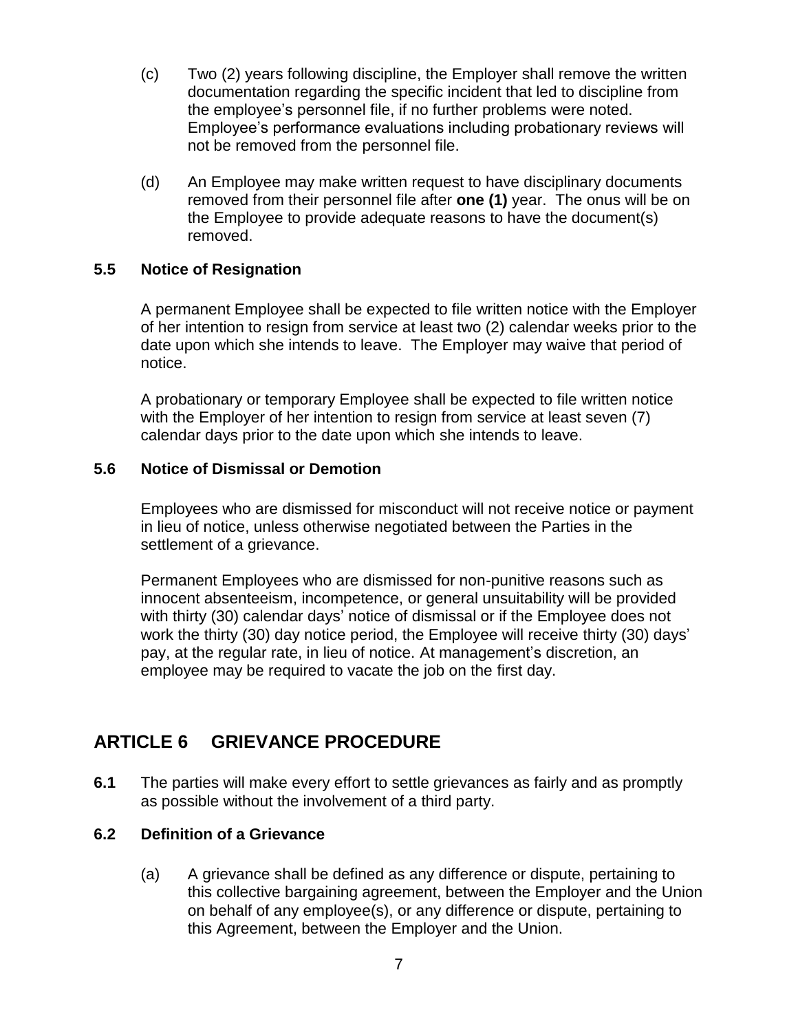(c) Two (2) years following discipline, the Employer shall remove the written documentation regarding the specific incident that led to discipline from the employee's personnel file, if no further problems were noted. Employee's performance evaluations including probationary reviews will not be removed from the personnel file.

(d) An Employee may make written request to have disciplinary documents removed from their personnel file after **one (1)** year. The onus will be on the Employee to provide adequate reasons to have the document(s) removed.

### 5.5 Notice of Resignation

A permanent Employee shall be expected to file written notice with the Employer of her intention to resign from service at least two (2) calendar weeks prior to the date upon which she intends to leave. The Employer may waive that period of notice.

A probationary or temporary Employee shall be expected to file written notice with the Employer of her intention to resign from service at least seven (7) calendar days prior to the date upon which she intends to leave.

### 5.6 Notice of Dismissal or Demotion

Employees who are dismissed for misconduct will not receive notice or payment in lieu of notice, unless otherwise negotiated between the Parties in the settlement of a grievance.

Permanent Employees who are dismissed for non-punitive reasons such as innocent absenteeism, incompetence, or general unsuitability will be provided with thirty (30) calendar days' notice of dismissal or if the Employee does not work the thirty (30) day notice period, the Employee will receive thirty (30) days' pay, at the regular rate, in lieu of notice. At management's discretion, an employee may be required to vacate the job on the first day.

## ARTICLE 6 GRIEVANCE PROCEDURE

**6.1** The parties will make every effort to settle grievances as fairly and as promptly as possible without the involvement of a third party.

### 6.2 Definition of a Grievance

(a) A grievance shall be defined as any difference or dispute, pertaining to this collective bargaining agreement, between the Employer and the Union on behalf of any employee(s), or any difference or dispute, pertaining to this Agreement, between the Employer and the Union.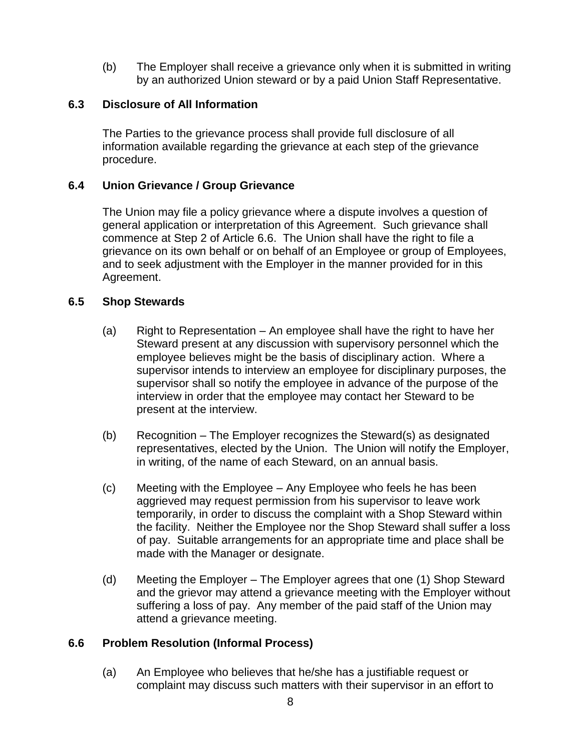(b) The Employer shall receive a grievance only when it is submitted in writing by an authorized Union steward or by a paid Union Staff Representative.

### 6.3 Disclosure of All Information

The Parties to the grievance process shall provide full disclosure of all information available regarding the grievance at each step of the grievance procedure.

### 6.4 Union Grievance / Group Grievance

The Union may file a policy grievance where a dispute involves a question of general application or interpretation of this Agreement. Such grievance shall commence at Step 2 of Article 6.6. The Union shall have the right to file a grievance on its own behalf or on behalf of an Employee or group of Employees, and to seek adjustment with the Employer in the manner provided for in this Agreement.

### 6.5 Shop Stewards

(a) Right to Representation – An employee shall have the right to have her Steward present at any discussion with supervisory personnel which the employee believes might be the basis of disciplinary action. Where a supervisor intends to interview an employee for disciplinary purposes, the supervisor shall so notify the employee in advance of the purpose of the interview in order that the employee may contact her Steward to be present at the interview.

(b) Recognition – The Employer recognizes the Steward(s) as designated representatives, elected by the Union. The Union will notify the Employer, in writing, of the name of each Steward, on an annual basis.

(c) Meeting with the Employee – Any Employee who feels he has been aggrieved may request permission from his supervisor to leave work temporarily, in order to discuss the complaint with a Shop Steward within the facility. Neither the Employee nor the Shop Steward shall suffer a loss of pay. Suitable arrangements for an appropriate time and place shall be made with the Manager or designate.

(d) Meeting the Employer – The Employer agrees that one (1) Shop Steward and the grievor may attend a grievance meeting with the Employer without suffering a loss of pay. Any member of the paid staff of the Union may attend a grievance meeting.

### 6.6 Problem Resolution (Informal Process)

(a) An Employee who believes that he/she has a justifiable request or complaint may discuss such matters with their supervisor in an effort to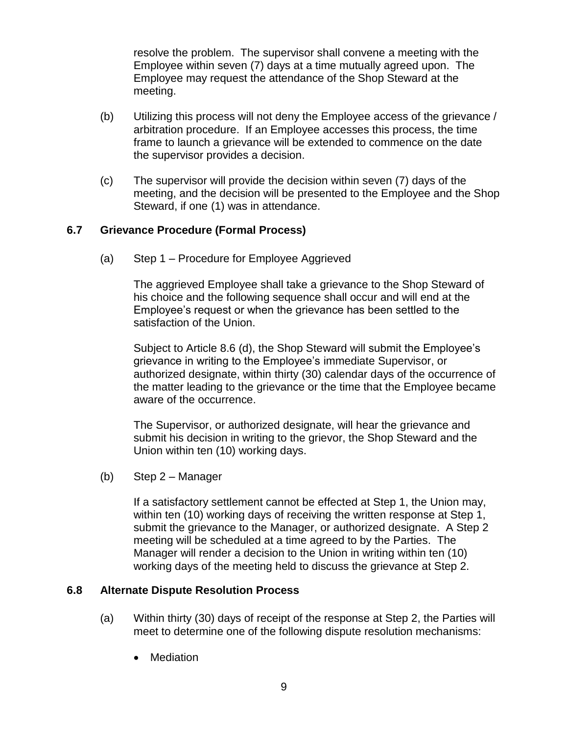resolve the problem. The supervisor shall convene a meeting with the Employee within seven (7) days at a time mutually agreed upon. The Employee may request the attendance of the Shop Steward at the meeting.

(b) Utilizing this process will not deny the Employee access of the grievance / arbitration procedure. If an Employee accesses this process, the time frame to launch a grievance will be extended to commence on the date the supervisor provides a decision.

(c) The supervisor will provide the decision within seven (7) days of the meeting, and the decision will be presented to the Employee and the Shop Steward, if one (1) was in attendance.

### 6.7 Grievance Procedure (Formal Process)

(a) Step 1 – Procedure for Employee Aggrieved

The aggrieved Employee shall take a grievance to the Shop Steward of his choice and the following sequence shall occur and will end at the Employee's request or when the grievance has been settled to the satisfaction of the Union.

Subject to Article 8.6 (d), the Shop Steward will submit the Employee's grievance in writing to the Employee's immediate Supervisor, or authorized designate, within thirty (30) calendar days of the occurrence of the matter leading to the grievance or the time that the Employee became aware of the occurrence.

The Supervisor, or authorized designate, will hear the grievance and submit his decision in writing to the grievor, the Shop Steward and the Union within ten (10) working days.

(b) Step 2 – Manager

If a satisfactory settlement cannot be effected at Step 1, the Union may, within ten (10) working days of receiving the written response at Step 1, submit the grievance to the Manager, or authorized designate. A Step 2 meeting will be scheduled at a time agreed to by the Parties. The Manager will render a decision to the Union in writing within ten (10) working days of the meeting held to discuss the grievance at Step 2.

### 6.8 Alternate Dispute Resolution Process

(a) Within thirty (30) days of receipt of the response at Step 2, the Parties will meet to determine one of the following dispute resolution mechanisms:

- Mediation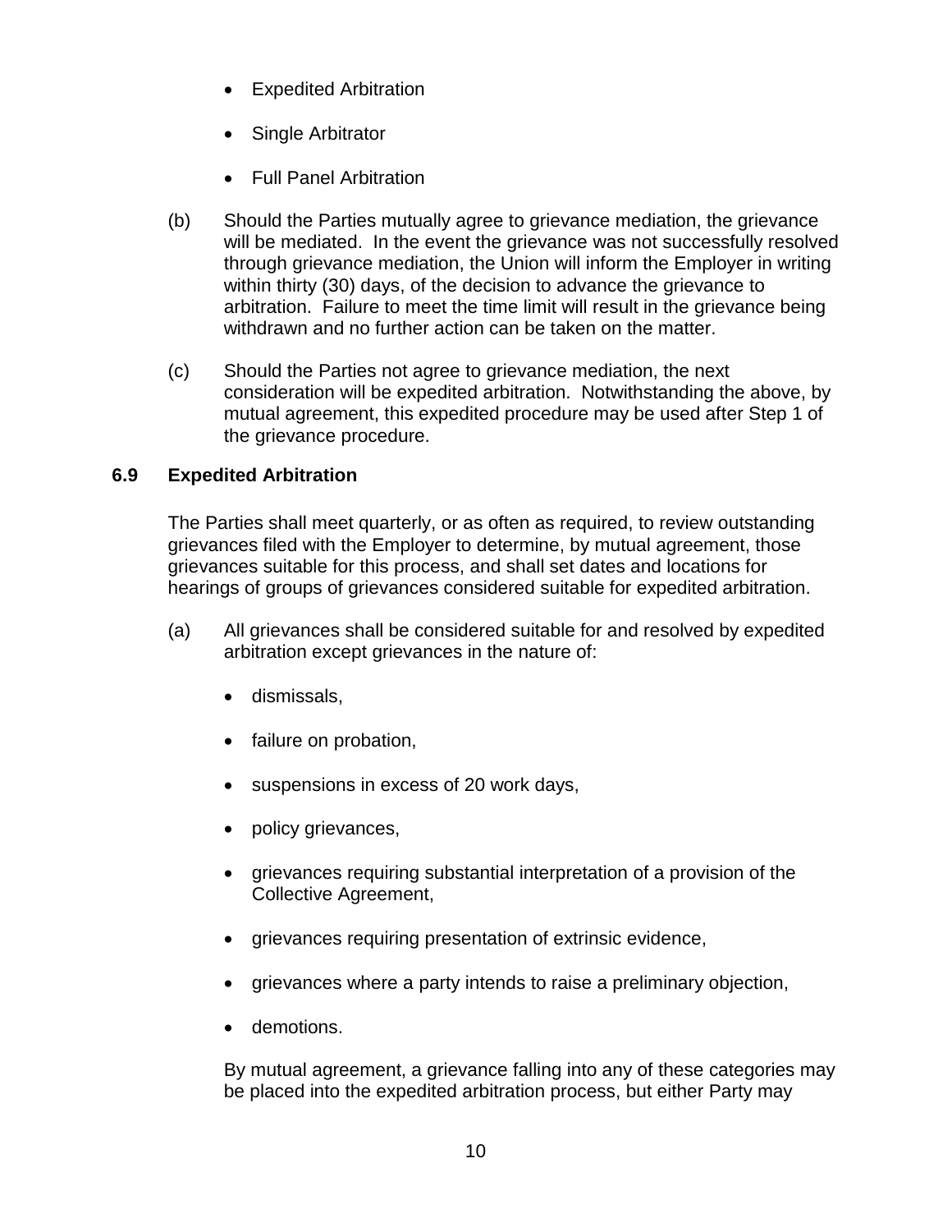- Expedited Arbitration
- Single Arbitrator
- Full Panel Arbitration

(b) Should the Parties mutually agree to grievance mediation, the grievance will be mediated. In the event the grievance was not successfully resolved through grievance mediation, the Union will inform the Employer in writing within thirty (30) days, of the decision to advance the grievance to arbitration. Failure to meet the time limit will result in the grievance being withdrawn and no further action can be taken on the matter.

(c) Should the Parties not agree to grievance mediation, the next consideration will be expedited arbitration. Notwithstanding the above, by mutual agreement, this expedited procedure may be used after Step 1 of the grievance procedure.

### 6.9 Expedited Arbitration

The Parties shall meet quarterly, or as often as required, to review outstanding grievances filed with the Employer to determine, by mutual agreement, those grievances suitable for this process, and shall set dates and locations for hearings of groups of grievances considered suitable for expedited arbitration.

(a) All grievances shall be considered suitable for and resolved by expedited arbitration except grievances in the nature of:

- dismissals,
- failure on probation,
- suspensions in excess of 20 work days,
- policy grievances,
- grievances requiring substantial interpretation of a provision of the Collective Agreement,
- grievances requiring presentation of extrinsic evidence,
- grievances where a party intends to raise a preliminary objection,
- demotions.

By mutual agreement, a grievance falling into any of these categories may be placed into the expedited arbitration process, but either Party may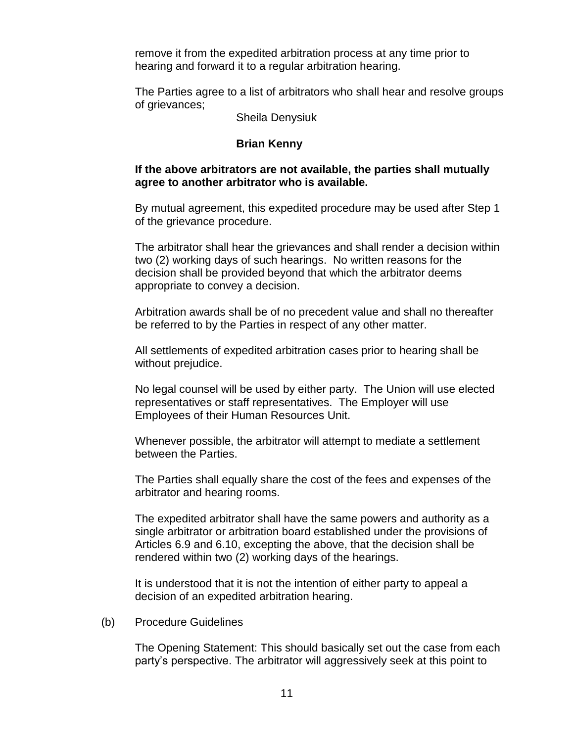remove it from the expedited arbitration process at any time prior to hearing and forward it to a regular arbitration hearing.

The Parties agree to a list of arbitrators who shall hear and resolve groups of grievances;

Sheila Denysiuk

**Brian Kenny**

**If the above arbitrators are not available, the parties shall mutually agree to another arbitrator who is available.**

By mutual agreement, this expedited procedure may be used after Step 1 of the grievance procedure.

The arbitrator shall hear the grievances and shall render a decision within two (2) working days of such hearings. No written reasons for the decision shall be provided beyond that which the arbitrator deems appropriate to convey a decision.

Arbitration awards shall be of no precedent value and shall no thereafter be referred to by the Parties in respect of any other matter.

All settlements of expedited arbitration cases prior to hearing shall be without prejudice.

No legal counsel will be used by either party. The Union will use elected representatives or staff representatives. The Employer will use Employees of their Human Resources Unit.

Whenever possible, the arbitrator will attempt to mediate a settlement between the Parties.

The Parties shall equally share the cost of the fees and expenses of the arbitrator and hearing rooms.

The expedited arbitrator shall have the same powers and authority as a single arbitrator or arbitration board established under the provisions of Articles 6.9 and 6.10, excepting the above, that the decision shall be rendered within two (2) working days of the hearings.

It is understood that it is not the intention of either party to appeal a decision of an expedited arbitration hearing.

(b) Procedure Guidelines

The Opening Statement: This should basically set out the case from each party's perspective. The arbitrator will aggressively seek at this point to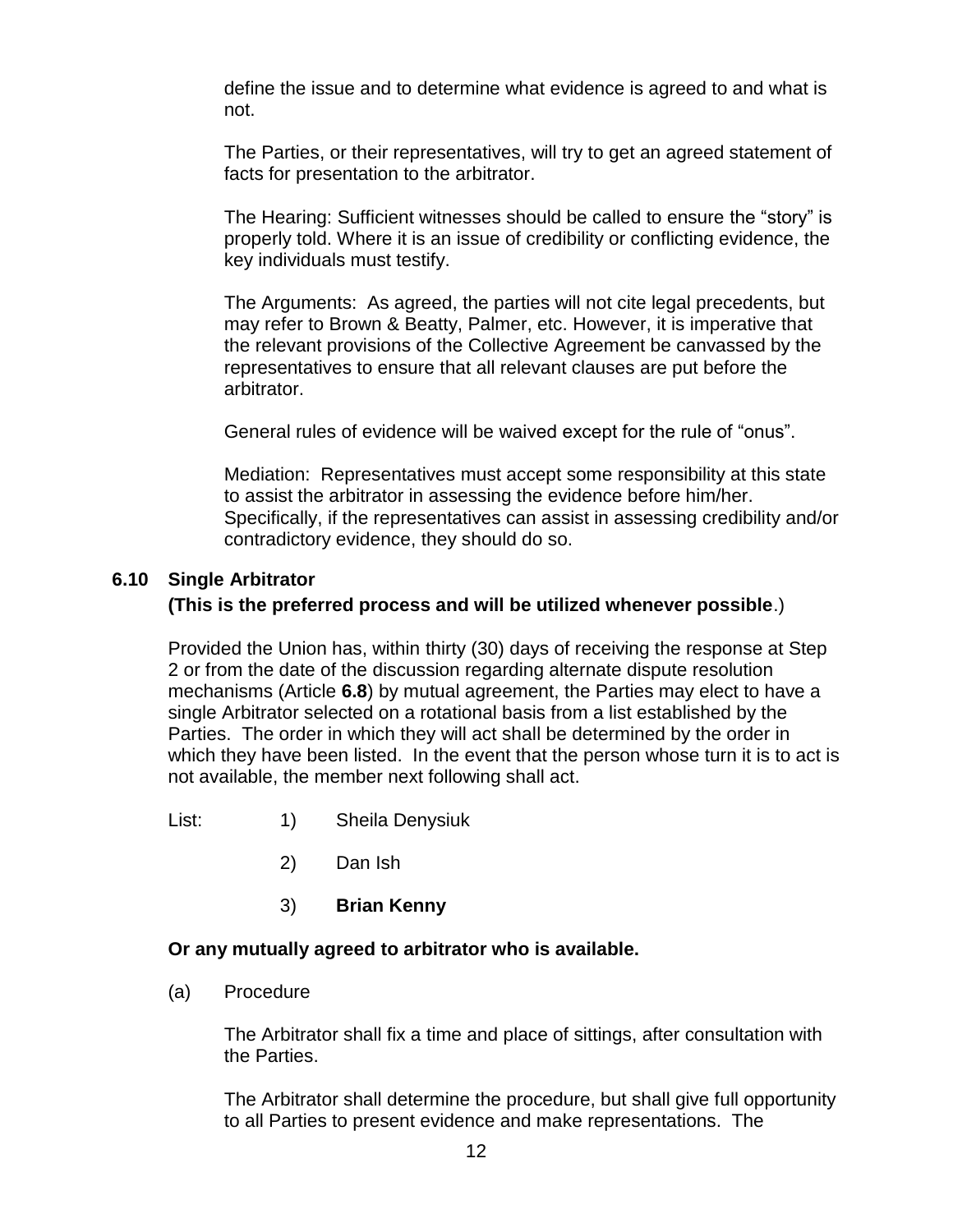define the issue and to determine what evidence is agreed to and what is not.

The Parties, or their representatives, will try to get an agreed statement of facts for presentation to the arbitrator.

The Hearing: Sufficient witnesses should be called to ensure the "story" is properly told. Where it is an issue of credibility or conflicting evidence, the key individuals must testify.

The Arguments: As agreed, the parties will not cite legal precedents, but may refer to Brown & Beatty, Palmer, etc. However, it is imperative that the relevant provisions of the Collective Agreement be canvassed by the representatives to ensure that all relevant clauses are put before the arbitrator.

General rules of evidence will be waived except for the rule of "onus".

Mediation: Representatives must accept some responsibility at this state to assist the arbitrator in assessing the evidence before him/her. Specifically, if the representatives can assist in assessing credibility and/or contradictory evidence, they should do so.

### 6.10 Single Arbitrator

**(This is the preferred process and will be utilized whenever possible**.)

Provided the Union has, within thirty (30) days of receiving the response at Step 2 or from the date of the discussion regarding alternate dispute resolution mechanisms (Article **6.8**) by mutual agreement, the Parties may elect to have a single Arbitrator selected on a rotational basis from a list established by the Parties. The order in which they will act shall be determined by the order in which they have been listed. In the event that the person whose turn it is to act is not available, the member next following shall act.

List:

1) Sheila Denysiuk

2) Dan Ish

3) **Brian Kenny**

**Or any mutually agreed to arbitrator who is available.**

(a) Procedure

The Arbitrator shall fix a time and place of sittings, after consultation with the Parties.

The Arbitrator shall determine the procedure, but shall give full opportunity to all Parties to present evidence and make representations. The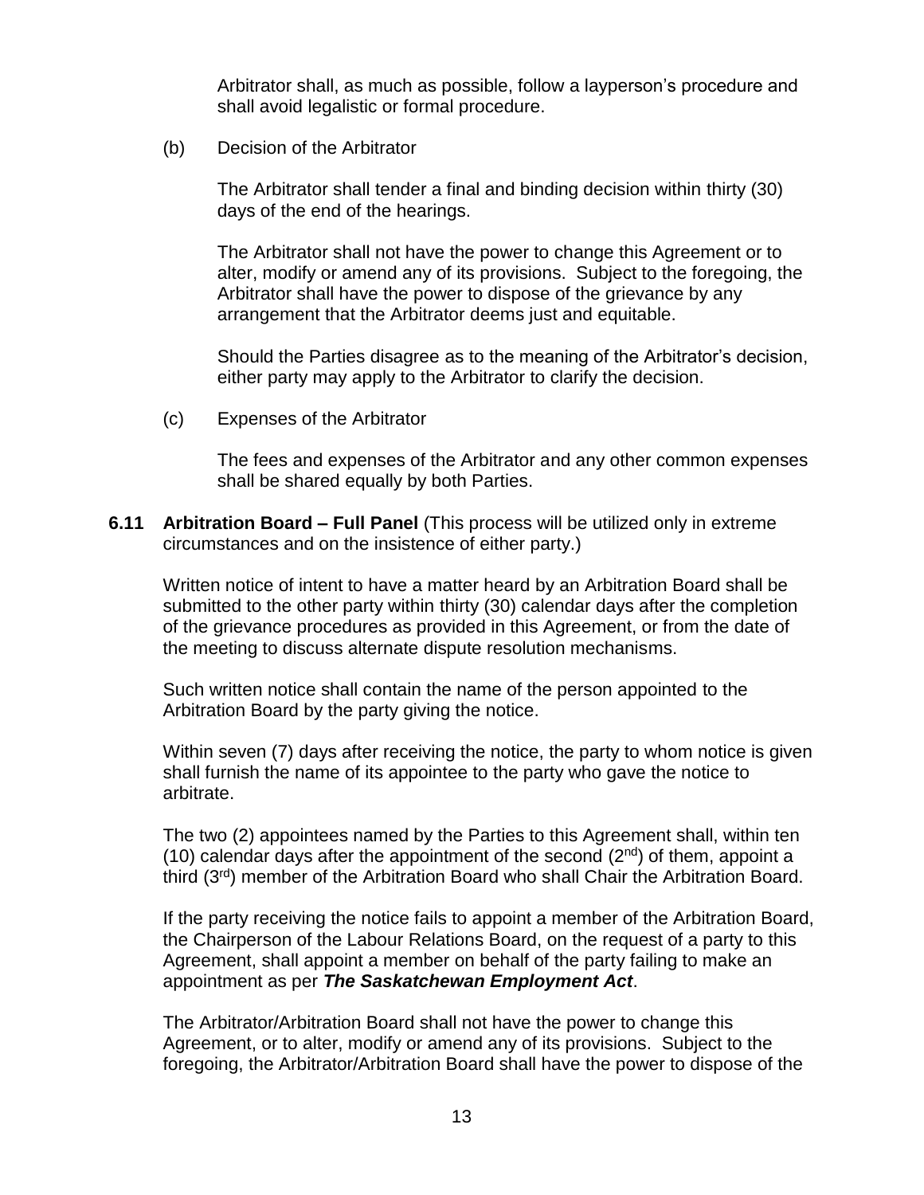Arbitrator shall, as much as possible, follow a layperson's procedure and shall avoid legalistic or formal procedure.

(b) Decision of the Arbitrator

The Arbitrator shall tender a final and binding decision within thirty (30) days of the end of the hearings.

The Arbitrator shall not have the power to change this Agreement or to alter, modify or amend any of its provisions. Subject to the foregoing, the Arbitrator shall have the power to dispose of the grievance by any arrangement that the Arbitrator deems just and equitable.

Should the Parties disagree as to the meaning of the Arbitrator's decision, either party may apply to the Arbitrator to clarify the decision.

(c) Expenses of the Arbitrator

The fees and expenses of the Arbitrator and any other common expenses shall be shared equally by both Parties.

**6.11 Arbitration Board – Full Panel** (This process will be utilized only in extreme circumstances and on the insistence of either party.)

Written notice of intent to have a matter heard by an Arbitration Board shall be submitted to the other party within thirty (30) calendar days after the completion of the grievance procedures as provided in this Agreement, or from the date of the meeting to discuss alternate dispute resolution mechanisms.

Such written notice shall contain the name of the person appointed to the Arbitration Board by the party giving the notice.

Within seven (7) days after receiving the notice, the party to whom notice is given shall furnish the name of its appointee to the party who gave the notice to arbitrate.

The two (2) appointees named by the Parties to this Agreement shall, within ten (10) calendar days after the appointment of the second (2nd) of them, appoint a third (3rd) member of the Arbitration Board who shall Chair the Arbitration Board.

If the party receiving the notice fails to appoint a member of the Arbitration Board, the Chairperson of the Labour Relations Board, on the request of a party to this Agreement, shall appoint a member on behalf of the party failing to make an appointment as per ***The Saskatchewan Employment Act***.

The Arbitrator/Arbitration Board shall not have the power to change this Agreement, or to alter, modify or amend any of its provisions. Subject to the foregoing, the Arbitrator/Arbitration Board shall have the power to dispose of the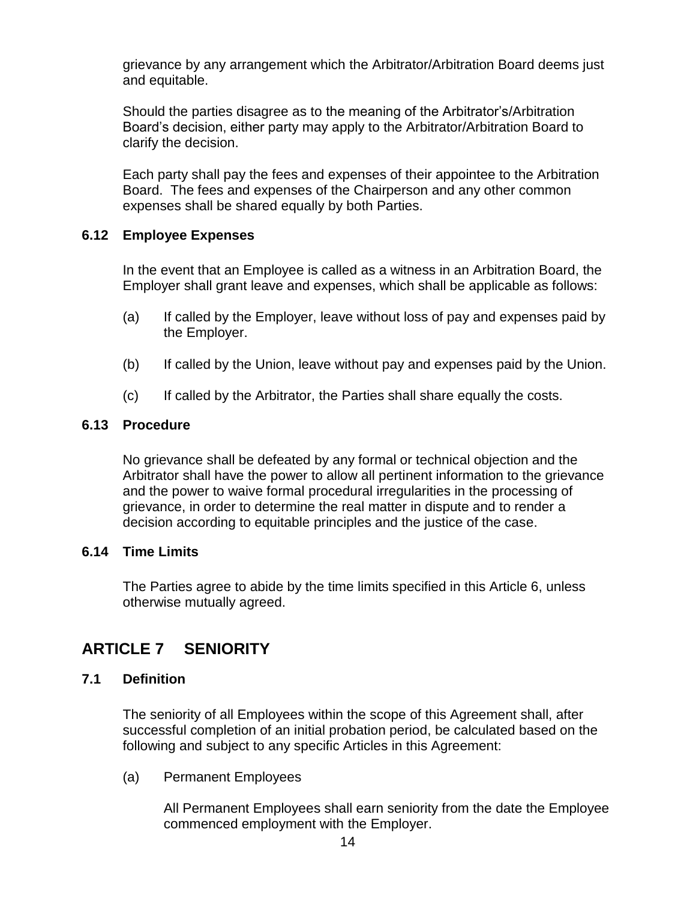grievance by any arrangement which the Arbitrator/Arbitration Board deems just and equitable.

Should the parties disagree as to the meaning of the Arbitrator's/Arbitration Board's decision, either party may apply to the Arbitrator/Arbitration Board to clarify the decision.

Each party shall pay the fees and expenses of their appointee to the Arbitration Board. The fees and expenses of the Chairperson and any other common expenses shall be shared equally by both Parties.

### 6.12 Employee Expenses

In the event that an Employee is called as a witness in an Arbitration Board, the Employer shall grant leave and expenses, which shall be applicable as follows:

(a) If called by the Employer, leave without loss of pay and expenses paid by the Employer.

(b) If called by the Union, leave without pay and expenses paid by the Union.

(c) If called by the Arbitrator, the Parties shall share equally the costs.

### 6.13 Procedure

No grievance shall be defeated by any formal or technical objection and the Arbitrator shall have the power to allow all pertinent information to the grievance and the power to waive formal procedural irregularities in the processing of grievance, in order to determine the real matter in dispute and to render a decision according to equitable principles and the justice of the case.

### 6.14 Time Limits

The Parties agree to abide by the time limits specified in this Article 6, unless otherwise mutually agreed.

## ARTICLE 7 SENIORITY

### 7.1 Definition

The seniority of all Employees within the scope of this Agreement shall, after successful completion of an initial probation period, be calculated based on the following and subject to any specific Articles in this Agreement:

(a) Permanent Employees

All Permanent Employees shall earn seniority from the date the Employee commenced employment with the Employer.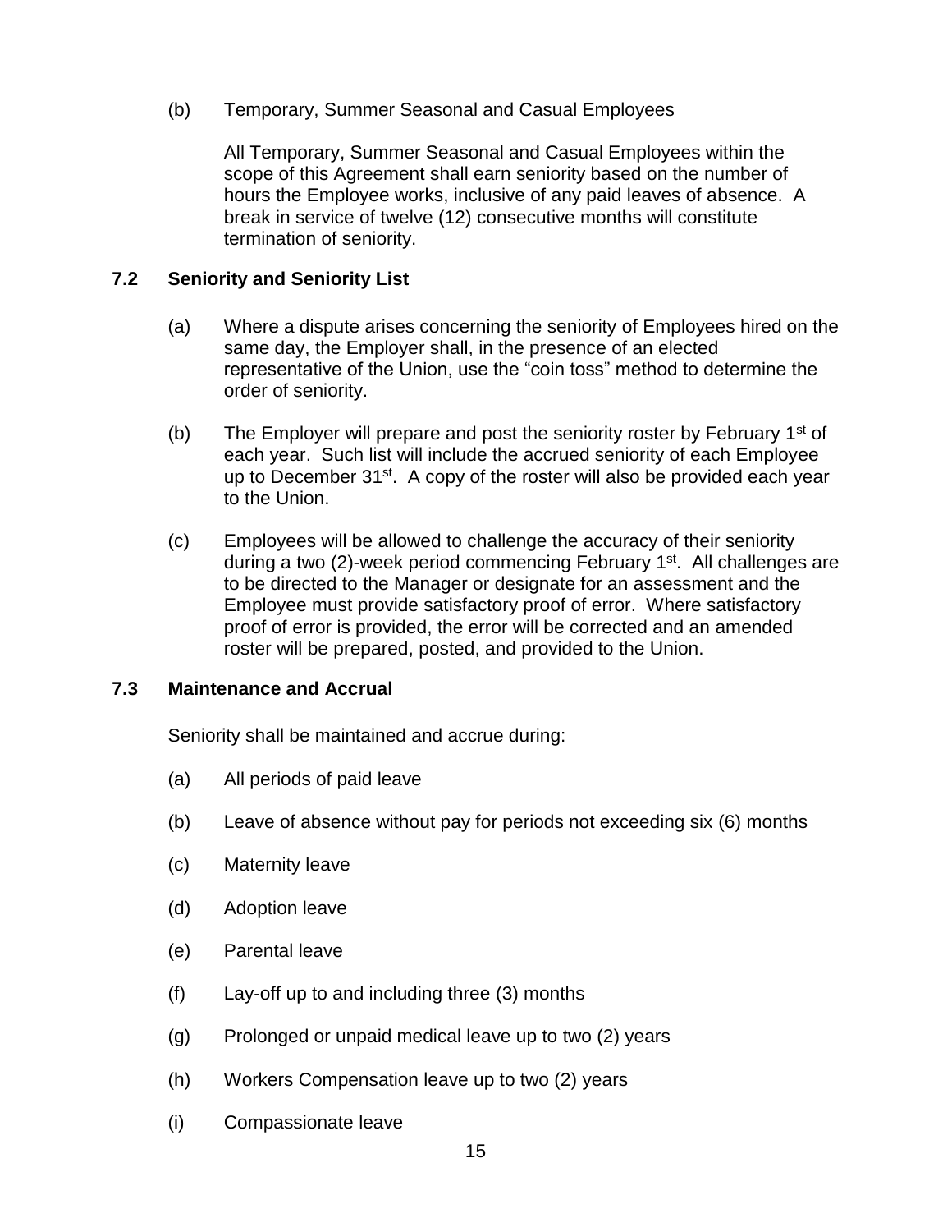(b) Temporary, Summer Seasonal and Casual Employees

All Temporary, Summer Seasonal and Casual Employees within the scope of this Agreement shall earn seniority based on the number of hours the Employee works, inclusive of any paid leaves of absence. A break in service of twelve (12) consecutive months will constitute termination of seniority.

### 7.2 Seniority and Seniority List

(a) Where a dispute arises concerning the seniority of Employees hired on the same day, the Employer shall, in the presence of an elected representative of the Union, use the "coin toss" method to determine the order of seniority.

(b) The Employer will prepare and post the seniority roster by February 1st of each year. Such list will include the accrued seniority of each Employee up to December 31st. A copy of the roster will also be provided each year to the Union.

(c) Employees will be allowed to challenge the accuracy of their seniority during a two (2)-week period commencing February 1st. All challenges are to be directed to the Manager or designate for an assessment and the Employee must provide satisfactory proof of error. Where satisfactory proof of error is provided, the error will be corrected and an amended roster will be prepared, posted, and provided to the Union.

### 7.3 Maintenance and Accrual

Seniority shall be maintained and accrue during:

(a) All periods of paid leave

(b) Leave of absence without pay for periods not exceeding six (6) months

(c) Maternity leave

(d) Adoption leave

(e) Parental leave

(f) Lay-off up to and including three (3) months

(g) Prolonged or unpaid medical leave up to two (2) years

(h) Workers Compensation leave up to two (2) years

(i) Compassionate leave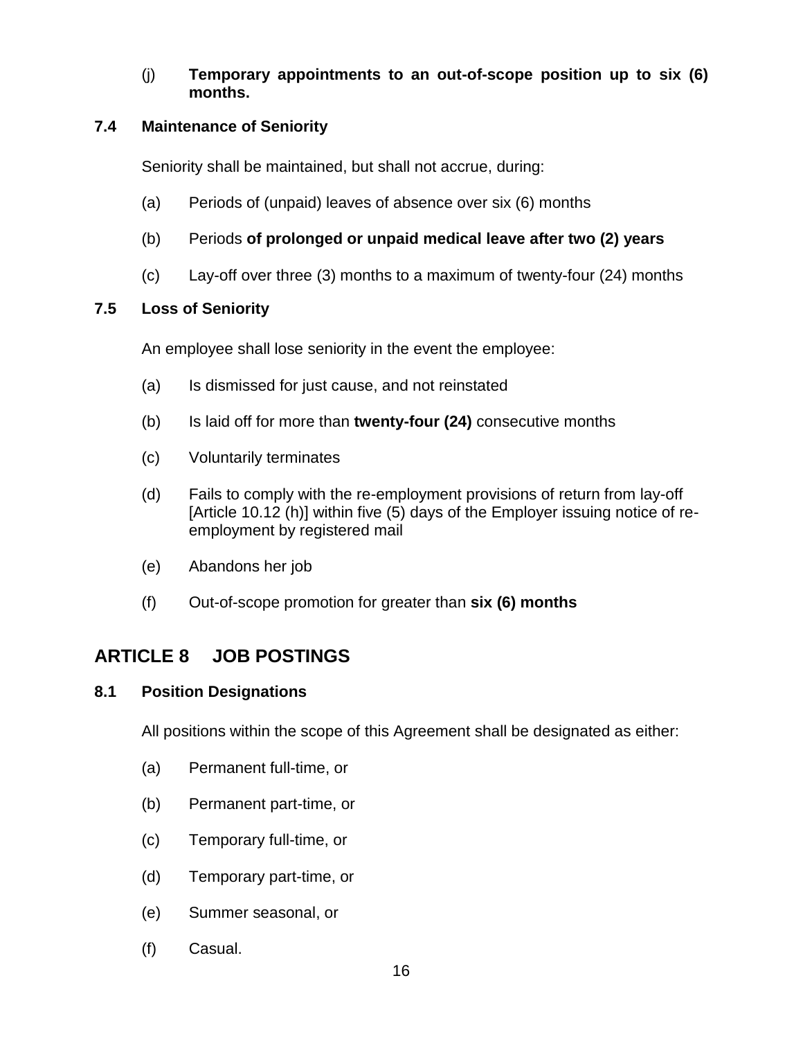(j) **Temporary appointments to an out-of-scope position up to six (6) months.**

### 7.4 Maintenance of Seniority

Seniority shall be maintained, but shall not accrue, during:

(a) Periods of (unpaid) leaves of absence over six (6) months

(b) Periods **of prolonged or unpaid medical leave after two (2) years**

(c) Lay-off over three (3) months to a maximum of twenty-four (24) months

### 7.5 Loss of Seniority

An employee shall lose seniority in the event the employee:

(a) Is dismissed for just cause, and not reinstated

(b) Is laid off for more than **twenty-four (24)** consecutive months

(c) Voluntarily terminates

(d) Fails to comply with the re-employment provisions of return from lay-off [Article 10.12 (h)] within five (5) days of the Employer issuing notice of re-employment by registered mail

(e) Abandons her job

(f) Out-of-scope promotion for greater than **six (6) months**

## ARTICLE 8 JOB POSTINGS

### 8.1 Position Designations

All positions within the scope of this Agreement shall be designated as either:

(a) Permanent full-time, or

(b) Permanent part-time, or

(c) Temporary full-time, or

(d) Temporary part-time, or

(e) Summer seasonal, or

(f) Casual.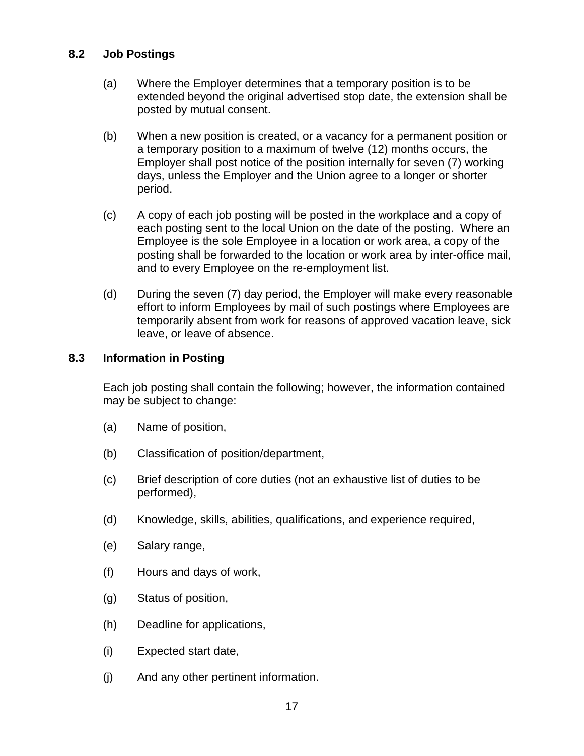### 8.2 Job Postings

(a) Where the Employer determines that a temporary position is to be extended beyond the original advertised stop date, the extension shall be posted by mutual consent.

(b) When a new position is created, or a vacancy for a permanent position or a temporary position to a maximum of twelve (12) months occurs, the Employer shall post notice of the position internally for seven (7) working days, unless the Employer and the Union agree to a longer or shorter period.

(c) A copy of each job posting will be posted in the workplace and a copy of each posting sent to the local Union on the date of the posting. Where an Employee is the sole Employee in a location or work area, a copy of the posting shall be forwarded to the location or work area by inter-office mail, and to every Employee on the re-employment list.

(d) During the seven (7) day period, the Employer will make every reasonable effort to inform Employees by mail of such postings where Employees are temporarily absent from work for reasons of approved vacation leave, sick leave, or leave of absence.

### 8.3 Information in Posting

Each job posting shall contain the following; however, the information contained may be subject to change:

(a) Name of position,

(b) Classification of position/department,

(c) Brief description of core duties (not an exhaustive list of duties to be performed),

(d) Knowledge, skills, abilities, qualifications, and experience required,

(e) Salary range,

(f) Hours and days of work,

(g) Status of position,

(h) Deadline for applications,

(i) Expected start date,

(j) And any other pertinent information.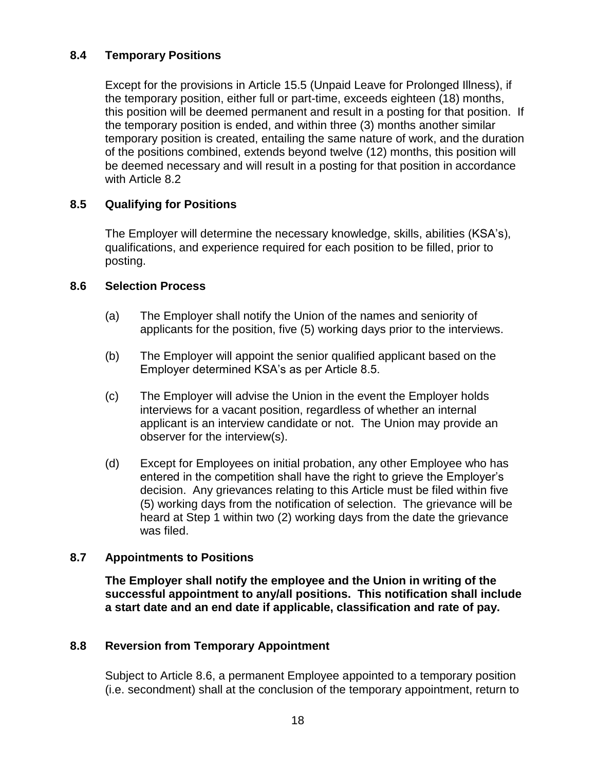### 8.4 Temporary Positions

Except for the provisions in Article 15.5 (Unpaid Leave for Prolonged Illness), if the temporary position, either full or part-time, exceeds eighteen (18) months, this position will be deemed permanent and result in a posting for that position. If the temporary position is ended, and within three (3) months another similar temporary position is created, entailing the same nature of work, and the duration of the positions combined, extends beyond twelve (12) months, this position will be deemed necessary and will result in a posting for that position in accordance with Article 8.2

### 8.5 Qualifying for Positions

The Employer will determine the necessary knowledge, skills, abilities (KSA's), qualifications, and experience required for each position to be filled, prior to posting.

### 8.6 Selection Process

(a) The Employer shall notify the Union of the names and seniority of applicants for the position, five (5) working days prior to the interviews.

(b) The Employer will appoint the senior qualified applicant based on the Employer determined KSA's as per Article 8.5.

(c) The Employer will advise the Union in the event the Employer holds interviews for a vacant position, regardless of whether an internal applicant is an interview candidate or not. The Union may provide an observer for the interview(s).

(d) Except for Employees on initial probation, any other Employee who has entered in the competition shall have the right to grieve the Employer's decision. Any grievances relating to this Article must be filed within five (5) working days from the notification of selection. The grievance will be heard at Step 1 within two (2) working days from the date the grievance was filed.

### 8.7 Appointments to Positions

**The Employer shall notify the employee and the Union in writing of the successful appointment to any/all positions. This notification shall include a start date and an end date if applicable, classification and rate of pay.**

### 8.8 Reversion from Temporary Appointment

Subject to Article 8.6, a permanent Employee appointed to a temporary position (i.e. secondment) shall at the conclusion of the temporary appointment, return to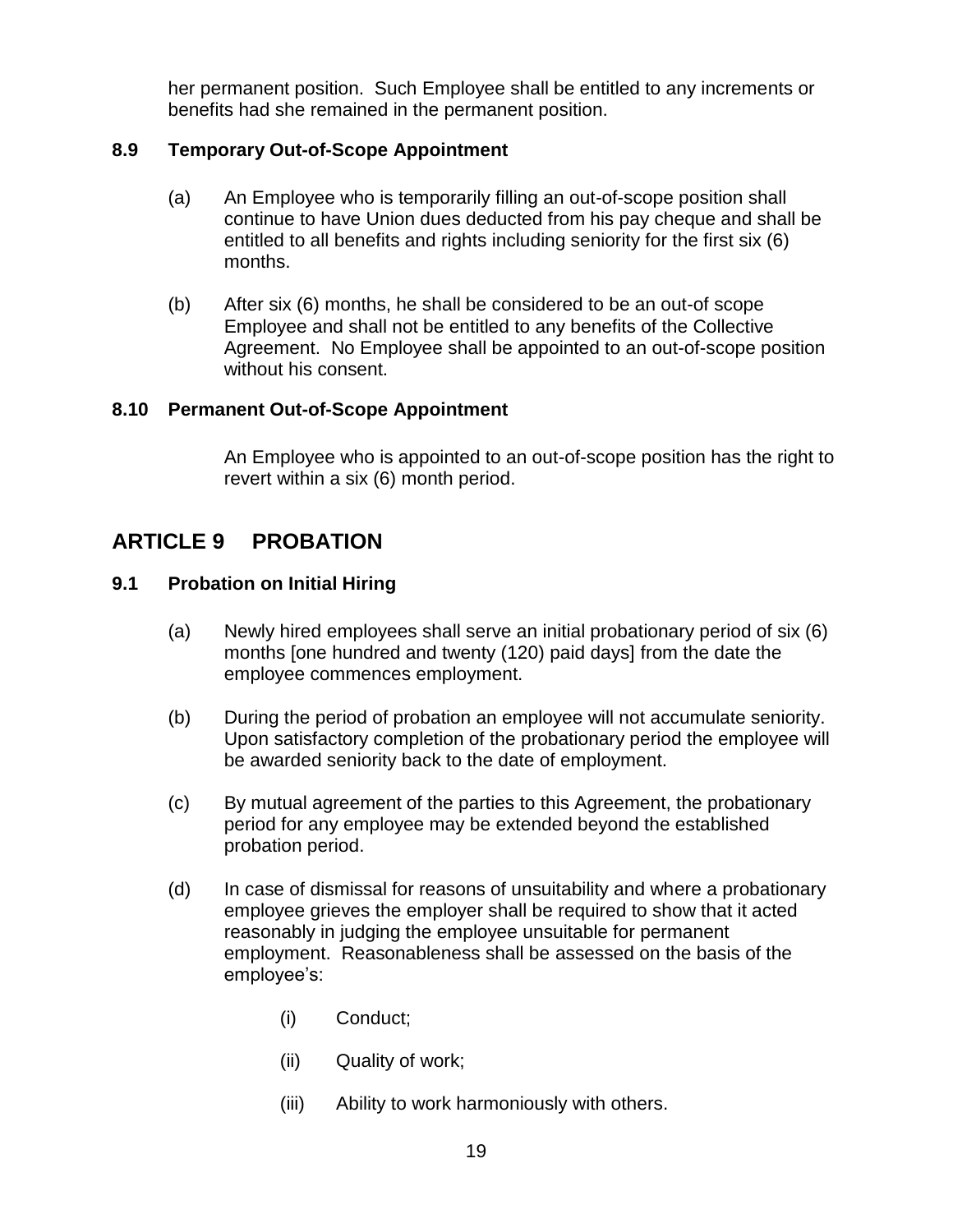her permanent position. Such Employee shall be entitled to any increments or benefits had she remained in the permanent position.

### 8.9 Temporary Out-of-Scope Appointment

(a) An Employee who is temporarily filling an out-of-scope position shall continue to have Union dues deducted from his pay cheque and shall be entitled to all benefits and rights including seniority for the first six (6) months.

(b) After six (6) months, he shall be considered to be an out-of scope Employee and shall not be entitled to any benefits of the Collective Agreement. No Employee shall be appointed to an out-of-scope position without his consent.

### 8.10 Permanent Out-of-Scope Appointment

An Employee who is appointed to an out-of-scope position has the right to revert within a six (6) month period.

## ARTICLE 9 PROBATION

### 9.1 Probation on Initial Hiring

(a) Newly hired employees shall serve an initial probationary period of six (6) months [one hundred and twenty (120) paid days] from the date the employee commences employment.

(b) During the period of probation an employee will not accumulate seniority. Upon satisfactory completion of the probationary period the employee will be awarded seniority back to the date of employment.

(c) By mutual agreement of the parties to this Agreement, the probationary period for any employee may be extended beyond the established probation period.

(d) In case of dismissal for reasons of unsuitability and where a probationary employee grieves the employer shall be required to show that it acted reasonably in judging the employee unsuitable for permanent employment. Reasonableness shall be assessed on the basis of the employee's:

- (i) Conduct;
- (ii) Quality of work;
- (iii) Ability to work harmoniously with others.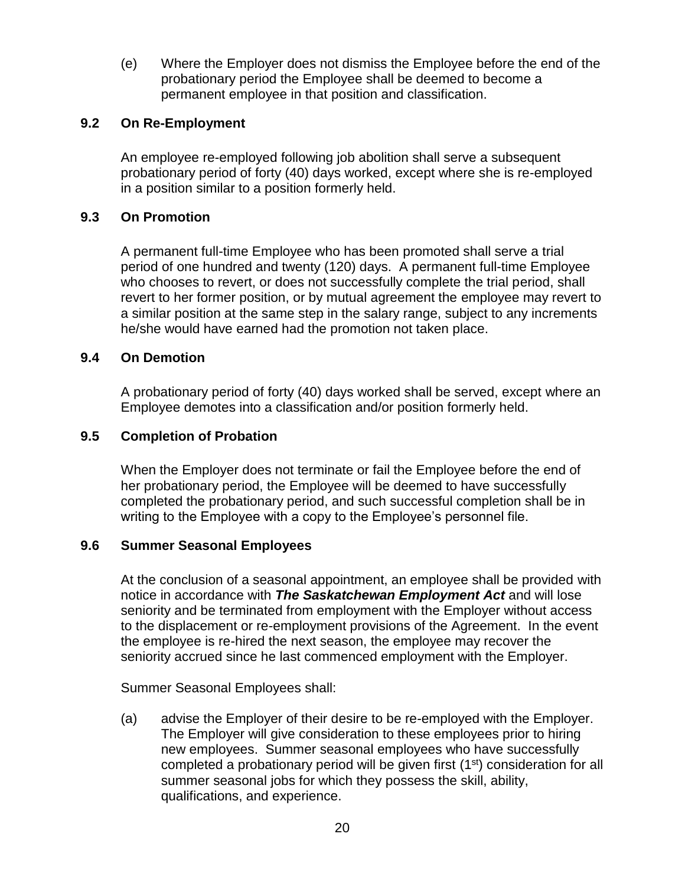(e) Where the Employer does not dismiss the Employee before the end of the probationary period the Employee shall be deemed to become a permanent employee in that position and classification.

### 9.2 On Re-Employment

An employee re-employed following job abolition shall serve a subsequent probationary period of forty (40) days worked, except where she is re-employed in a position similar to a position formerly held.

### 9.3 On Promotion

A permanent full-time Employee who has been promoted shall serve a trial period of one hundred and twenty (120) days. A permanent full-time Employee who chooses to revert, or does not successfully complete the trial period, shall revert to her former position, or by mutual agreement the employee may revert to a similar position at the same step in the salary range, subject to any increments he/she would have earned had the promotion not taken place.

### 9.4 On Demotion

A probationary period of forty (40) days worked shall be served, except where an Employee demotes into a classification and/or position formerly held.

### 9.5 Completion of Probation

When the Employer does not terminate or fail the Employee before the end of her probationary period, the Employee will be deemed to have successfully completed the probationary period, and such successful completion shall be in writing to the Employee with a copy to the Employee's personnel file.

### 9.6 Summer Seasonal Employees

At the conclusion of a seasonal appointment, an employee shall be provided with notice in accordance with ***The Saskatchewan Employment Act*** and will lose seniority and be terminated from employment with the Employer without access to the displacement or re-employment provisions of the Agreement. In the event the employee is re-hired the next season, the employee may recover the seniority accrued since he last commenced employment with the Employer.

Summer Seasonal Employees shall:

(a) advise the Employer of their desire to be re-employed with the Employer. The Employer will give consideration to these employees prior to hiring new employees. Summer seasonal employees who have successfully completed a probationary period will be given first (1st) consideration for all summer seasonal jobs for which they possess the skill, ability, qualifications, and experience.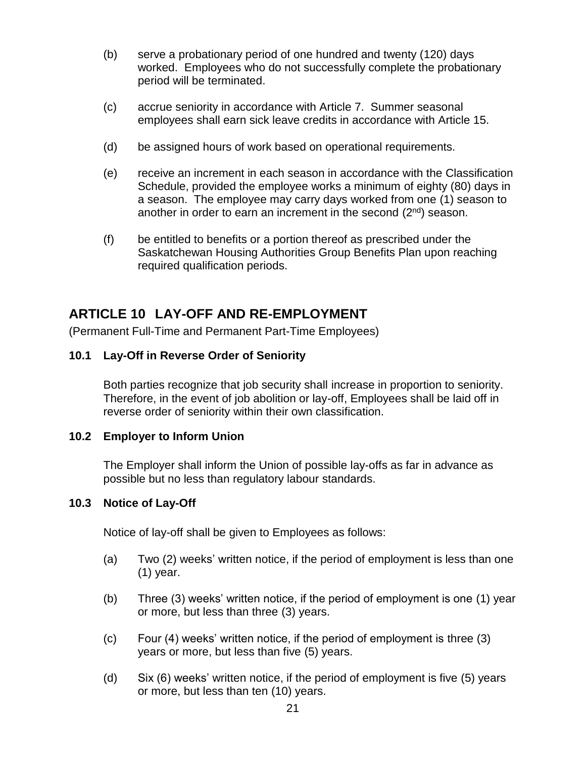(b) serve a probationary period of one hundred and twenty (120) days worked. Employees who do not successfully complete the probationary period will be terminated.

(c) accrue seniority in accordance with Article 7. Summer seasonal employees shall earn sick leave credits in accordance with Article 15.

(d) be assigned hours of work based on operational requirements.

(e) receive an increment in each season in accordance with the Classification Schedule, provided the employee works a minimum of eighty (80) days in a season. The employee may carry days worked from one (1) season to another in order to earn an increment in the second (2nd) season.

(f) be entitled to benefits or a portion thereof as prescribed under the Saskatchewan Housing Authorities Group Benefits Plan upon reaching required qualification periods.

## ARTICLE 10 LAY-OFF AND RE-EMPLOYMENT

(Permanent Full-Time and Permanent Part-Time Employees)

### 10.1 Lay-Off in Reverse Order of Seniority

Both parties recognize that job security shall increase in proportion to seniority. Therefore, in the event of job abolition or lay-off, Employees shall be laid off in reverse order of seniority within their own classification.

### 10.2 Employer to Inform Union

The Employer shall inform the Union of possible lay-offs as far in advance as possible but no less than regulatory labour standards.

### 10.3 Notice of Lay-Off

Notice of lay-off shall be given to Employees as follows:

(a) Two (2) weeks' written notice, if the period of employment is less than one (1) year.

(b) Three (3) weeks' written notice, if the period of employment is one (1) year or more, but less than three (3) years.

(c) Four (4) weeks' written notice, if the period of employment is three (3) years or more, but less than five (5) years.

(d) Six (6) weeks' written notice, if the period of employment is five (5) years or more, but less than ten (10) years.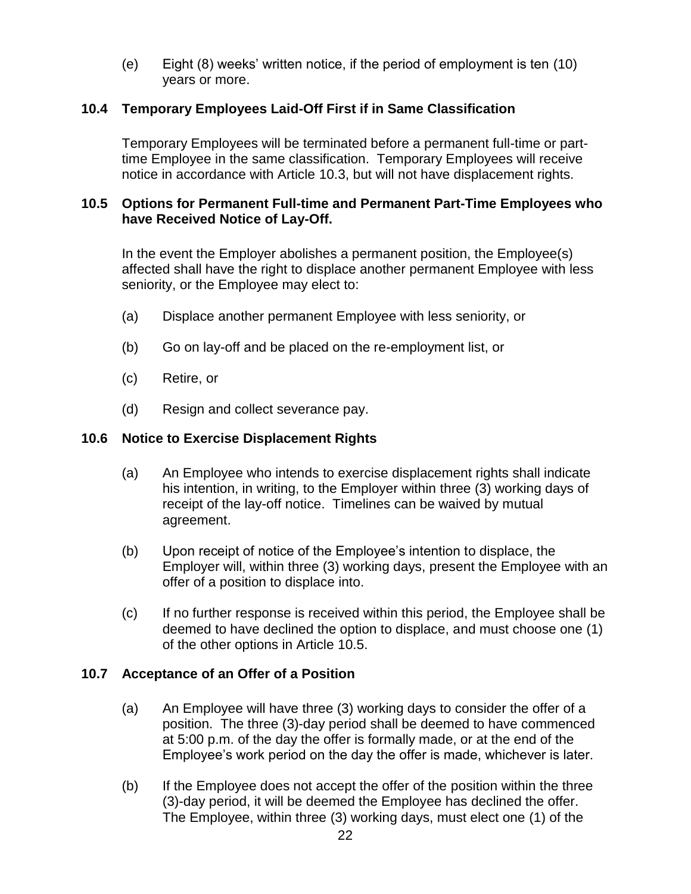(e) Eight (8) weeks' written notice, if the period of employment is ten (10) years or more.

### 10.4 Temporary Employees Laid-Off First if in Same Classification

Temporary Employees will be terminated before a permanent full-time or part-time Employee in the same classification. Temporary Employees will receive notice in accordance with Article 10.3, but will not have displacement rights.

### 10.5 Options for Permanent Full-time and Permanent Part-Time Employees who have Received Notice of Lay-Off.

In the event the Employer abolishes a permanent position, the Employee(s) affected shall have the right to displace another permanent Employee with less seniority, or the Employee may elect to:

(a) Displace another permanent Employee with less seniority, or

(b) Go on lay-off and be placed on the re-employment list, or

(c) Retire, or

(d) Resign and collect severance pay.

### 10.6 Notice to Exercise Displacement Rights

(a) An Employee who intends to exercise displacement rights shall indicate his intention, in writing, to the Employer within three (3) working days of receipt of the lay-off notice. Timelines can be waived by mutual agreement.

(b) Upon receipt of notice of the Employee's intention to displace, the Employer will, within three (3) working days, present the Employee with an offer of a position to displace into.

(c) If no further response is received within this period, the Employee shall be deemed to have declined the option to displace, and must choose one (1) of the other options in Article 10.5.

### 10.7 Acceptance of an Offer of a Position

(a) An Employee will have three (3) working days to consider the offer of a position. The three (3)-day period shall be deemed to have commenced at 5:00 p.m. of the day the offer is formally made, or at the end of the Employee's work period on the day the offer is made, whichever is later.

(b) If the Employee does not accept the offer of the position within the three (3)-day period, it will be deemed the Employee has declined the offer. The Employee, within three (3) working days, must elect one (1) of the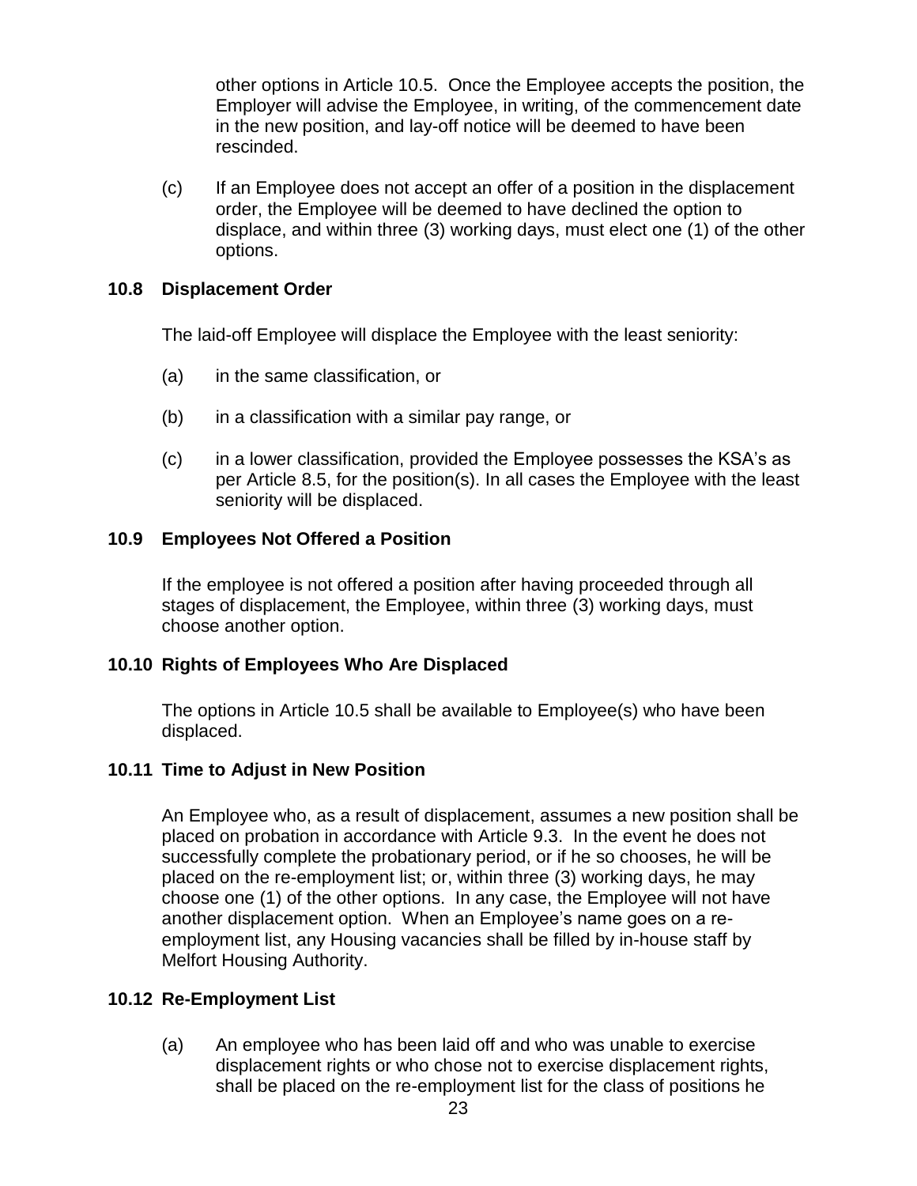other options in Article 10.5. Once the Employee accepts the position, the Employer will advise the Employee, in writing, of the commencement date in the new position, and lay-off notice will be deemed to have been rescinded.

(c) If an Employee does not accept an offer of a position in the displacement order, the Employee will be deemed to have declined the option to displace, and within three (3) working days, must elect one (1) of the other options.

### 10.8 Displacement Order

The laid-off Employee will displace the Employee with the least seniority:

(a) in the same classification, or

(b) in a classification with a similar pay range, or

(c) in a lower classification, provided the Employee possesses the KSA's as per Article 8.5, for the position(s). In all cases the Employee with the least seniority will be displaced.

### 10.9 Employees Not Offered a Position

If the employee is not offered a position after having proceeded through all stages of displacement, the Employee, within three (3) working days, must choose another option.

### 10.10 Rights of Employees Who Are Displaced

The options in Article 10.5 shall be available to Employee(s) who have been displaced.

### 10.11 Time to Adjust in New Position

An Employee who, as a result of displacement, assumes a new position shall be placed on probation in accordance with Article 9.3. In the event he does not successfully complete the probationary period, or if he so chooses, he will be placed on the re-employment list; or, within three (3) working days, he may choose one (1) of the other options. In any case, the Employee will not have another displacement option. When an Employee's name goes on a re-employment list, any Housing vacancies shall be filled by in-house staff by Melfort Housing Authority.

### 10.12 Re-Employment List

(a) An employee who has been laid off and who was unable to exercise displacement rights or who chose not to exercise displacement rights, shall be placed on the re-employment list for the class of positions he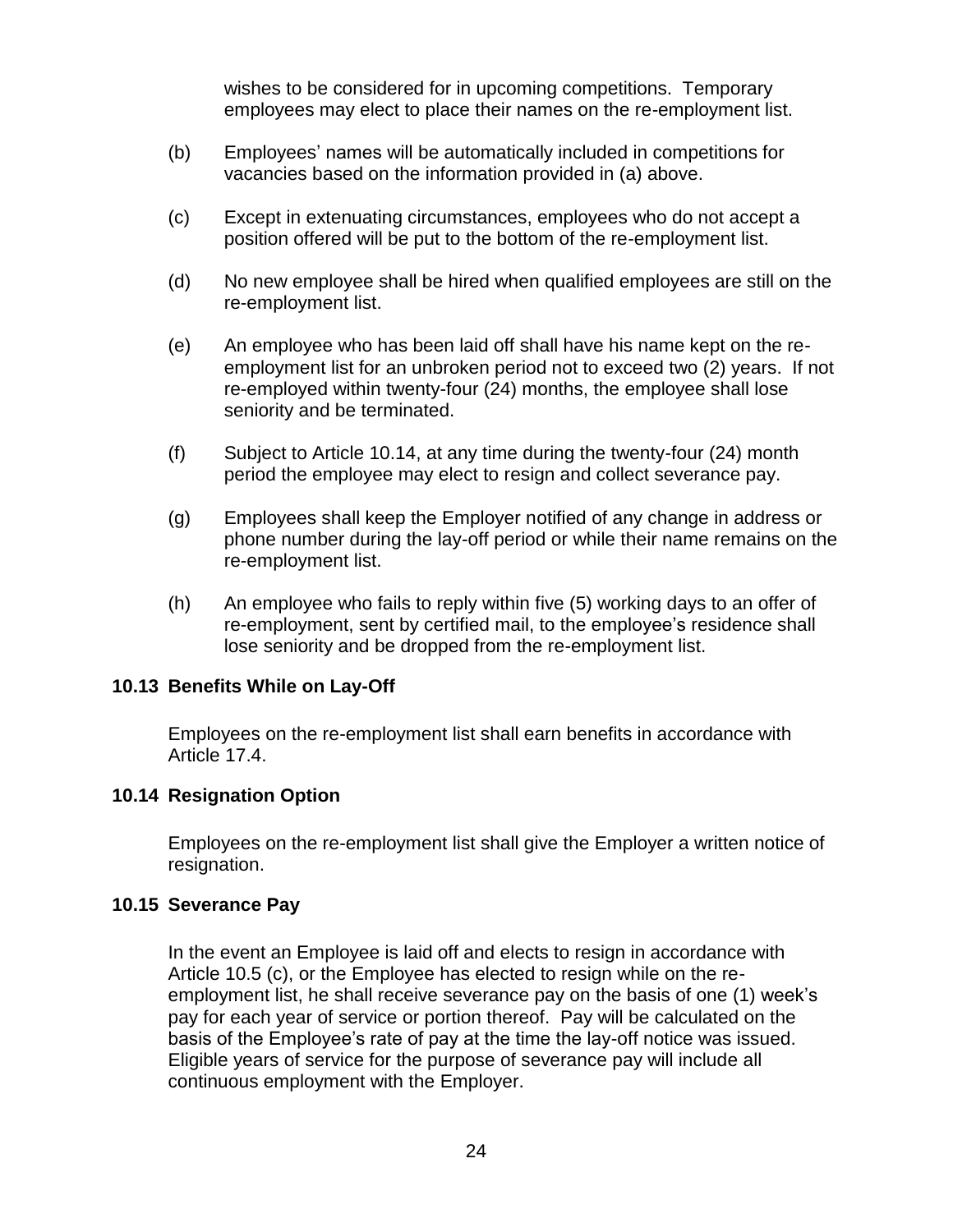wishes to be considered for in upcoming competitions. Temporary employees may elect to place their names on the re-employment list.

(b) Employees' names will be automatically included in competitions for vacancies based on the information provided in (a) above.

(c) Except in extenuating circumstances, employees who do not accept a position offered will be put to the bottom of the re-employment list.

(d) No new employee shall be hired when qualified employees are still on the re-employment list.

(e) An employee who has been laid off shall have his name kept on the re-employment list for an unbroken period not to exceed two (2) years. If not re-employed within twenty-four (24) months, the employee shall lose seniority and be terminated.

(f) Subject to Article 10.14, at any time during the twenty-four (24) month period the employee may elect to resign and collect severance pay.

(g) Employees shall keep the Employer notified of any change in address or phone number during the lay-off period or while their name remains on the re-employment list.

(h) An employee who fails to reply within five (5) working days to an offer of re-employment, sent by certified mail, to the employee's residence shall lose seniority and be dropped from the re-employment list.

**10.13 Benefits While on Lay-Off**

Employees on the re-employment list shall earn benefits in accordance with Article 17.4.

**10.14 Resignation Option**

Employees on the re-employment list shall give the Employer a written notice of resignation.

**10.15 Severance Pay**

In the event an Employee is laid off and elects to resign in accordance with Article 10.5 (c), or the Employee has elected to resign while on the re-employment list, he shall receive severance pay on the basis of one (1) week's pay for each year of service or portion thereof. Pay will be calculated on the basis of the Employee's rate of pay at the time the lay-off notice was issued. Eligible years of service for the purpose of severance pay will include all continuous employment with the Employer.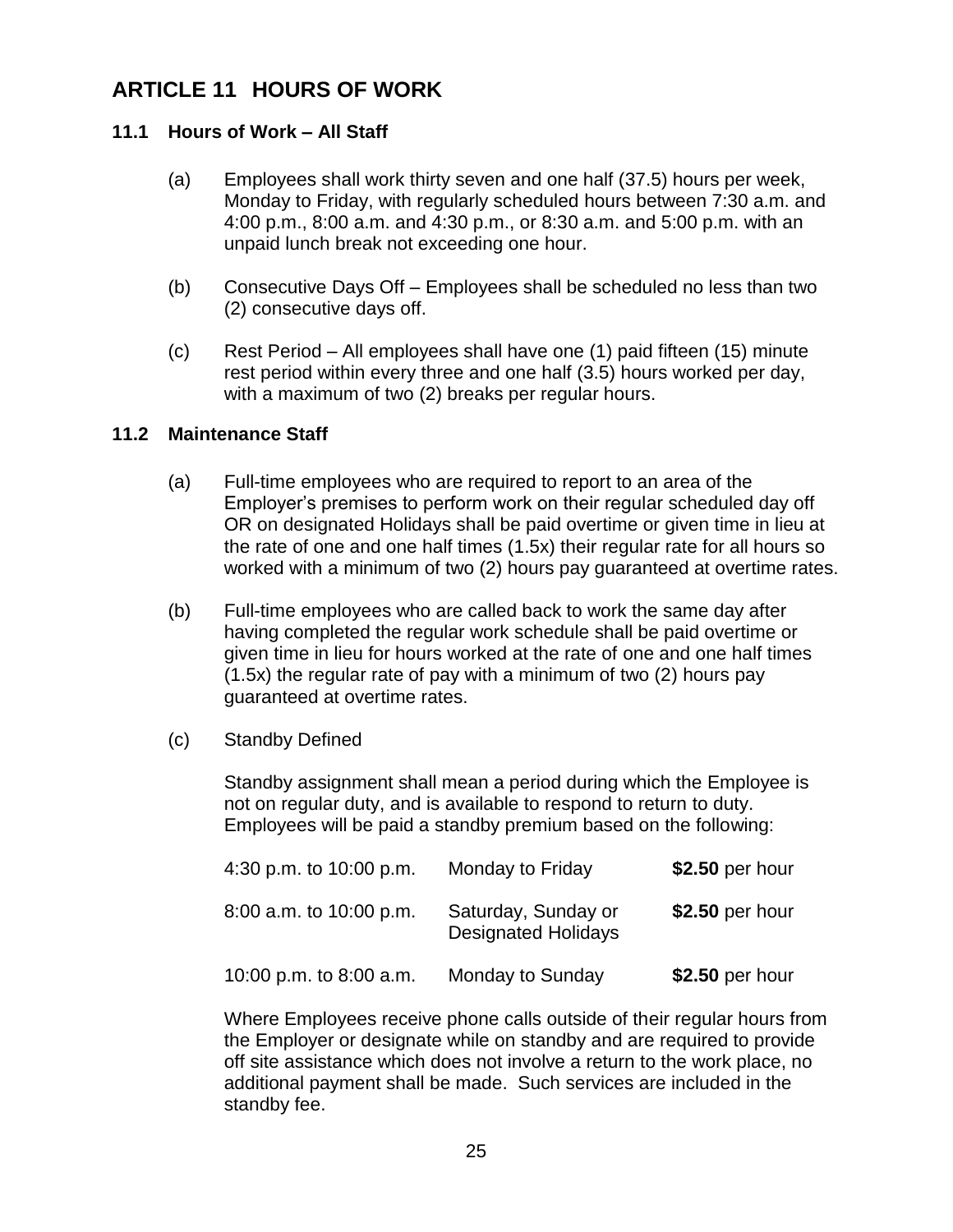# ARTICLE 11 HOURS OF WORK

## 11.1 Hours of Work – All Staff

(a) Employees shall work thirty seven and one half (37.5) hours per week, Monday to Friday, with regularly scheduled hours between 7:30 a.m. and 4:00 p.m., 8:00 a.m. and 4:30 p.m., or 8:30 a.m. and 5:00 p.m. with an unpaid lunch break not exceeding one hour.

(b) Consecutive Days Off – Employees shall be scheduled no less than two (2) consecutive days off.

(c) Rest Period – All employees shall have one (1) paid fifteen (15) minute rest period within every three and one half (3.5) hours worked per day, with a maximum of two (2) breaks per regular hours.

## 11.2 Maintenance Staff

(a) Full-time employees who are required to report to an area of the Employer's premises to perform work on their regular scheduled day off OR on designated Holidays shall be paid overtime or given time in lieu at the rate of one and one half times (1.5x) their regular rate for all hours so worked with a minimum of two (2) hours pay guaranteed at overtime rates.

(b) Full-time employees who are called back to work the same day after having completed the regular work schedule shall be paid overtime or given time in lieu for hours worked at the rate of one and one half times (1.5x) the regular rate of pay with a minimum of two (2) hours pay guaranteed at overtime rates.

(c) Standby Defined

Standby assignment shall mean a period during which the Employee is not on regular duty, and is available to respond to return to duty. Employees will be paid a standby premium based on the following:

| | | |
|---|---|---|
| 4:30 p.m. to 10:00 p.m. | Monday to Friday | **$2.50** per hour |
| 8:00 a.m. to 10:00 p.m. | Saturday, Sunday or Designated Holidays | **$2.50** per hour |
| 10:00 p.m. to 8:00 a.m. | Monday to Sunday | **$2.50** per hour |

Where Employees receive phone calls outside of their regular hours from the Employer or designate while on standby and are required to provide off site assistance which does not involve a return to the work place, no additional payment shall be made. Such services are included in the standby fee.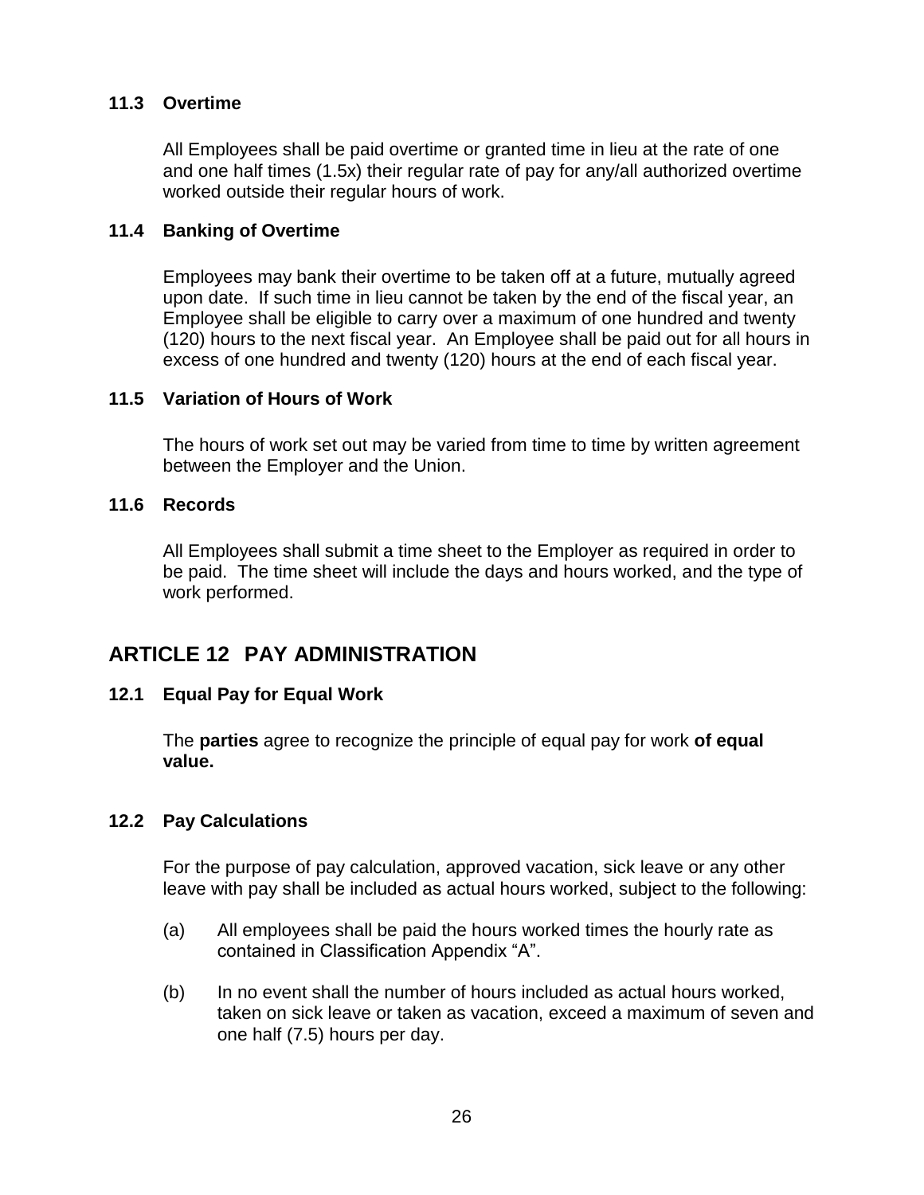### 11.3 Overtime

All Employees shall be paid overtime or granted time in lieu at the rate of one and one half times (1.5x) their regular rate of pay for any/all authorized overtime worked outside their regular hours of work.

### 11.4 Banking of Overtime

Employees may bank their overtime to be taken off at a future, mutually agreed upon date. If such time in lieu cannot be taken by the end of the fiscal year, an Employee shall be eligible to carry over a maximum of one hundred and twenty (120) hours to the next fiscal year. An Employee shall be paid out for all hours in excess of one hundred and twenty (120) hours at the end of each fiscal year.

### 11.5 Variation of Hours of Work

The hours of work set out may be varied from time to time by written agreement between the Employer and the Union.

### 11.6 Records

All Employees shall submit a time sheet to the Employer as required in order to be paid. The time sheet will include the days and hours worked, and the type of work performed.

## ARTICLE 12 PAY ADMINISTRATION

### 12.1 Equal Pay for Equal Work

The **parties** agree to recognize the principle of equal pay for work **of equal value.**

### 12.2 Pay Calculations

For the purpose of pay calculation, approved vacation, sick leave or any other leave with pay shall be included as actual hours worked, subject to the following:

(a) All employees shall be paid the hours worked times the hourly rate as contained in Classification Appendix "A".

(b) In no event shall the number of hours included as actual hours worked, taken on sick leave or taken as vacation, exceed a maximum of seven and one half (7.5) hours per day.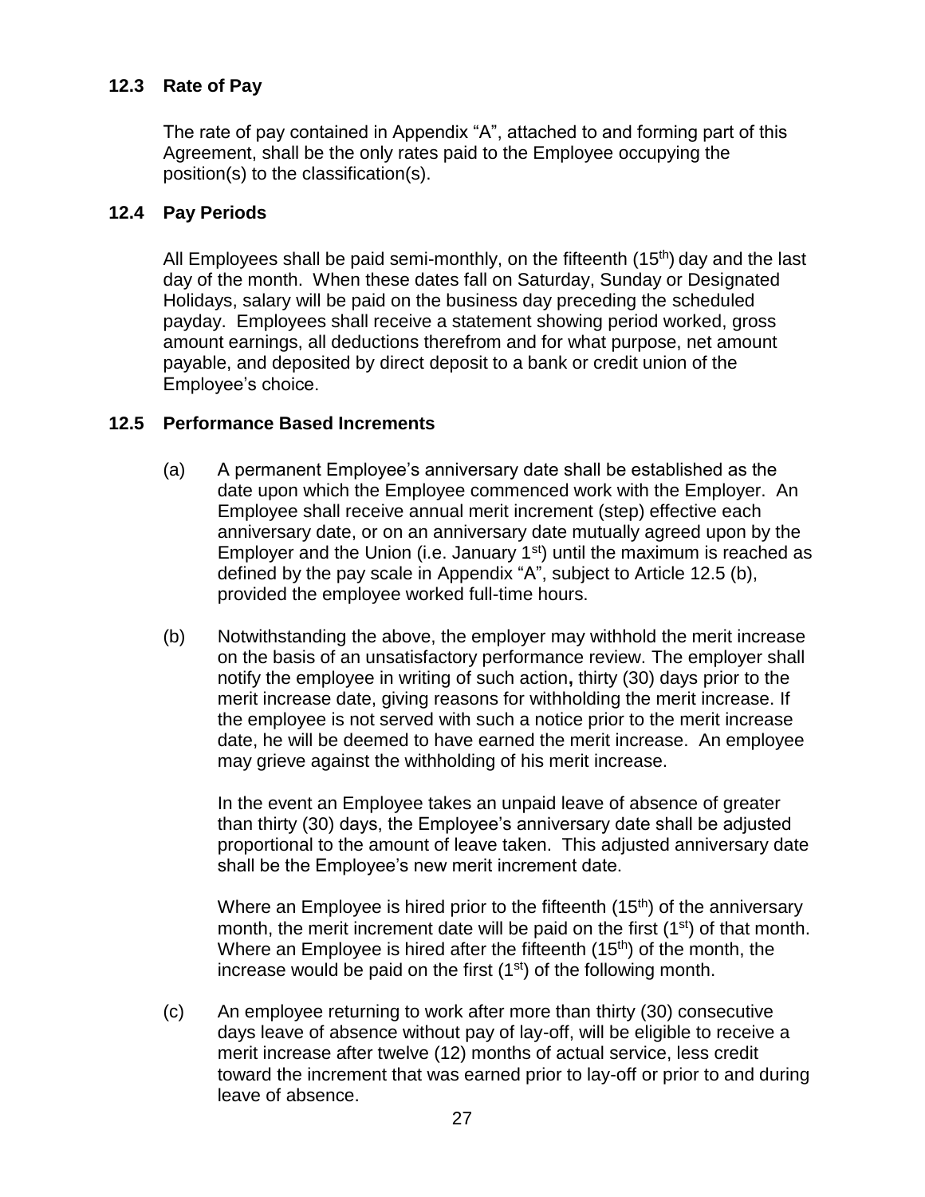### 12.3 Rate of Pay

The rate of pay contained in Appendix "A", attached to and forming part of this Agreement, shall be the only rates paid to the Employee occupying the position(s) to the classification(s).

### 12.4 Pay Periods

All Employees shall be paid semi-monthly, on the fifteenth (15th) day and the last day of the month. When these dates fall on Saturday, Sunday or Designated Holidays, salary will be paid on the business day preceding the scheduled payday. Employees shall receive a statement showing period worked, gross amount earnings, all deductions therefrom and for what purpose, net amount payable, and deposited by direct deposit to a bank or credit union of the Employee's choice.

### 12.5 Performance Based Increments

(a) A permanent Employee's anniversary date shall be established as the date upon which the Employee commenced work with the Employer. An Employee shall receive annual merit increment (step) effective each anniversary date, or on an anniversary date mutually agreed upon by the Employer and the Union (i.e. January 1st) until the maximum is reached as defined by the pay scale in Appendix "A", subject to Article 12.5 (b), provided the employee worked full-time hours.

(b) Notwithstanding the above, the employer may withhold the merit increase on the basis of an unsatisfactory performance review. The employer shall notify the employee in writing of such action**,** thirty (30) days prior to the merit increase date, giving reasons for withholding the merit increase. If the employee is not served with such a notice prior to the merit increase date, he will be deemed to have earned the merit increase. An employee may grieve against the withholding of his merit increase.

In the event an Employee takes an unpaid leave of absence of greater than thirty (30) days, the Employee's anniversary date shall be adjusted proportional to the amount of leave taken. This adjusted anniversary date shall be the Employee's new merit increment date.

Where an Employee is hired prior to the fifteenth (15th) of the anniversary month, the merit increment date will be paid on the first (1st) of that month. Where an Employee is hired after the fifteenth (15th) of the month, the increase would be paid on the first (1st) of the following month.

(c) An employee returning to work after more than thirty (30) consecutive days leave of absence without pay of lay-off, will be eligible to receive a merit increase after twelve (12) months of actual service, less credit toward the increment that was earned prior to lay-off or prior to and during leave of absence.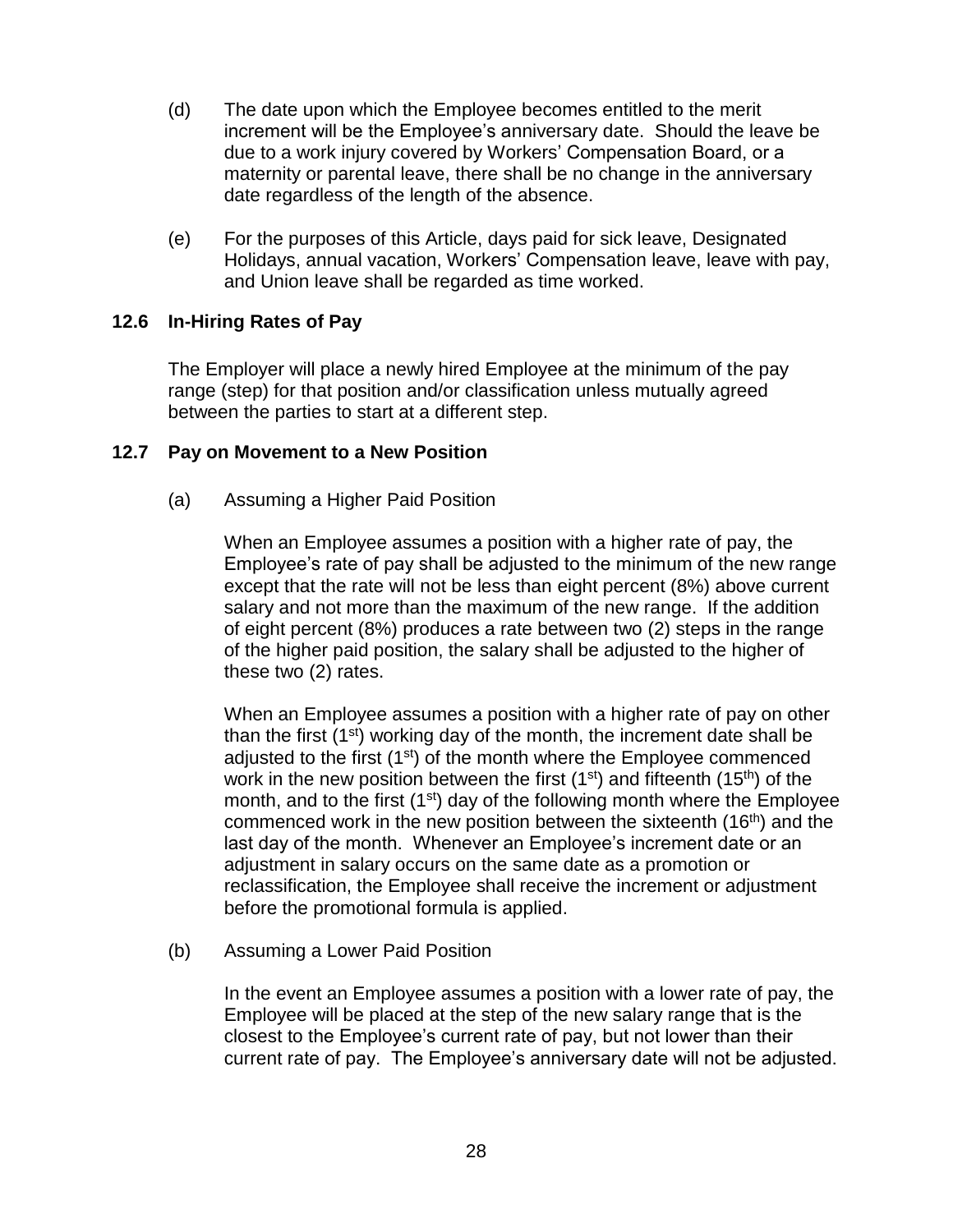(d) The date upon which the Employee becomes entitled to the merit increment will be the Employee's anniversary date. Should the leave be due to a work injury covered by Workers' Compensation Board, or a maternity or parental leave, there shall be no change in the anniversary date regardless of the length of the absence.

(e) For the purposes of this Article, days paid for sick leave, Designated Holidays, annual vacation, Workers' Compensation leave, leave with pay, and Union leave shall be regarded as time worked.

**12.6 In-Hiring Rates of Pay**

The Employer will place a newly hired Employee at the minimum of the pay range (step) for that position and/or classification unless mutually agreed between the parties to start at a different step.

**12.7 Pay on Movement to a New Position**

(a) Assuming a Higher Paid Position

When an Employee assumes a position with a higher rate of pay, the Employee's rate of pay shall be adjusted to the minimum of the new range except that the rate will not be less than eight percent (8%) above current salary and not more than the maximum of the new range. If the addition of eight percent (8%) produces a rate between two (2) steps in the range of the higher paid position, the salary shall be adjusted to the higher of these two (2) rates.

When an Employee assumes a position with a higher rate of pay on other than the first (1st) working day of the month, the increment date shall be adjusted to the first (1st) of the month where the Employee commenced work in the new position between the first (1st) and fifteenth (15th) of the month, and to the first (1st) day of the following month where the Employee commenced work in the new position between the sixteenth (16th) and the last day of the month. Whenever an Employee's increment date or an adjustment in salary occurs on the same date as a promotion or reclassification, the Employee shall receive the increment or adjustment before the promotional formula is applied.

(b) Assuming a Lower Paid Position

In the event an Employee assumes a position with a lower rate of pay, the Employee will be placed at the step of the new salary range that is the closest to the Employee's current rate of pay, but not lower than their current rate of pay. The Employee's anniversary date will not be adjusted.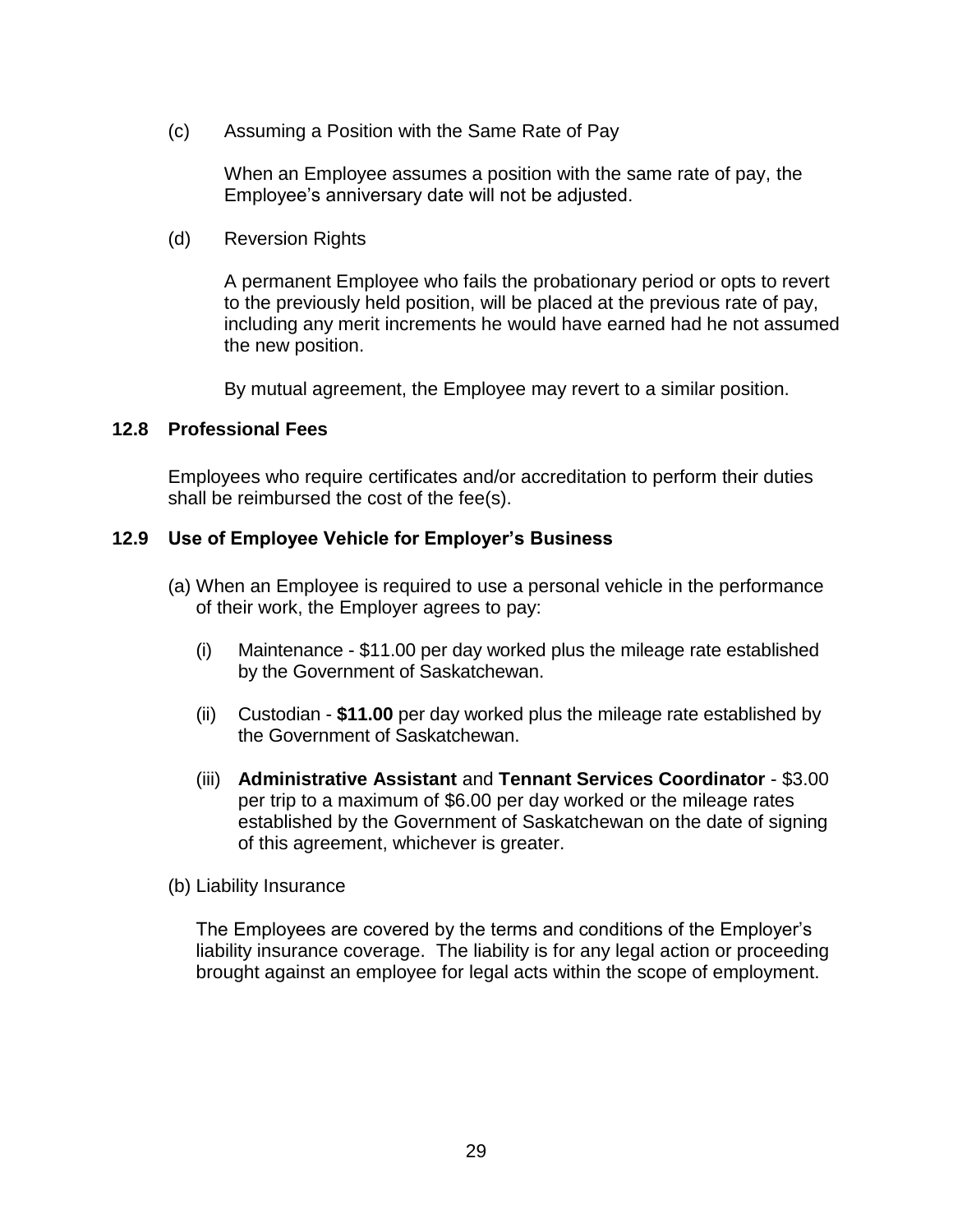(c) Assuming a Position with the Same Rate of Pay

When an Employee assumes a position with the same rate of pay, the Employee's anniversary date will not be adjusted.

(d) Reversion Rights

A permanent Employee who fails the probationary period or opts to revert to the previously held position, will be placed at the previous rate of pay, including any merit increments he would have earned had he not assumed the new position.

By mutual agreement, the Employee may revert to a similar position.

### 12.8 Professional Fees

Employees who require certificates and/or accreditation to perform their duties shall be reimbursed the cost of the fee(s).

### 12.9 Use of Employee Vehicle for Employer's Business

(a) When an Employee is required to use a personal vehicle in the performance of their work, the Employer agrees to pay:

(i) Maintenance - $11.00 per day worked plus the mileage rate established by the Government of Saskatchewan.

(ii) Custodian - **$11.00** per day worked plus the mileage rate established by the Government of Saskatchewan.

(iii) **Administrative Assistant** and **Tennant Services Coordinator** - $3.00 per trip to a maximum of $6.00 per day worked or the mileage rates established by the Government of Saskatchewan on the date of signing of this agreement, whichever is greater.

(b) Liability Insurance

The Employees are covered by the terms and conditions of the Employer's liability insurance coverage. The liability is for any legal action or proceeding brought against an employee for legal acts within the scope of employment.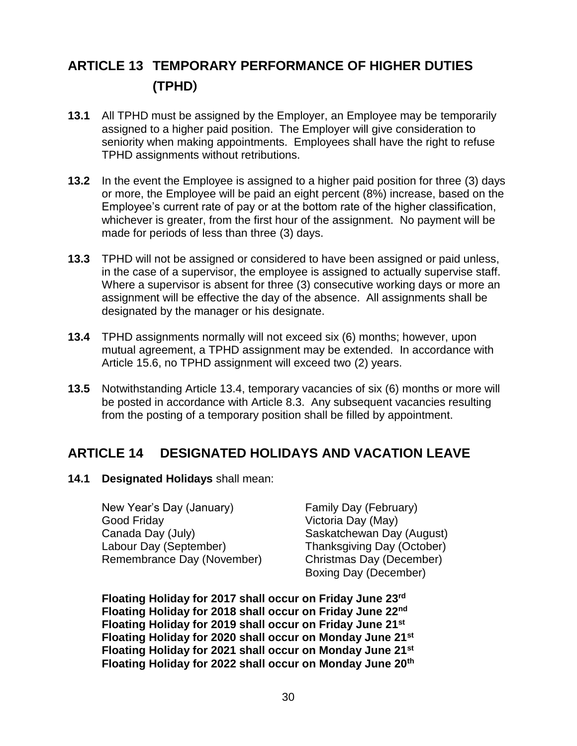## ARTICLE 13 TEMPORARY PERFORMANCE OF HIGHER DUTIES (TPHD)

**13.1** All TPHD must be assigned by the Employer, an Employee may be temporarily assigned to a higher paid position. The Employer will give consideration to seniority when making appointments. Employees shall have the right to refuse TPHD assignments without retributions.

**13.2** In the event the Employee is assigned to a higher paid position for three (3) days or more, the Employee will be paid an eight percent (8%) increase, based on the Employee's current rate of pay or at the bottom rate of the higher classification, whichever is greater, from the first hour of the assignment. No payment will be made for periods of less than three (3) days.

**13.3** TPHD will not be assigned or considered to have been assigned or paid unless, in the case of a supervisor, the employee is assigned to actually supervise staff. Where a supervisor is absent for three (3) consecutive working days or more an assignment will be effective the day of the absence. All assignments shall be designated by the manager or his designate.

**13.4** TPHD assignments normally will not exceed six (6) months; however, upon mutual agreement, a TPHD assignment may be extended. In accordance with Article 15.6, no TPHD assignment will exceed two (2) years.

**13.5** Notwithstanding Article 13.4, temporary vacancies of six (6) months or more will be posted in accordance with Article 8.3. Any subsequent vacancies resulting from the posting of a temporary position shall be filled by appointment.

## ARTICLE 14 DESIGNATED HOLIDAYS AND VACATION LEAVE

**14.1 Designated Holidays** shall mean:

New Year's Day (January)
Good Friday
Canada Day (July)
Labour Day (September)
Remembrance Day (November)
Family Day (February)
Victoria Day (May)
Saskatchewan Day (August)
Thanksgiving Day (October)
Christmas Day (December)
Boxing Day (December)

**Floating Holiday for 2017 shall occur on Friday June 23rd**
**Floating Holiday for 2018 shall occur on Friday June 22nd**
**Floating Holiday for 2019 shall occur on Friday June 21st**
**Floating Holiday for 2020 shall occur on Monday June 21st**
**Floating Holiday for 2021 shall occur on Monday June 21st**
**Floating Holiday for 2022 shall occur on Monday June 20th**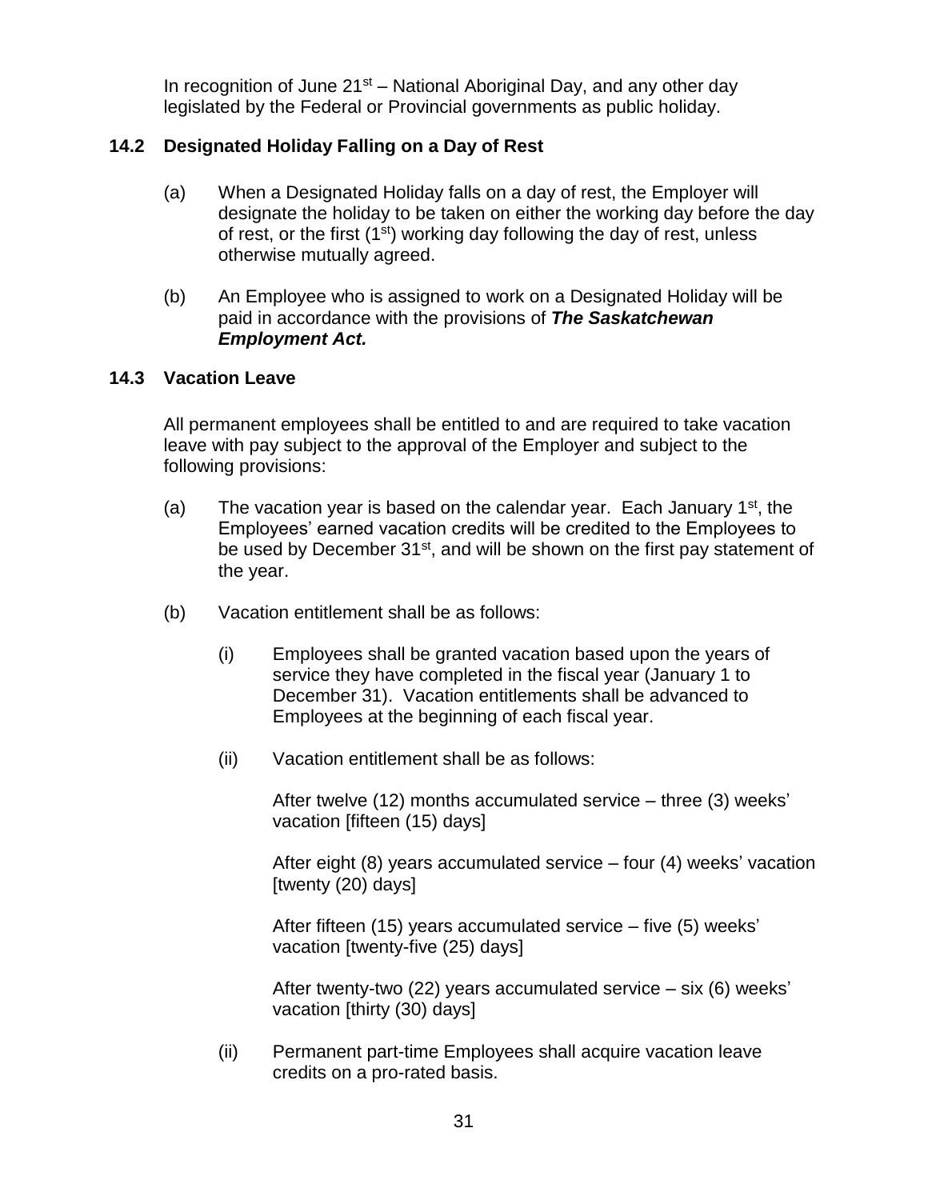In recognition of June 21st – National Aboriginal Day, and any other day legislated by the Federal or Provincial governments as public holiday.

### 14.2 Designated Holiday Falling on a Day of Rest

(a) When a Designated Holiday falls on a day of rest, the Employer will designate the holiday to be taken on either the working day before the day of rest, or the first (1st) working day following the day of rest, unless otherwise mutually agreed.

(b) An Employee who is assigned to work on a Designated Holiday will be paid in accordance with the provisions of ***The Saskatchewan Employment Act.***

### 14.3 Vacation Leave

All permanent employees shall be entitled to and are required to take vacation leave with pay subject to the approval of the Employer and subject to the following provisions:

(a) The vacation year is based on the calendar year. Each January 1st, the Employees' earned vacation credits will be credited to the Employees to be used by December 31st, and will be shown on the first pay statement of the year.

(b) Vacation entitlement shall be as follows:

(i) Employees shall be granted vacation based upon the years of service they have completed in the fiscal year (January 1 to December 31). Vacation entitlements shall be advanced to Employees at the beginning of each fiscal year.

(ii) Vacation entitlement shall be as follows:

After twelve (12) months accumulated service – three (3) weeks' vacation [fifteen (15) days]

After eight (8) years accumulated service – four (4) weeks' vacation [twenty (20) days]

After fifteen (15) years accumulated service – five (5) weeks' vacation [twenty-five (25) days]

After twenty-two (22) years accumulated service – six (6) weeks' vacation [thirty (30) days]

(ii) Permanent part-time Employees shall acquire vacation leave credits on a pro-rated basis.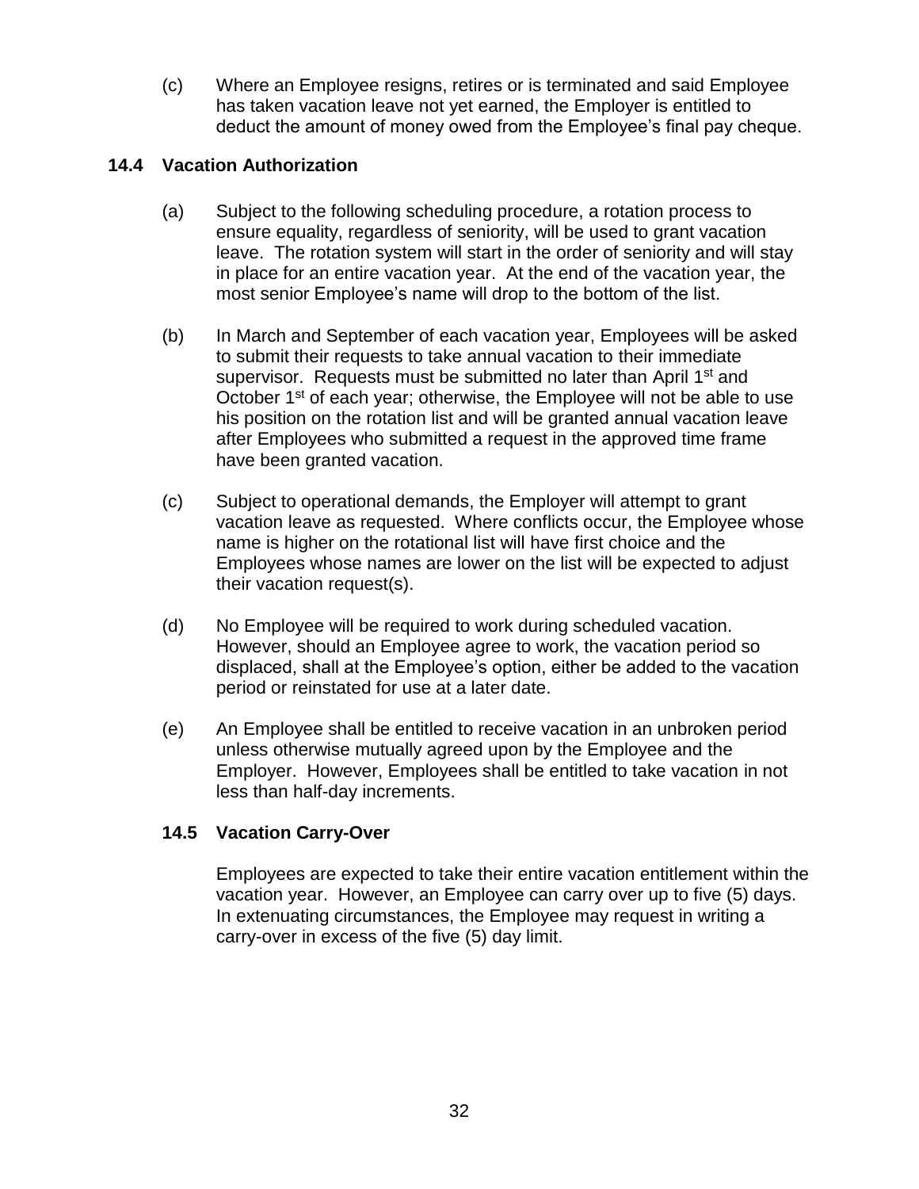(c) Where an Employee resigns, retires or is terminated and said Employee has taken vacation leave not yet earned, the Employer is entitled to deduct the amount of money owed from the Employee's final pay cheque.

### 14.4 Vacation Authorization

(a) Subject to the following scheduling procedure, a rotation process to ensure equality, regardless of seniority, will be used to grant vacation leave. The rotation system will start in the order of seniority and will stay in place for an entire vacation year. At the end of the vacation year, the most senior Employee's name will drop to the bottom of the list.

(b) In March and September of each vacation year, Employees will be asked to submit their requests to take annual vacation to their immediate supervisor. Requests must be submitted no later than April 1st and October 1st of each year; otherwise, the Employee will not be able to use his position on the rotation list and will be granted annual vacation leave after Employees who submitted a request in the approved time frame have been granted vacation.

(c) Subject to operational demands, the Employer will attempt to grant vacation leave as requested. Where conflicts occur, the Employee whose name is higher on the rotational list will have first choice and the Employees whose names are lower on the list will be expected to adjust their vacation request(s).

(d) No Employee will be required to work during scheduled vacation. However, should an Employee agree to work, the vacation period so displaced, shall at the Employee's option, either be added to the vacation period or reinstated for use at a later date.

(e) An Employee shall be entitled to receive vacation in an unbroken period unless otherwise mutually agreed upon by the Employee and the Employer. However, Employees shall be entitled to take vacation in not less than half-day increments.

### 14.5 Vacation Carry-Over

Employees are expected to take their entire vacation entitlement within the vacation year. However, an Employee can carry over up to five (5) days. In extenuating circumstances, the Employee may request in writing a carry-over in excess of the five (5) day limit.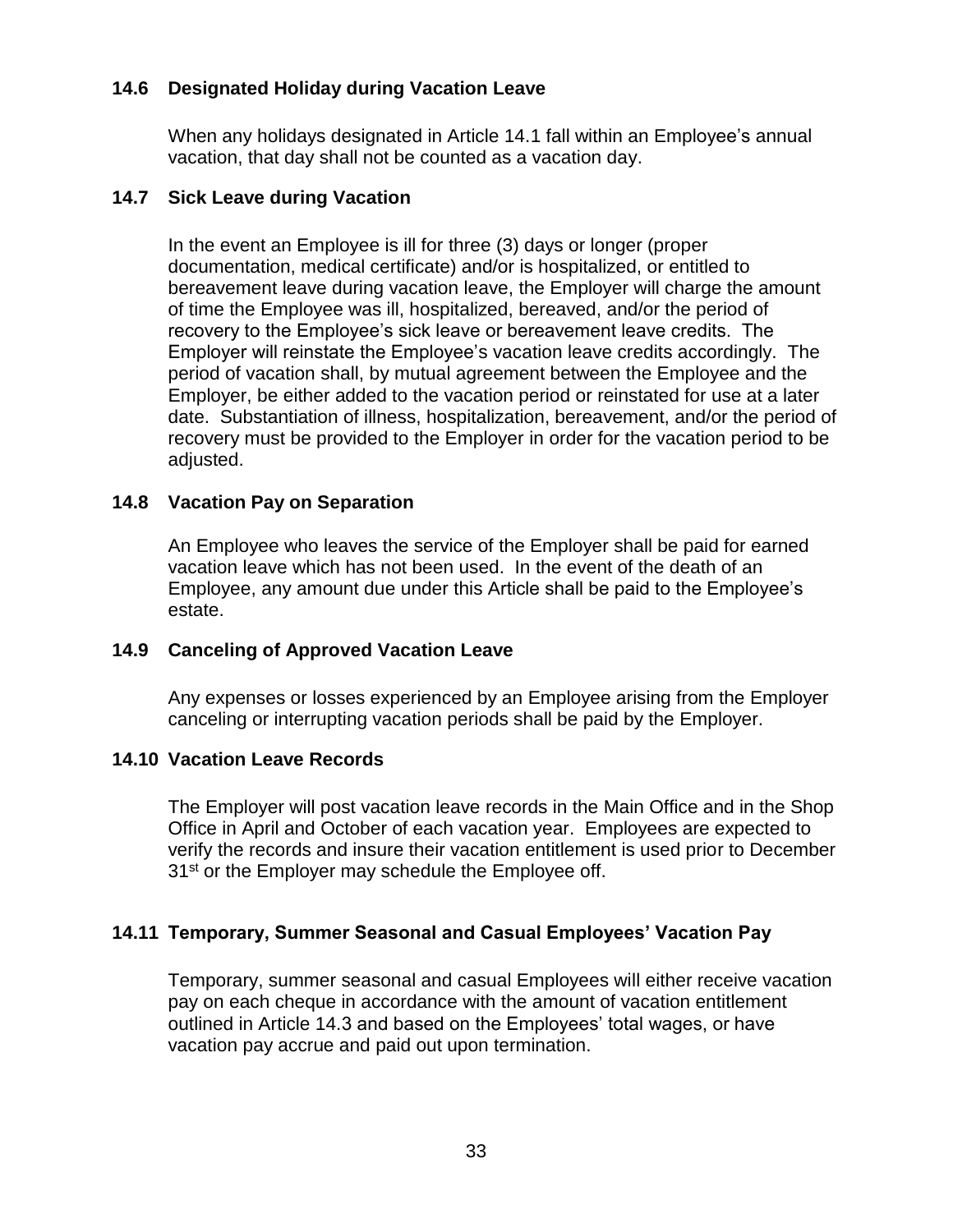### 14.6 Designated Holiday during Vacation Leave

When any holidays designated in Article 14.1 fall within an Employee's annual vacation, that day shall not be counted as a vacation day.

### 14.7 Sick Leave during Vacation

In the event an Employee is ill for three (3) days or longer (proper documentation, medical certificate) and/or is hospitalized, or entitled to bereavement leave during vacation leave, the Employer will charge the amount of time the Employee was ill, hospitalized, bereaved, and/or the period of recovery to the Employee's sick leave or bereavement leave credits. The Employer will reinstate the Employee's vacation leave credits accordingly. The period of vacation shall, by mutual agreement between the Employee and the Employer, be either added to the vacation period or reinstated for use at a later date. Substantiation of illness, hospitalization, bereavement, and/or the period of recovery must be provided to the Employer in order for the vacation period to be adjusted.

### 14.8 Vacation Pay on Separation

An Employee who leaves the service of the Employer shall be paid for earned vacation leave which has not been used. In the event of the death of an Employee, any amount due under this Article shall be paid to the Employee's estate.

### 14.9 Canceling of Approved Vacation Leave

Any expenses or losses experienced by an Employee arising from the Employer canceling or interrupting vacation periods shall be paid by the Employer.

### 14.10 Vacation Leave Records

The Employer will post vacation leave records in the Main Office and in the Shop Office in April and October of each vacation year. Employees are expected to verify the records and insure their vacation entitlement is used prior to December 31st or the Employer may schedule the Employee off.

### 14.11 Temporary, Summer Seasonal and Casual Employees' Vacation Pay

Temporary, summer seasonal and casual Employees will either receive vacation pay on each cheque in accordance with the amount of vacation entitlement outlined in Article 14.3 and based on the Employees' total wages, or have vacation pay accrue and paid out upon termination.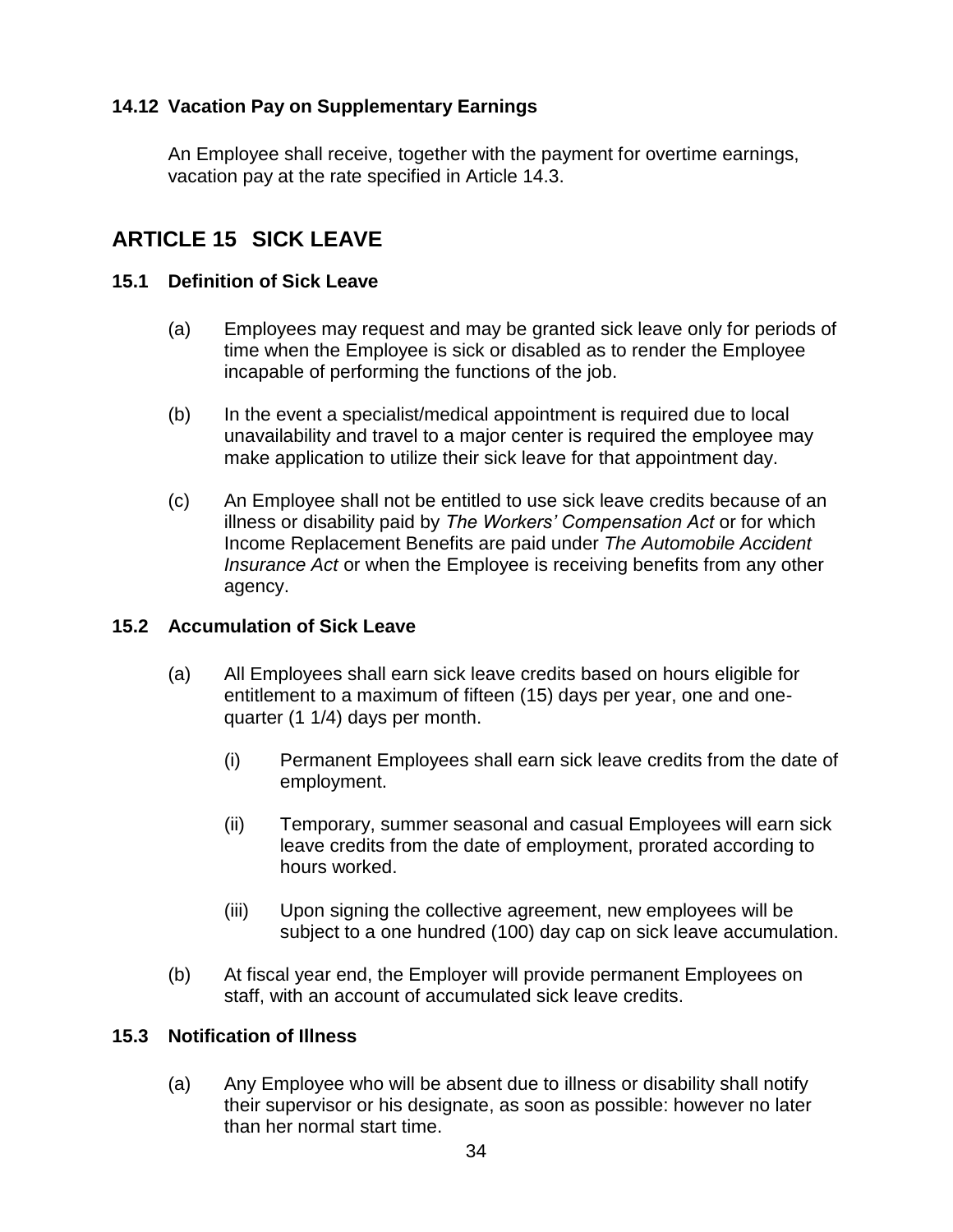### 14.12 Vacation Pay on Supplementary Earnings

An Employee shall receive, together with the payment for overtime earnings, vacation pay at the rate specified in Article 14.3.

## ARTICLE 15 SICK LEAVE

### 15.1 Definition of Sick Leave

(a) Employees may request and may be granted sick leave only for periods of time when the Employee is sick or disabled as to render the Employee incapable of performing the functions of the job.

(b) In the event a specialist/medical appointment is required due to local unavailability and travel to a major center is required the employee may make application to utilize their sick leave for that appointment day.

(c) An Employee shall not be entitled to use sick leave credits because of an illness or disability paid by *The Workers' Compensation Act* or for which Income Replacement Benefits are paid under *The Automobile Accident Insurance Act* or when the Employee is receiving benefits from any other agency.

### 15.2 Accumulation of Sick Leave

(a) All Employees shall earn sick leave credits based on hours eligible for entitlement to a maximum of fifteen (15) days per year, one and one-quarter (1 1/4) days per month.

  (i) Permanent Employees shall earn sick leave credits from the date of employment.

  (ii) Temporary, summer seasonal and casual Employees will earn sick leave credits from the date of employment, prorated according to hours worked.

  (iii) Upon signing the collective agreement, new employees will be subject to a one hundred (100) day cap on sick leave accumulation.

(b) At fiscal year end, the Employer will provide permanent Employees on staff, with an account of accumulated sick leave credits.

### 15.3 Notification of Illness

(a) Any Employee who will be absent due to illness or disability shall notify their supervisor or his designate, as soon as possible: however no later than her normal start time.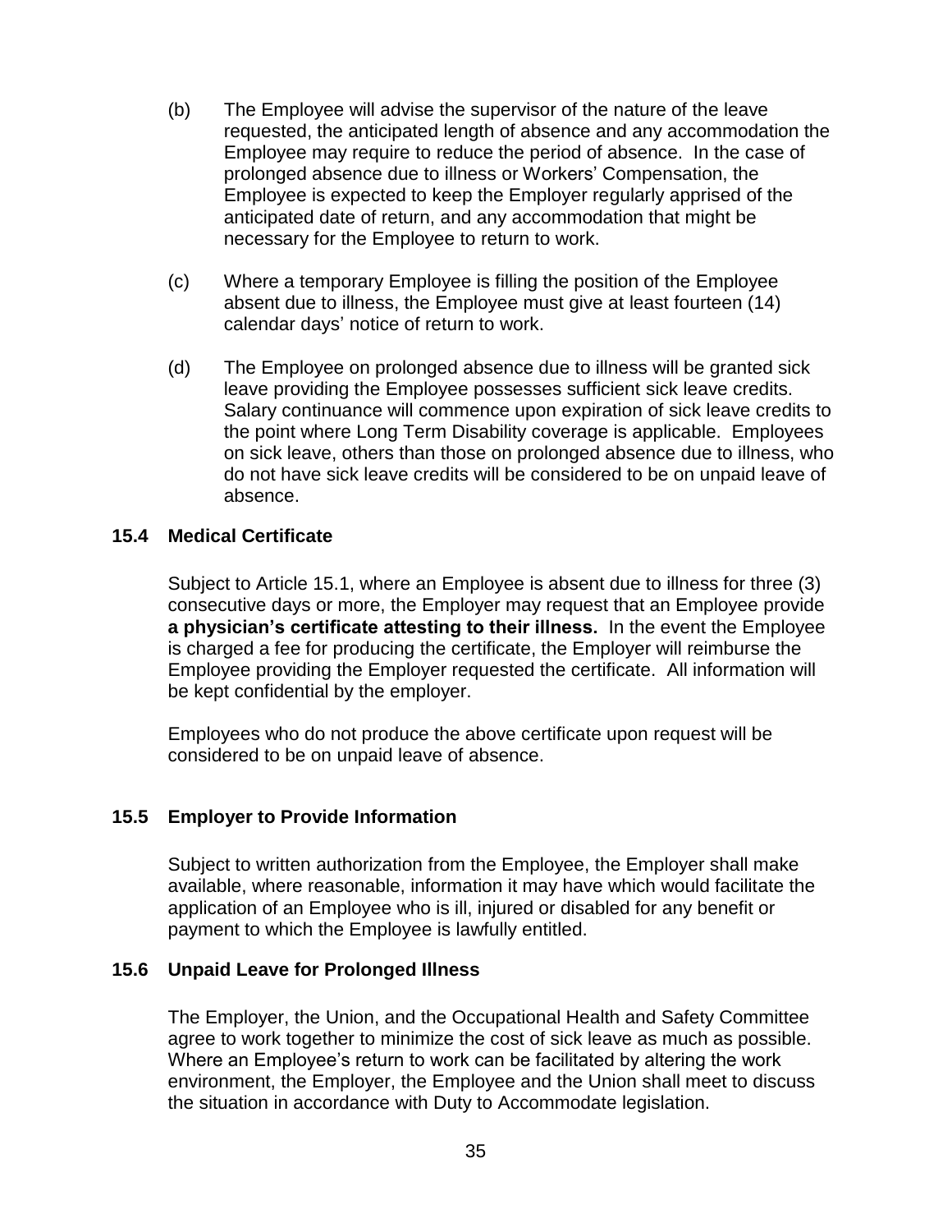(b) The Employee will advise the supervisor of the nature of the leave requested, the anticipated length of absence and any accommodation the Employee may require to reduce the period of absence. In the case of prolonged absence due to illness or Workers' Compensation, the Employee is expected to keep the Employer regularly apprised of the anticipated date of return, and any accommodation that might be necessary for the Employee to return to work.

(c) Where a temporary Employee is filling the position of the Employee absent due to illness, the Employee must give at least fourteen (14) calendar days' notice of return to work.

(d) The Employee on prolonged absence due to illness will be granted sick leave providing the Employee possesses sufficient sick leave credits. Salary continuance will commence upon expiration of sick leave credits to the point where Long Term Disability coverage is applicable. Employees on sick leave, others than those on prolonged absence due to illness, who do not have sick leave credits will be considered to be on unpaid leave of absence.

### 15.4 Medical Certificate

Subject to Article 15.1, where an Employee is absent due to illness for three (3) consecutive days or more, the Employer may request that an Employee provide **a physician's certificate attesting to their illness.** In the event the Employee is charged a fee for producing the certificate, the Employer will reimburse the Employee providing the Employer requested the certificate. All information will be kept confidential by the employer.

Employees who do not produce the above certificate upon request will be considered to be on unpaid leave of absence.

### 15.5 Employer to Provide Information

Subject to written authorization from the Employee, the Employer shall make available, where reasonable, information it may have which would facilitate the application of an Employee who is ill, injured or disabled for any benefit or payment to which the Employee is lawfully entitled.

### 15.6 Unpaid Leave for Prolonged Illness

The Employer, the Union, and the Occupational Health and Safety Committee agree to work together to minimize the cost of sick leave as much as possible. Where an Employee's return to work can be facilitated by altering the work environment, the Employer, the Employee and the Union shall meet to discuss the situation in accordance with Duty to Accommodate legislation.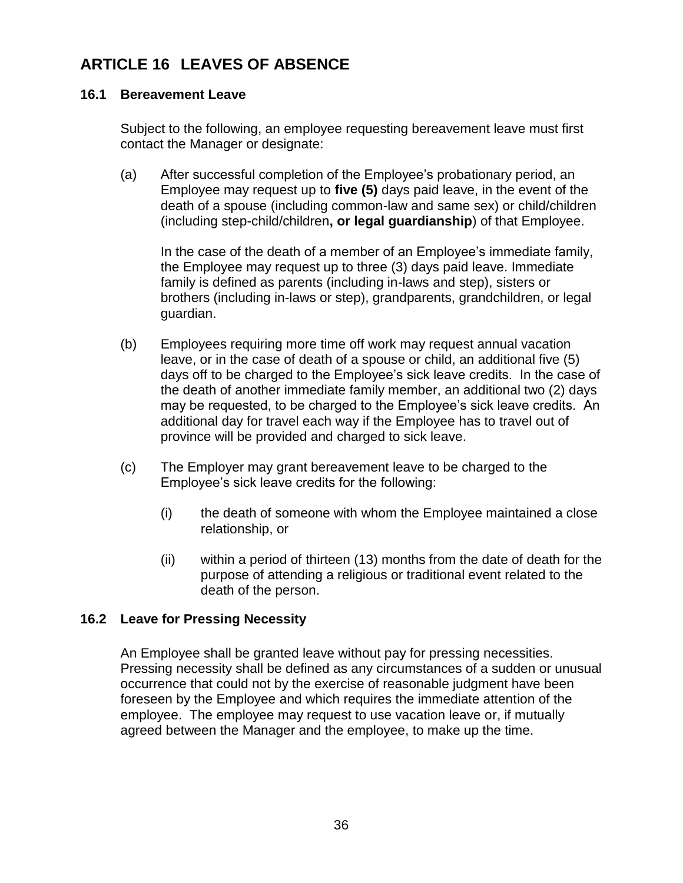## ARTICLE 16 LEAVES OF ABSENCE

### 16.1 Bereavement Leave

Subject to the following, an employee requesting bereavement leave must first contact the Manager or designate:

(a) After successful completion of the Employee's probationary period, an Employee may request up to **five (5)** days paid leave, in the event of the death of a spouse (including common-law and same sex) or child/children (including step-child/children**, or legal guardianship**) of that Employee.

In the case of the death of a member of an Employee's immediate family, the Employee may request up to three (3) days paid leave. Immediate family is defined as parents (including in-laws and step), sisters or brothers (including in-laws or step), grandparents, grandchildren, or legal guardian.

(b) Employees requiring more time off work may request annual vacation leave, or in the case of death of a spouse or child, an additional five (5) days off to be charged to the Employee's sick leave credits. In the case of the death of another immediate family member, an additional two (2) days may be requested, to be charged to the Employee's sick leave credits. An additional day for travel each way if the Employee has to travel out of province will be provided and charged to sick leave.

(c) The Employer may grant bereavement leave to be charged to the Employee's sick leave credits for the following:

(i) the death of someone with whom the Employee maintained a close relationship, or

(ii) within a period of thirteen (13) months from the date of death for the purpose of attending a religious or traditional event related to the death of the person.

### 16.2 Leave for Pressing Necessity

An Employee shall be granted leave without pay for pressing necessities. Pressing necessity shall be defined as any circumstances of a sudden or unusual occurrence that could not by the exercise of reasonable judgment have been foreseen by the Employee and which requires the immediate attention of the employee. The employee may request to use vacation leave or, if mutually agreed between the Manager and the employee, to make up the time.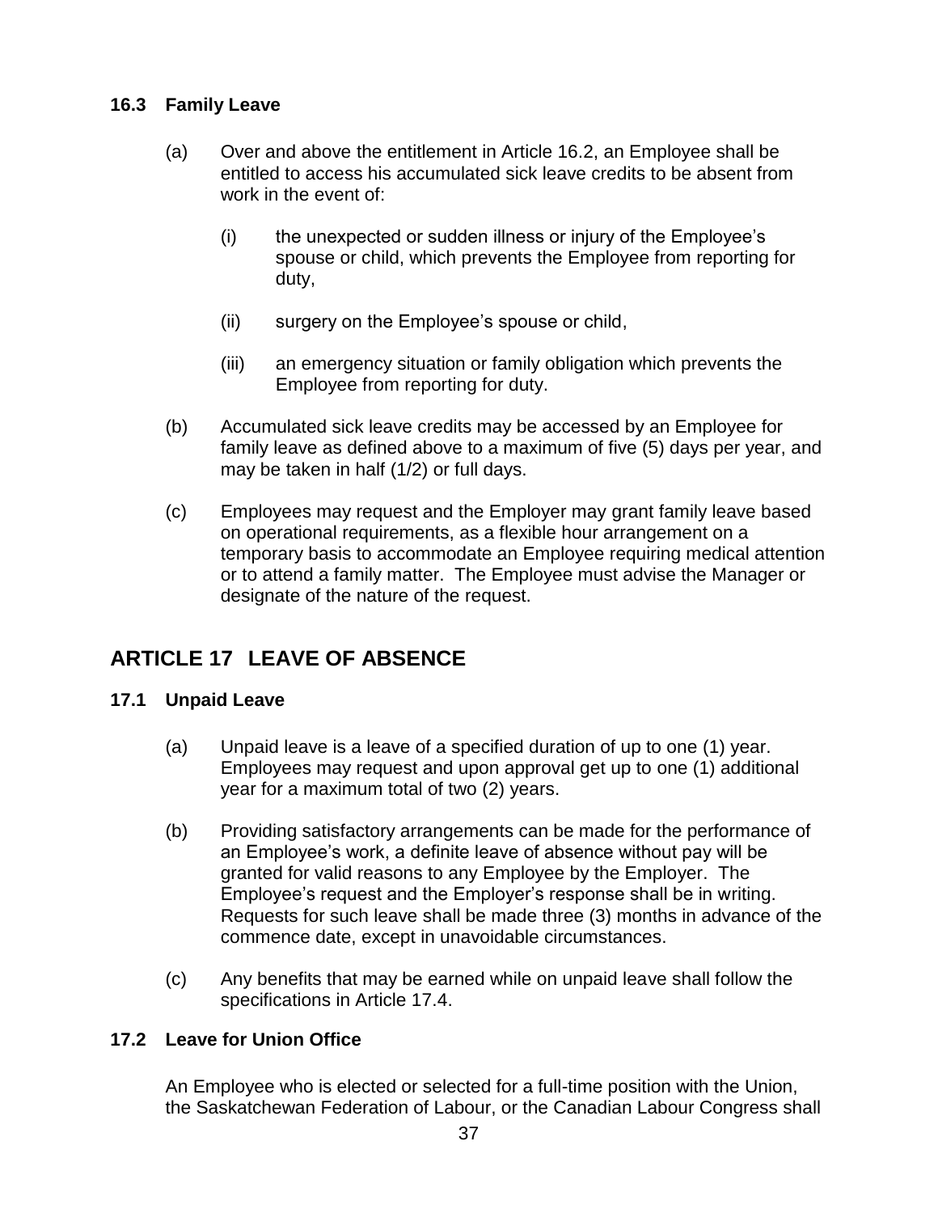### 16.3 Family Leave

(a) Over and above the entitlement in Article 16.2, an Employee shall be entitled to access his accumulated sick leave credits to be absent from work in the event of:

(i) the unexpected or sudden illness or injury of the Employee's spouse or child, which prevents the Employee from reporting for duty,

(ii) surgery on the Employee's spouse or child,

(iii) an emergency situation or family obligation which prevents the Employee from reporting for duty.

(b) Accumulated sick leave credits may be accessed by an Employee for family leave as defined above to a maximum of five (5) days per year, and may be taken in half (1/2) or full days.

(c) Employees may request and the Employer may grant family leave based on operational requirements, as a flexible hour arrangement on a temporary basis to accommodate an Employee requiring medical attention or to attend a family matter. The Employee must advise the Manager or designate of the nature of the request.

## ARTICLE 17 LEAVE OF ABSENCE

### 17.1 Unpaid Leave

(a) Unpaid leave is a leave of a specified duration of up to one (1) year. Employees may request and upon approval get up to one (1) additional year for a maximum total of two (2) years.

(b) Providing satisfactory arrangements can be made for the performance of an Employee's work, a definite leave of absence without pay will be granted for valid reasons to any Employee by the Employer. The Employee's request and the Employer's response shall be in writing. Requests for such leave shall be made three (3) months in advance of the commence date, except in unavoidable circumstances.

(c) Any benefits that may be earned while on unpaid leave shall follow the specifications in Article 17.4.

### 17.2 Leave for Union Office

An Employee who is elected or selected for a full-time position with the Union, the Saskatchewan Federation of Labour, or the Canadian Labour Congress shall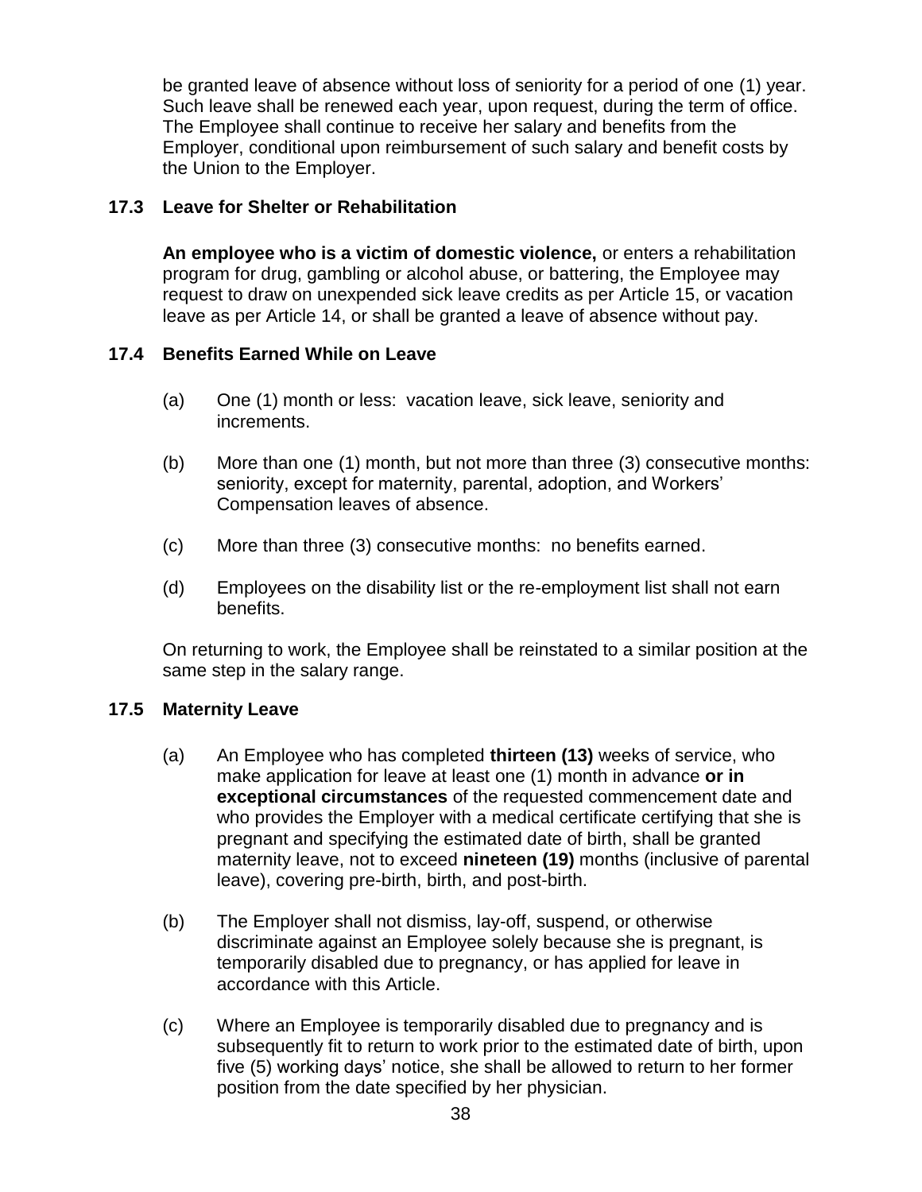be granted leave of absence without loss of seniority for a period of one (1) year. Such leave shall be renewed each year, upon request, during the term of office. The Employee shall continue to receive her salary and benefits from the Employer, conditional upon reimbursement of such salary and benefit costs by the Union to the Employer.

### 17.3 Leave for Shelter or Rehabilitation

**An employee who is a victim of domestic violence,** or enters a rehabilitation program for drug, gambling or alcohol abuse, or battering, the Employee may request to draw on unexpended sick leave credits as per Article 15, or vacation leave as per Article 14, or shall be granted a leave of absence without pay.

### 17.4 Benefits Earned While on Leave

(a) One (1) month or less: vacation leave, sick leave, seniority and increments.

(b) More than one (1) month, but not more than three (3) consecutive months: seniority, except for maternity, parental, adoption, and Workers' Compensation leaves of absence.

(c) More than three (3) consecutive months: no benefits earned.

(d) Employees on the disability list or the re-employment list shall not earn benefits.

On returning to work, the Employee shall be reinstated to a similar position at the same step in the salary range.

### 17.5 Maternity Leave

(a) An Employee who has completed **thirteen (13)** weeks of service, who make application for leave at least one (1) month in advance **or in exceptional circumstances** of the requested commencement date and who provides the Employer with a medical certificate certifying that she is pregnant and specifying the estimated date of birth, shall be granted maternity leave, not to exceed **nineteen (19)** months (inclusive of parental leave), covering pre-birth, birth, and post-birth.

(b) The Employer shall not dismiss, lay-off, suspend, or otherwise discriminate against an Employee solely because she is pregnant, is temporarily disabled due to pregnancy, or has applied for leave in accordance with this Article.

(c) Where an Employee is temporarily disabled due to pregnancy and is subsequently fit to return to work prior to the estimated date of birth, upon five (5) working days' notice, she shall be allowed to return to her former position from the date specified by her physician.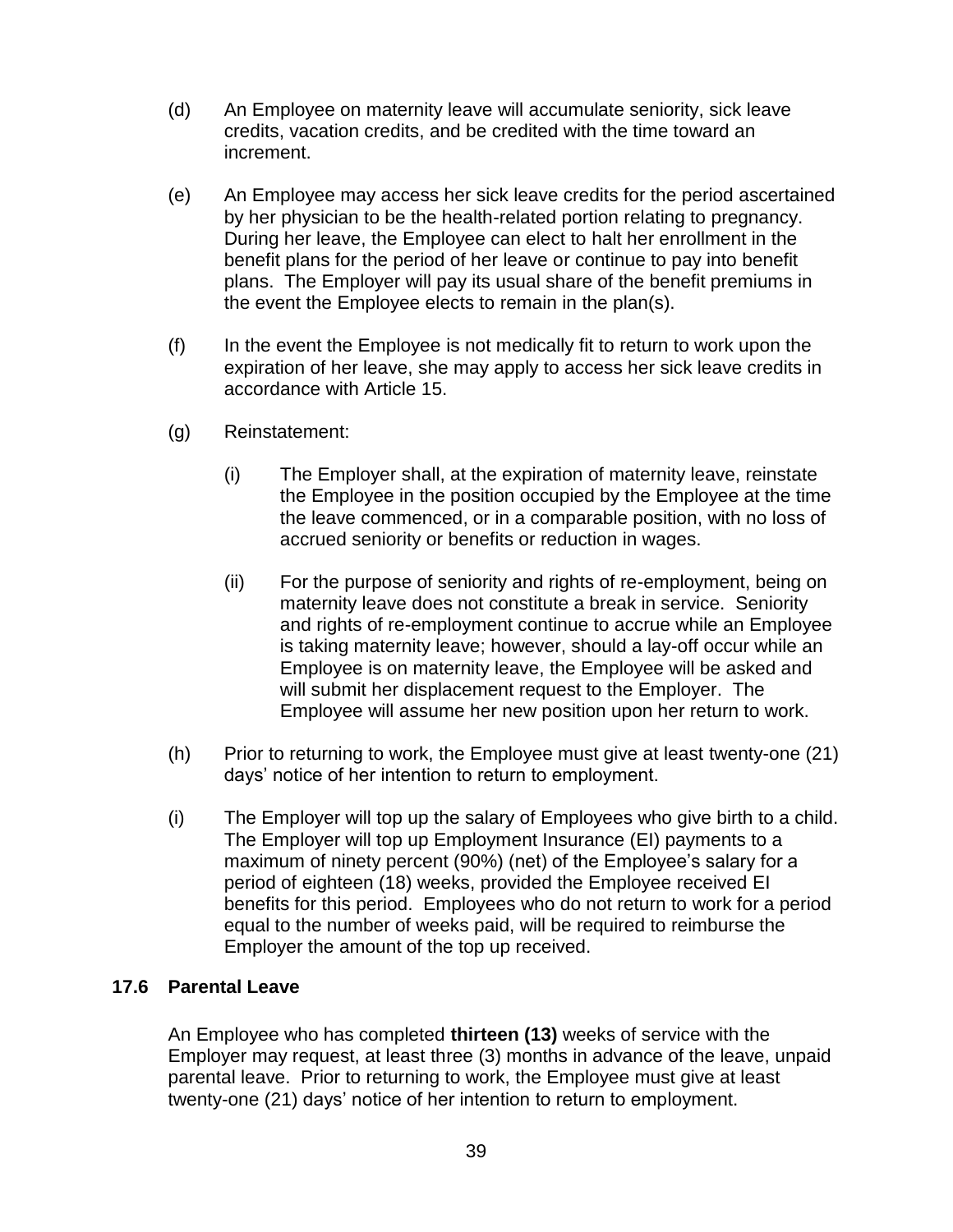(d) An Employee on maternity leave will accumulate seniority, sick leave credits, vacation credits, and be credited with the time toward an increment.

(e) An Employee may access her sick leave credits for the period ascertained by her physician to be the health-related portion relating to pregnancy. During her leave, the Employee can elect to halt her enrollment in the benefit plans for the period of her leave or continue to pay into benefit plans. The Employer will pay its usual share of the benefit premiums in the event the Employee elects to remain in the plan(s).

(f) In the event the Employee is not medically fit to return to work upon the expiration of her leave, she may apply to access her sick leave credits in accordance with Article 15.

(g) Reinstatement:

(i) The Employer shall, at the expiration of maternity leave, reinstate the Employee in the position occupied by the Employee at the time the leave commenced, or in a comparable position, with no loss of accrued seniority or benefits or reduction in wages.

(ii) For the purpose of seniority and rights of re-employment, being on maternity leave does not constitute a break in service. Seniority and rights of re-employment continue to accrue while an Employee is taking maternity leave; however, should a lay-off occur while an Employee is on maternity leave, the Employee will be asked and will submit her displacement request to the Employer. The Employee will assume her new position upon her return to work.

(h) Prior to returning to work, the Employee must give at least twenty-one (21) days' notice of her intention to return to employment.

(i) The Employer will top up the salary of Employees who give birth to a child. The Employer will top up Employment Insurance (EI) payments to a maximum of ninety percent (90%) (net) of the Employee's salary for a period of eighteen (18) weeks, provided the Employee received EI benefits for this period. Employees who do not return to work for a period equal to the number of weeks paid, will be required to reimburse the Employer the amount of the top up received.

### 17.6 Parental Leave

An Employee who has completed **thirteen (13)** weeks of service with the Employer may request, at least three (3) months in advance of the leave, unpaid parental leave. Prior to returning to work, the Employee must give at least twenty-one (21) days' notice of her intention to return to employment.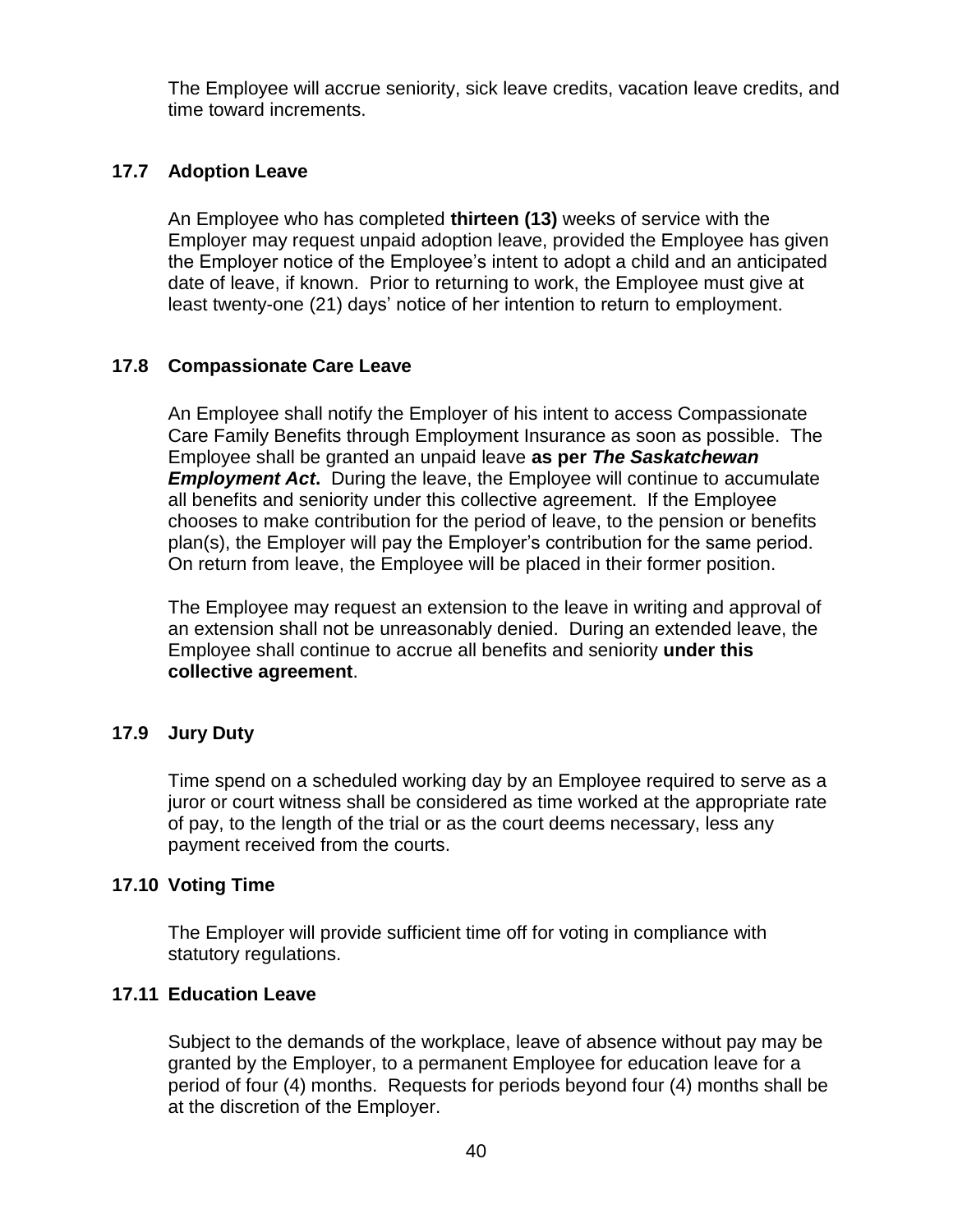The Employee will accrue seniority, sick leave credits, vacation leave credits, and time toward increments.

### 17.7 Adoption Leave

An Employee who has completed **thirteen (13)** weeks of service with the Employer may request unpaid adoption leave, provided the Employee has given the Employer notice of the Employee's intent to adopt a child and an anticipated date of leave, if known. Prior to returning to work, the Employee must give at least twenty-one (21) days' notice of her intention to return to employment.

### 17.8 Compassionate Care Leave

An Employee shall notify the Employer of his intent to access Compassionate Care Family Benefits through Employment Insurance as soon as possible. The Employee shall be granted an unpaid leave **as per *The Saskatchewan Employment Act*.** During the leave, the Employee will continue to accumulate all benefits and seniority under this collective agreement. If the Employee chooses to make contribution for the period of leave, to the pension or benefits plan(s), the Employer will pay the Employer's contribution for the same period. On return from leave, the Employee will be placed in their former position.

The Employee may request an extension to the leave in writing and approval of an extension shall not be unreasonably denied. During an extended leave, the Employee shall continue to accrue all benefits and seniority **under this collective agreement**.

### 17.9 Jury Duty

Time spend on a scheduled working day by an Employee required to serve as a juror or court witness shall be considered as time worked at the appropriate rate of pay, to the length of the trial or as the court deems necessary, less any payment received from the courts.

### 17.10 Voting Time

The Employer will provide sufficient time off for voting in compliance with statutory regulations.

### 17.11 Education Leave

Subject to the demands of the workplace, leave of absence without pay may be granted by the Employer, to a permanent Employee for education leave for a period of four (4) months. Requests for periods beyond four (4) months shall be at the discretion of the Employer.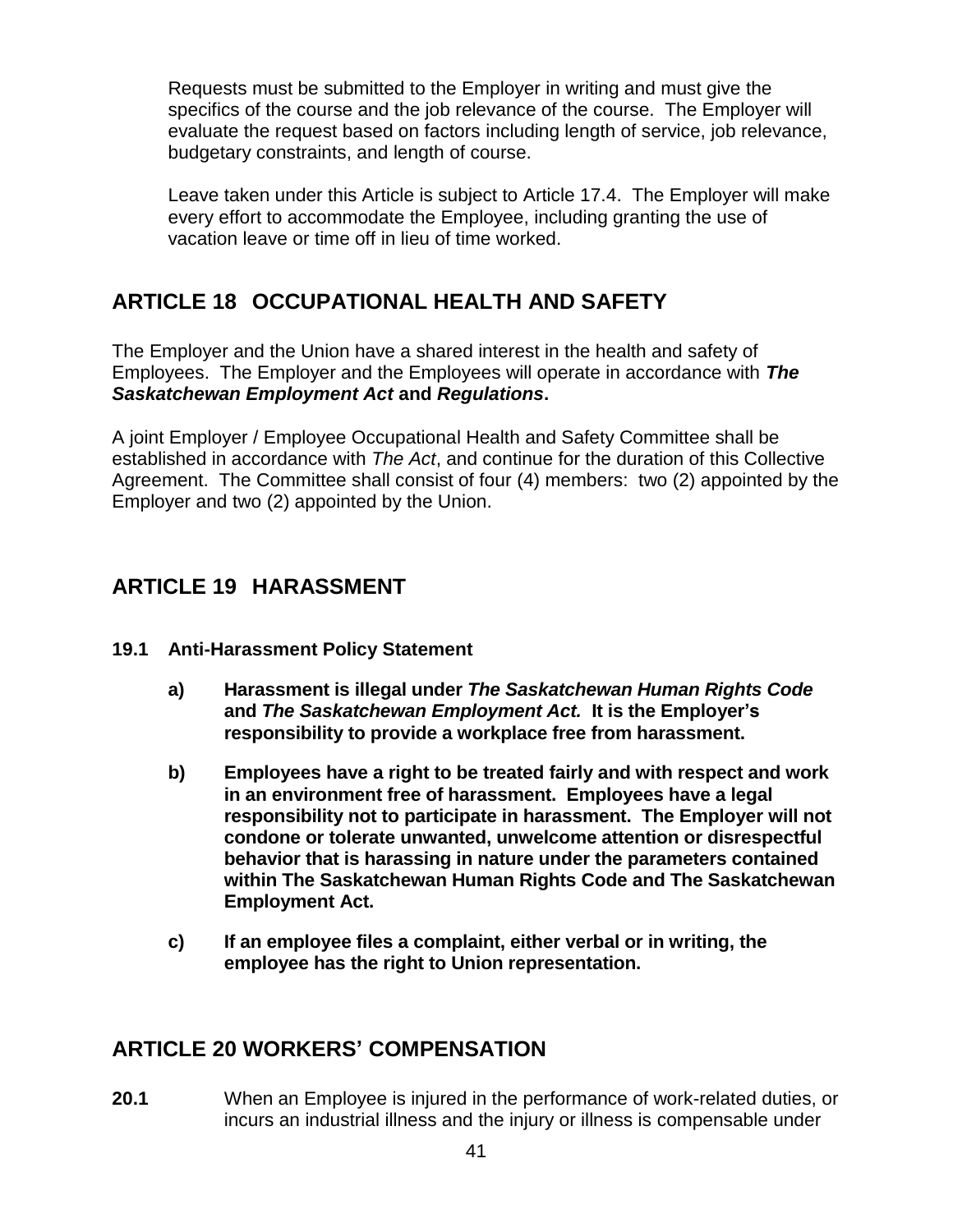Requests must be submitted to the Employer in writing and must give the specifics of the course and the job relevance of the course. The Employer will evaluate the request based on factors including length of service, job relevance, budgetary constraints, and length of course.

Leave taken under this Article is subject to Article 17.4. The Employer will make every effort to accommodate the Employee, including granting the use of vacation leave or time off in lieu of time worked.

## ARTICLE 18 OCCUPATIONAL HEALTH AND SAFETY

The Employer and the Union have a shared interest in the health and safety of Employees. The Employer and the Employees will operate in accordance with ***The Saskatchewan Employment Act*** **and** ***Regulations*****.**

A joint Employer / Employee Occupational Health and Safety Committee shall be established in accordance with *The Act*, and continue for the duration of this Collective Agreement. The Committee shall consist of four (4) members: two (2) appointed by the Employer and two (2) appointed by the Union.

## ARTICLE 19 HARASSMENT

**19.1 Anti-Harassment Policy Statement**

**a) Harassment is illegal under *The Saskatchewan Human Rights Code* and *The Saskatchewan Employment Act.* It is the Employer's responsibility to provide a workplace free from harassment.**

**b) Employees have a right to be treated fairly and with respect and work in an environment free of harassment. Employees have a legal responsibility not to participate in harassment. The Employer will not condone or tolerate unwanted, unwelcome attention or disrespectful behavior that is harassing in nature under the parameters contained within The Saskatchewan Human Rights Code and The Saskatchewan Employment Act.**

**c) If an employee files a complaint, either verbal or in writing, the employee has the right to Union representation.**

## ARTICLE 20 WORKERS' COMPENSATION

**20.1** When an Employee is injured in the performance of work-related duties, or incurs an industrial illness and the injury or illness is compensable under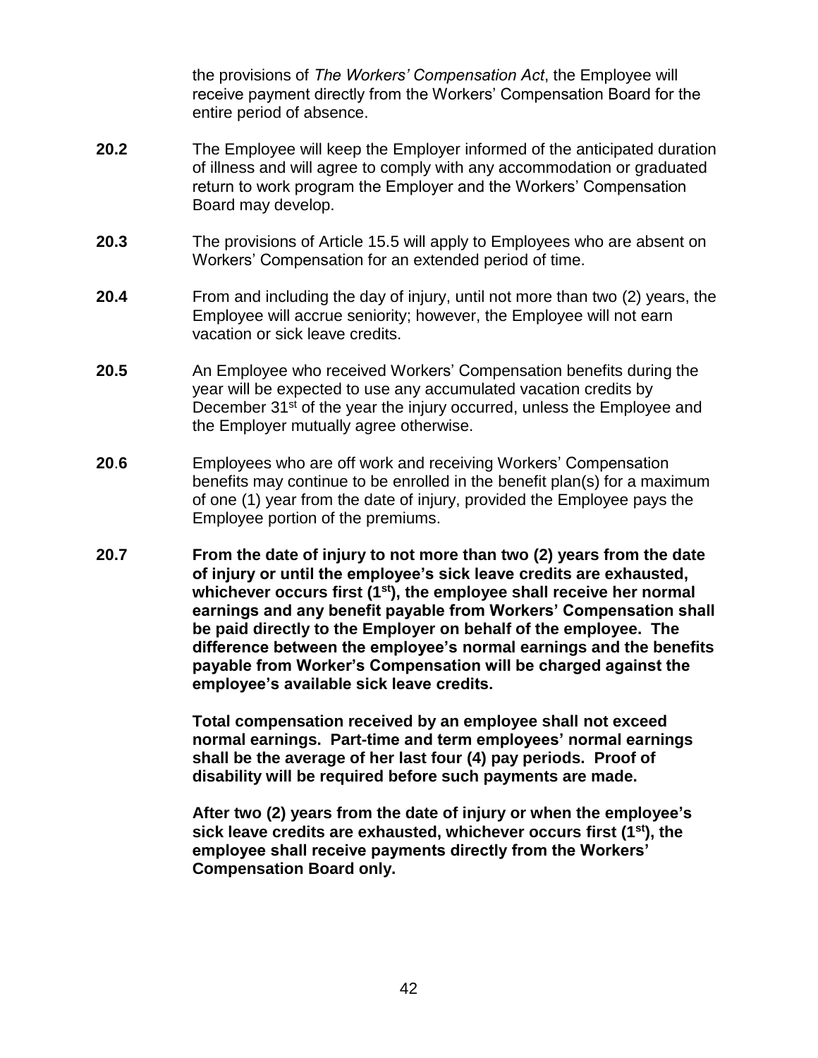the provisions of *The Workers' Compensation Act*, the Employee will receive payment directly from the Workers' Compensation Board for the entire period of absence.

**20.2** The Employee will keep the Employer informed of the anticipated duration of illness and will agree to comply with any accommodation or graduated return to work program the Employer and the Workers' Compensation Board may develop.

**20.3** The provisions of Article 15.5 will apply to Employees who are absent on Workers' Compensation for an extended period of time.

**20.4** From and including the day of injury, until not more than two (2) years, the Employee will accrue seniority; however, the Employee will not earn vacation or sick leave credits.

**20.5** An Employee who received Workers' Compensation benefits during the year will be expected to use any accumulated vacation credits by December 31st of the year the injury occurred, unless the Employee and the Employer mutually agree otherwise.

**20.6** Employees who are off work and receiving Workers' Compensation benefits may continue to be enrolled in the benefit plan(s) for a maximum of one (1) year from the date of injury, provided the Employee pays the Employee portion of the premiums.

**20.7 From the date of injury to not more than two (2) years from the date of injury or until the employee's sick leave credits are exhausted, whichever occurs first (1st), the employee shall receive her normal earnings and any benefit payable from Workers' Compensation shall be paid directly to the Employer on behalf of the employee. The difference between the employee's normal earnings and the benefits payable from Worker's Compensation will be charged against the employee's available sick leave credits.**

**Total compensation received by an employee shall not exceed normal earnings. Part-time and term employees' normal earnings shall be the average of her last four (4) pay periods. Proof of disability will be required before such payments are made.**

**After two (2) years from the date of injury or when the employee's sick leave credits are exhausted, whichever occurs first (1st), the employee shall receive payments directly from the Workers' Compensation Board only.**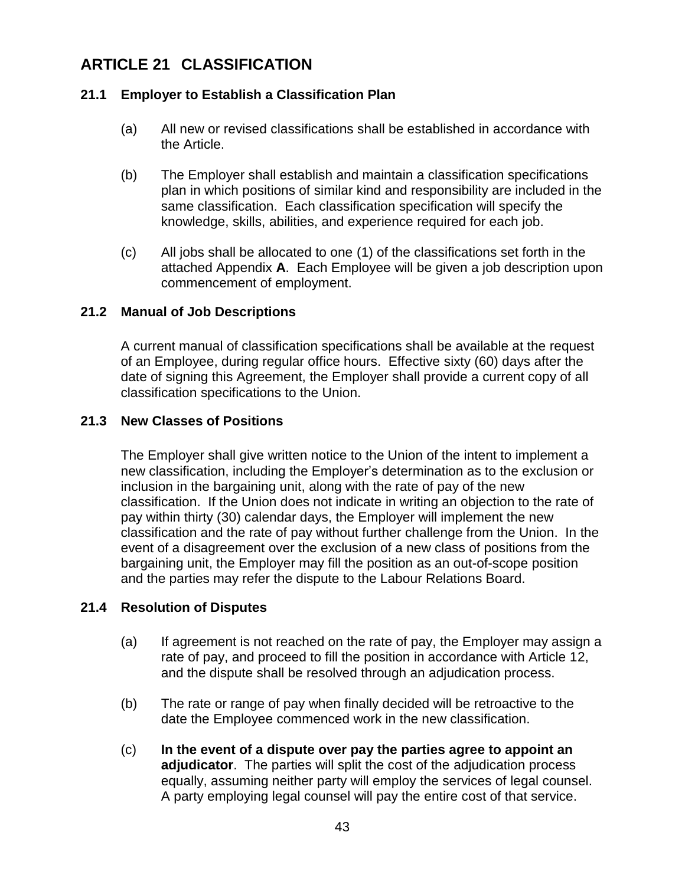## ARTICLE 21 CLASSIFICATION

### 21.1 Employer to Establish a Classification Plan

(a) All new or revised classifications shall be established in accordance with the Article.

(b) The Employer shall establish and maintain a classification specifications plan in which positions of similar kind and responsibility are included in the same classification. Each classification specification will specify the knowledge, skills, abilities, and experience required for each job.

(c) All jobs shall be allocated to one (1) of the classifications set forth in the attached Appendix **A**. Each Employee will be given a job description upon commencement of employment.

### 21.2 Manual of Job Descriptions

A current manual of classification specifications shall be available at the request of an Employee, during regular office hours. Effective sixty (60) days after the date of signing this Agreement, the Employer shall provide a current copy of all classification specifications to the Union.

### 21.3 New Classes of Positions

The Employer shall give written notice to the Union of the intent to implement a new classification, including the Employer's determination as to the exclusion or inclusion in the bargaining unit, along with the rate of pay of the new classification. If the Union does not indicate in writing an objection to the rate of pay within thirty (30) calendar days, the Employer will implement the new classification and the rate of pay without further challenge from the Union. In the event of a disagreement over the exclusion of a new class of positions from the bargaining unit, the Employer may fill the position as an out-of-scope position and the parties may refer the dispute to the Labour Relations Board.

### 21.4 Resolution of Disputes

(a) If agreement is not reached on the rate of pay, the Employer may assign a rate of pay, and proceed to fill the position in accordance with Article 12, and the dispute shall be resolved through an adjudication process.

(b) The rate or range of pay when finally decided will be retroactive to the date the Employee commenced work in the new classification.

(c) **In the event of a dispute over pay the parties agree to appoint an adjudicator**. The parties will split the cost of the adjudication process equally, assuming neither party will employ the services of legal counsel. A party employing legal counsel will pay the entire cost of that service.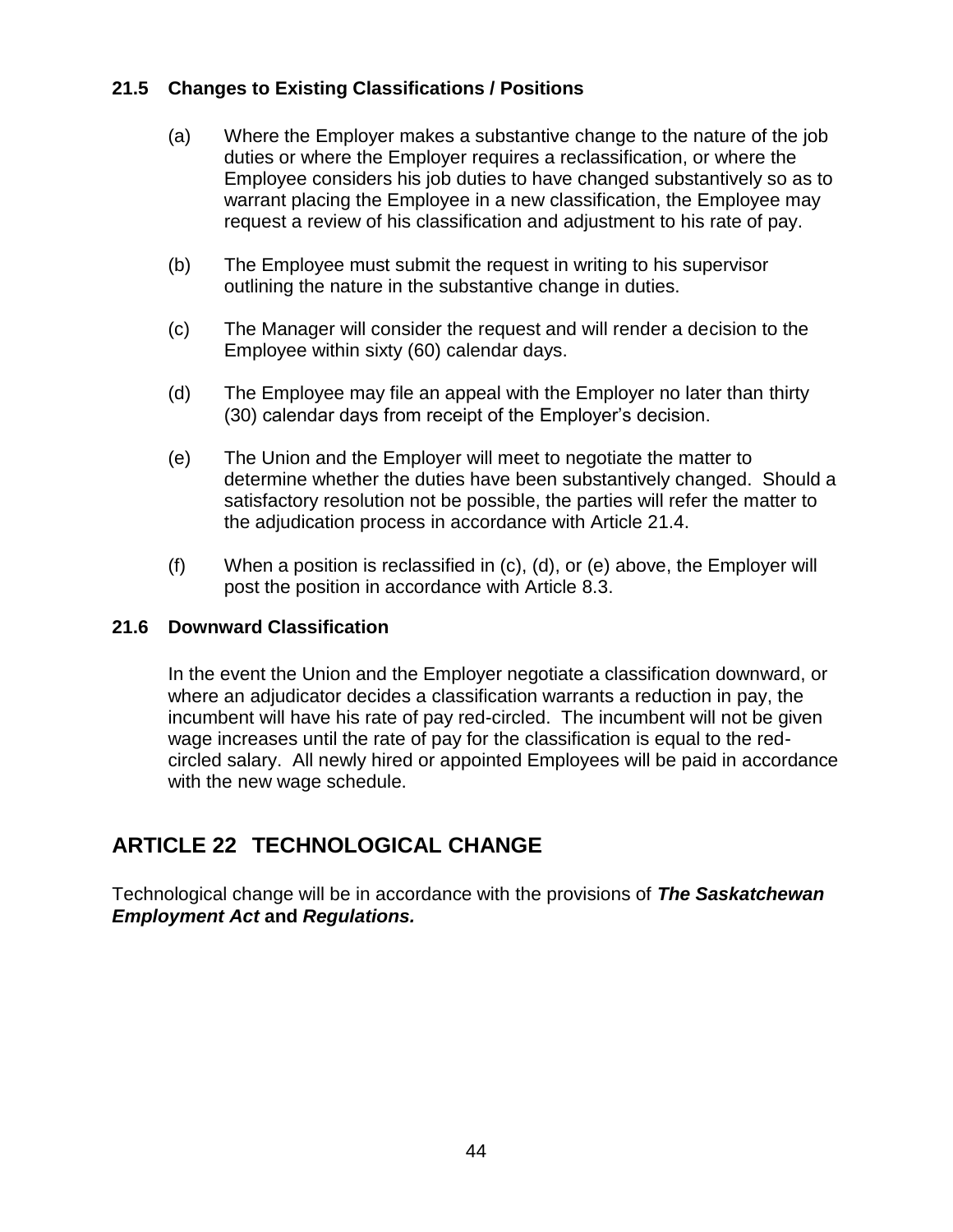### 21.5 Changes to Existing Classifications / Positions

(a) Where the Employer makes a substantive change to the nature of the job duties or where the Employer requires a reclassification, or where the Employee considers his job duties to have changed substantively so as to warrant placing the Employee in a new classification, the Employee may request a review of his classification and adjustment to his rate of pay.

(b) The Employee must submit the request in writing to his supervisor outlining the nature in the substantive change in duties.

(c) The Manager will consider the request and will render a decision to the Employee within sixty (60) calendar days.

(d) The Employee may file an appeal with the Employer no later than thirty (30) calendar days from receipt of the Employer's decision.

(e) The Union and the Employer will meet to negotiate the matter to determine whether the duties have been substantively changed. Should a satisfactory resolution not be possible, the parties will refer the matter to the adjudication process in accordance with Article 21.4.

(f) When a position is reclassified in (c), (d), or (e) above, the Employer will post the position in accordance with Article 8.3.

### 21.6 Downward Classification

In the event the Union and the Employer negotiate a classification downward, or where an adjudicator decides a classification warrants a reduction in pay, the incumbent will have his rate of pay red-circled. The incumbent will not be given wage increases until the rate of pay for the classification is equal to the red-circled salary. All newly hired or appointed Employees will be paid in accordance with the new wage schedule.

## ARTICLE 22 TECHNOLOGICAL CHANGE

Technological change will be in accordance with the provisions of ***The Saskatchewan Employment Act*** **and *Regulations.***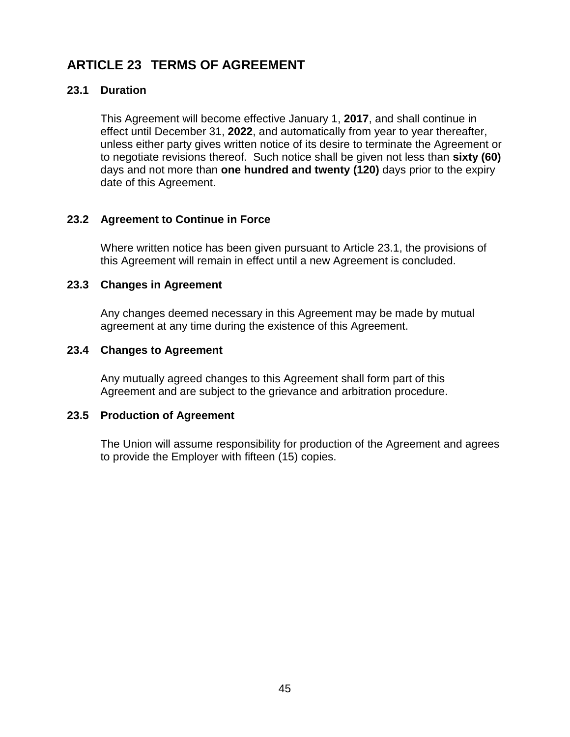# ARTICLE 23 TERMS OF AGREEMENT

## 23.1 Duration

This Agreement will become effective January 1, **2017**, and shall continue in effect until December 31, **2022**, and automatically from year to year thereafter, unless either party gives written notice of its desire to terminate the Agreement or to negotiate revisions thereof. Such notice shall be given not less than **sixty (60)** days and not more than **one hundred and twenty (120)** days prior to the expiry date of this Agreement.

## 23.2 Agreement to Continue in Force

Where written notice has been given pursuant to Article 23.1, the provisions of this Agreement will remain in effect until a new Agreement is concluded.

## 23.3 Changes in Agreement

Any changes deemed necessary in this Agreement may be made by mutual agreement at any time during the existence of this Agreement.

## 23.4 Changes to Agreement

Any mutually agreed changes to this Agreement shall form part of this Agreement and are subject to the grievance and arbitration procedure.

## 23.5 Production of Agreement

The Union will assume responsibility for production of the Agreement and agrees to provide the Employer with fifteen (15) copies.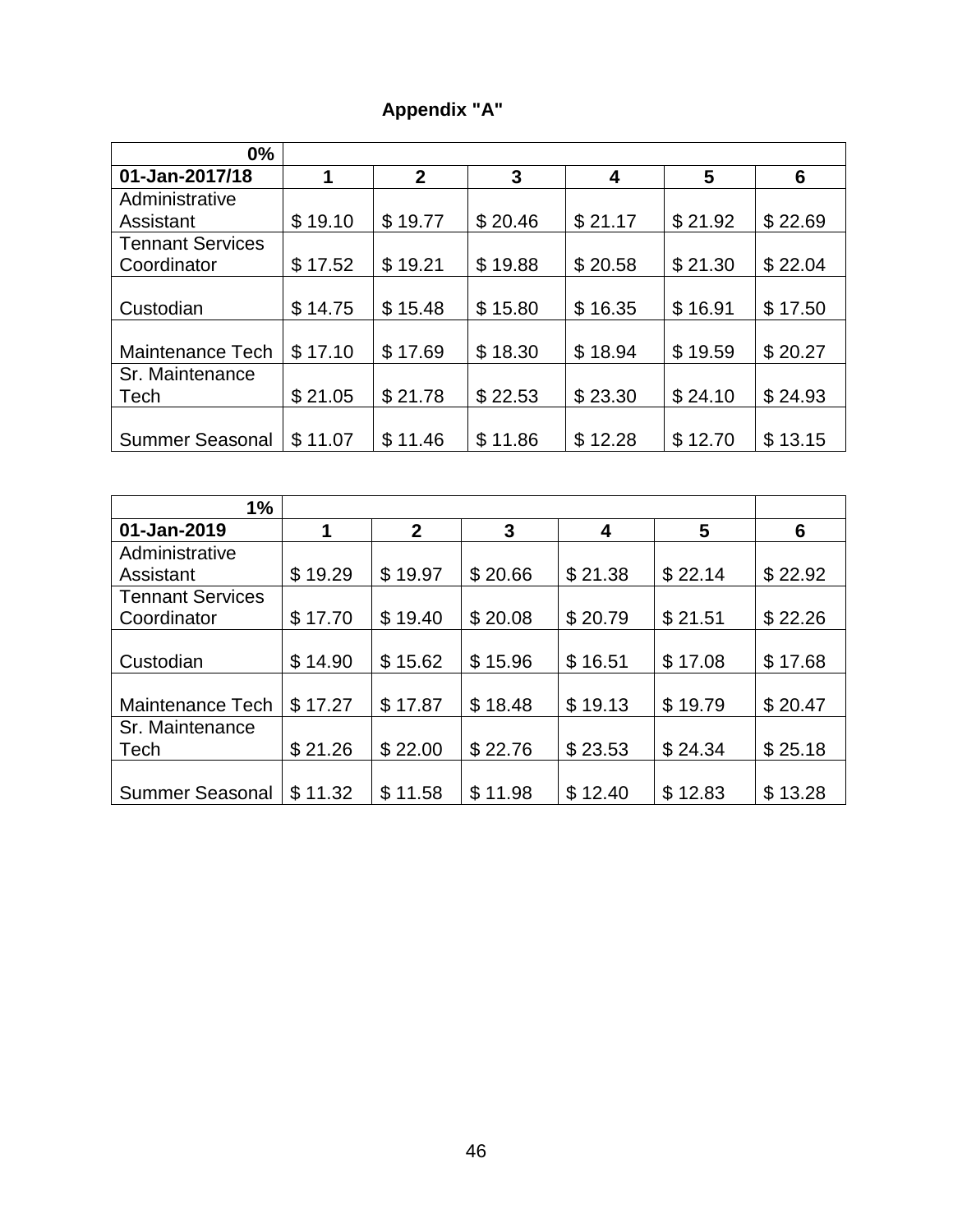## Appendix "A"

| 0% | | | | | | |
|---|---|---|---|---|---|---|
| **01-Jan-2017/18** | **1** | **2** | **3** | **4** | **5** | **6** |
| Administrative Assistant | $ 19.10 | $ 19.77 | $ 20.46 | $ 21.17 | $ 21.92 | $ 22.69 |
| Tennant Services Coordinator | $ 17.52 | $ 19.21 | $ 19.88 | $ 20.58 | $ 21.30 | $ 22.04 |
| Custodian | $ 14.75 | $ 15.48 | $ 15.80 | $ 16.35 | $ 16.91 | $ 17.50 |
| Maintenance Tech | $ 17.10 | $ 17.69 | $ 18.30 | $ 18.94 | $ 19.59 | $ 20.27 |
| Sr. Maintenance Tech | $ 21.05 | $ 21.78 | $ 22.53 | $ 23.30 | $ 24.10 | $ 24.93 |
| Summer Seasonal | $ 11.07 | $ 11.46 | $ 11.86 | $ 12.28 | $ 12.70 | $ 13.15 |

| 1% | | | | | | |
|---|---|---|---|---|---|---|
| **01-Jan-2019** | **1** | **2** | **3** | **4** | **5** | **6** |
| Administrative Assistant | $ 19.29 | $ 19.97 | $ 20.66 | $ 21.38 | $ 22.14 | $ 22.92 |
| Tennant Services Coordinator | $ 17.70 | $ 19.40 | $ 20.08 | $ 20.79 | $ 21.51 | $ 22.26 |
| Custodian | $ 14.90 | $ 15.62 | $ 15.96 | $ 16.51 | $ 17.08 | $ 17.68 |
| Maintenance Tech | $ 17.27 | $ 17.87 | $ 18.48 | $ 19.13 | $ 19.79 | $ 20.47 |
| Sr. Maintenance Tech | $ 21.26 | $ 22.00 | $ 22.76 | $ 23.53 | $ 24.34 | $ 25.18 |
| Summer Seasonal | $ 11.32 | $ 11.58 | $ 11.98 | $ 12.40 | $ 12.83 | $ 13.28 |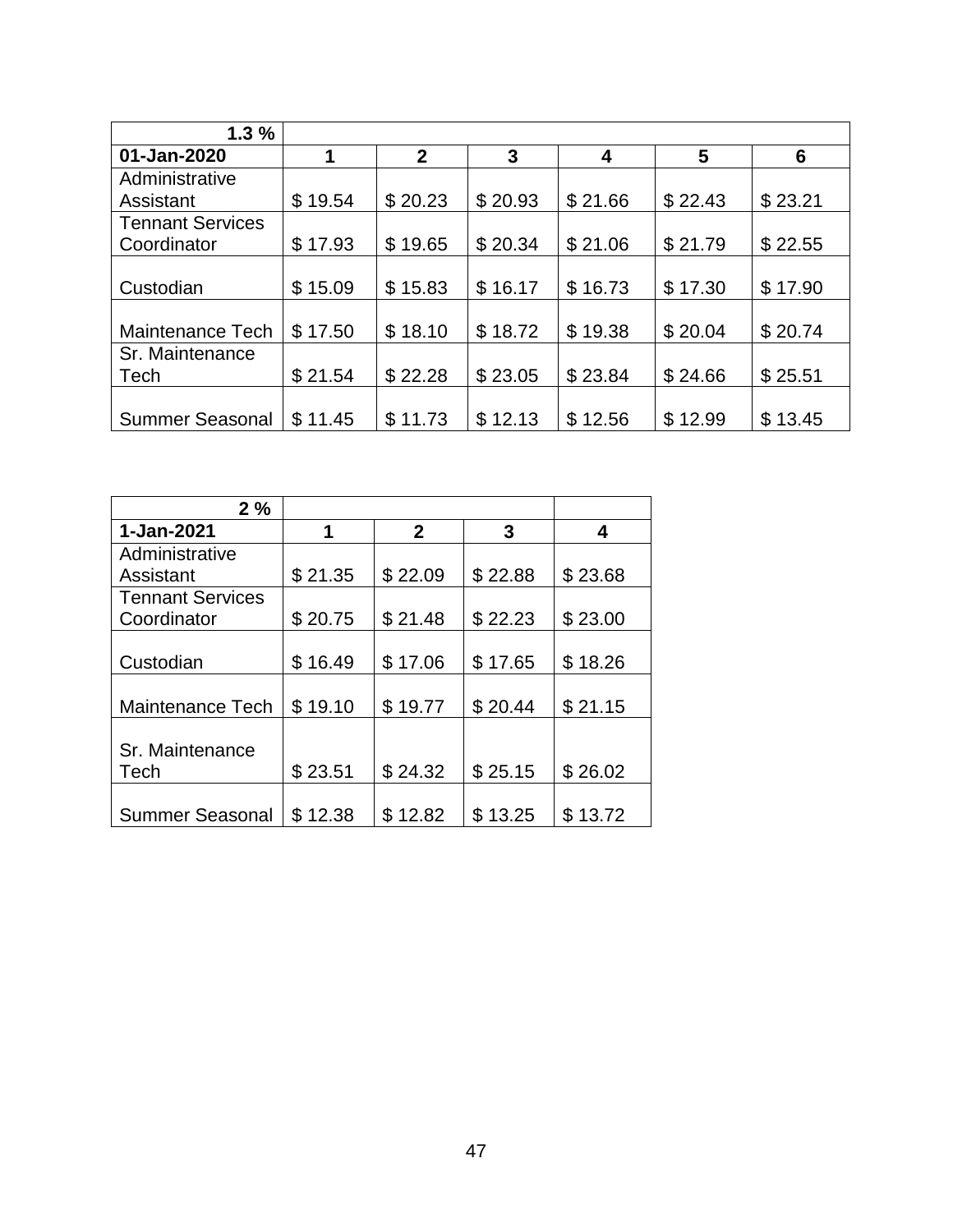| 1.3 % | | | | | | |
|---|---|---|---|---|---|---|
| **01-Jan-2020** | **1** | **2** | **3** | **4** | **5** | **6** |
| Administrative Assistant | $ 19.54 | $ 20.23 | $ 20.93 | $ 21.66 | $ 22.43 | $ 23.21 |
| Tennant Services Coordinator | $ 17.93 | $ 19.65 | $ 20.34 | $ 21.06 | $ 21.79 | $ 22.55 |
| Custodian | $ 15.09 | $ 15.83 | $ 16.17 | $ 16.73 | $ 17.30 | $ 17.90 |
| Maintenance Tech | $ 17.50 | $ 18.10 | $ 18.72 | $ 19.38 | $ 20.04 | $ 20.74 |
| Sr. Maintenance Tech | $ 21.54 | $ 22.28 | $ 23.05 | $ 23.84 | $ 24.66 | $ 25.51 |
| Summer Seasonal | $ 11.45 | $ 11.73 | $ 12.13 | $ 12.56 | $ 12.99 | $ 13.45 |

| 2 % | | | | |
|---|---|---|---|---|
| **1-Jan-2021** | **1** | **2** | **3** | **4** |
| Administrative Assistant | $ 21.35 | $ 22.09 | $ 22.88 | $ 23.68 |
| Tennant Services Coordinator | $ 20.75 | $ 21.48 | $ 22.23 | $ 23.00 |
| Custodian | $ 16.49 | $ 17.06 | $ 17.65 | $ 18.26 |
| Maintenance Tech | $ 19.10 | $ 19.77 | $ 20.44 | $ 21.15 |
| Sr. Maintenance Tech | $ 23.51 | $ 24.32 | $ 25.15 | $ 26.02 |
| Summer Seasonal | $ 12.38 | $ 12.82 | $ 13.25 | $ 13.72 |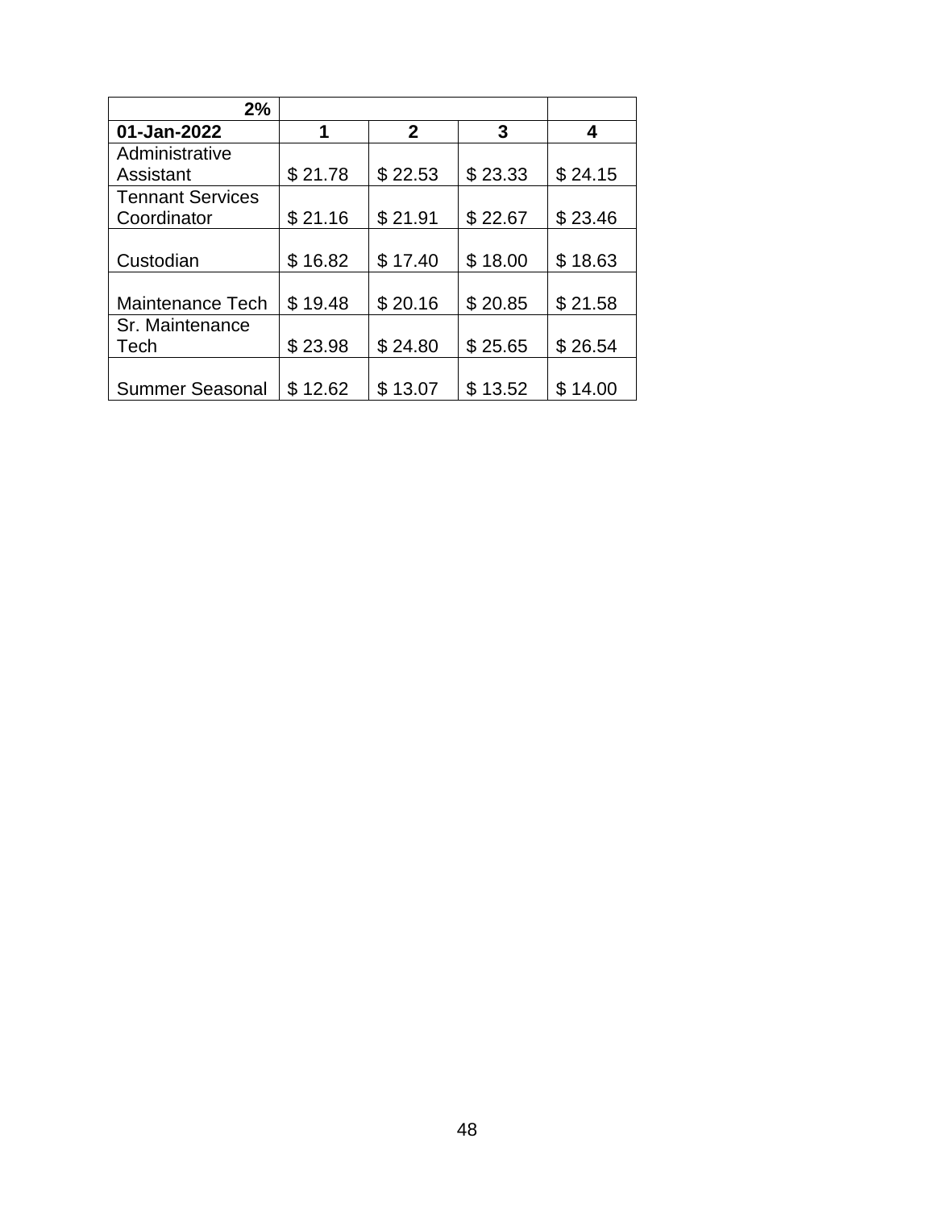| 2% | | | | |
|---|---|---|---|---|
| 01-Jan-2022 | 1 | 2 | 3 | 4 |
| Administrative Assistant | $ 21.78 | $ 22.53 | $ 23.33 | $ 24.15 |
| Tennant Services Coordinator | $ 21.16 | $ 21.91 | $ 22.67 | $ 23.46 |
| Custodian | $ 16.82 | $ 17.40 | $ 18.00 | $ 18.63 |
| Maintenance Tech | $ 19.48 | $ 20.16 | $ 20.85 | $ 21.58 |
| Sr. Maintenance Tech | $ 23.98 | $ 24.80 | $ 25.65 | $ 26.54 |
| Summer Seasonal | $ 12.62 | $ 13.07 | $ 13.52 | $ 14.00 |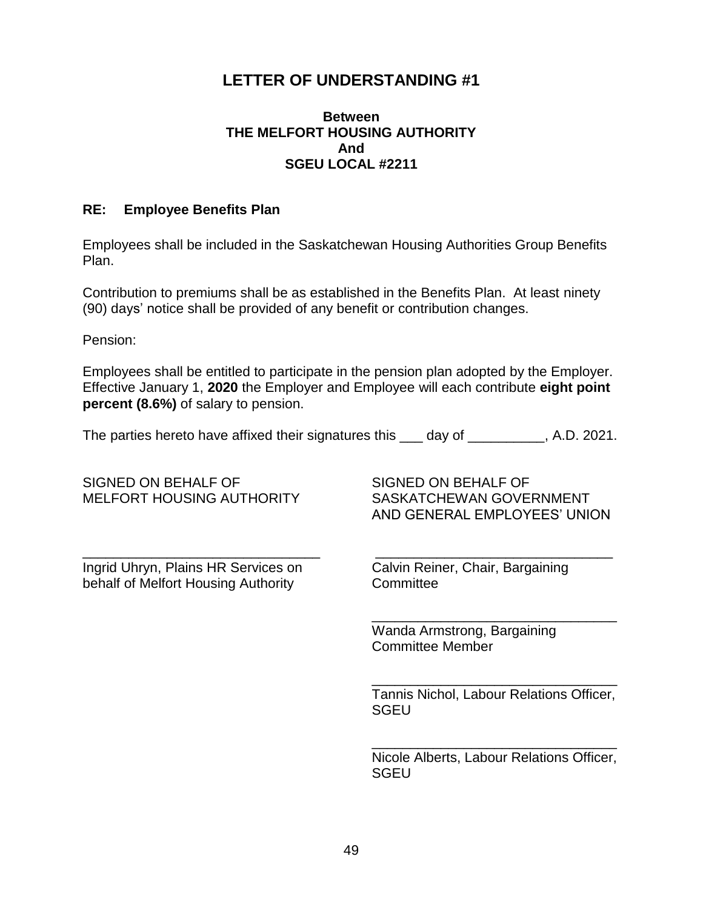# LETTER OF UNDERSTANDING #1

**Between**
**THE MELFORT HOUSING AUTHORITY**
**And**
**SGEU LOCAL #2211**

**RE: Employee Benefits Plan**

Employees shall be included in the Saskatchewan Housing Authorities Group Benefits Plan.

Contribution to premiums shall be as established in the Benefits Plan. At least ninety (90) days' notice shall be provided of any benefit or contribution changes.

Pension:

Employees shall be entitled to participate in the pension plan adopted by the Employer. Effective January 1, **2020** the Employer and Employee will each contribute **eight point percent (8.6%)** of salary to pension.

The parties hereto have affixed their signatures this ___ day of __________, A.D. 2021.

SIGNED ON BEHALF OF
MELFORT HOUSING AUTHORITY

_______________________________
Ingrid Uhryn, Plains HR Services on behalf of Melfort Housing Authority

SIGNED ON BEHALF OF
SASKATCHEWAN GOVERNMENT AND GENERAL EMPLOYEES' UNION

_______________________________
Calvin Reiner, Chair, Bargaining Committee

_______________________________
Wanda Armstrong, Bargaining Committee Member

_______________________________
Tannis Nichol, Labour Relations Officer, SGEU

_______________________________
Nicole Alberts, Labour Relations Officer, SGEU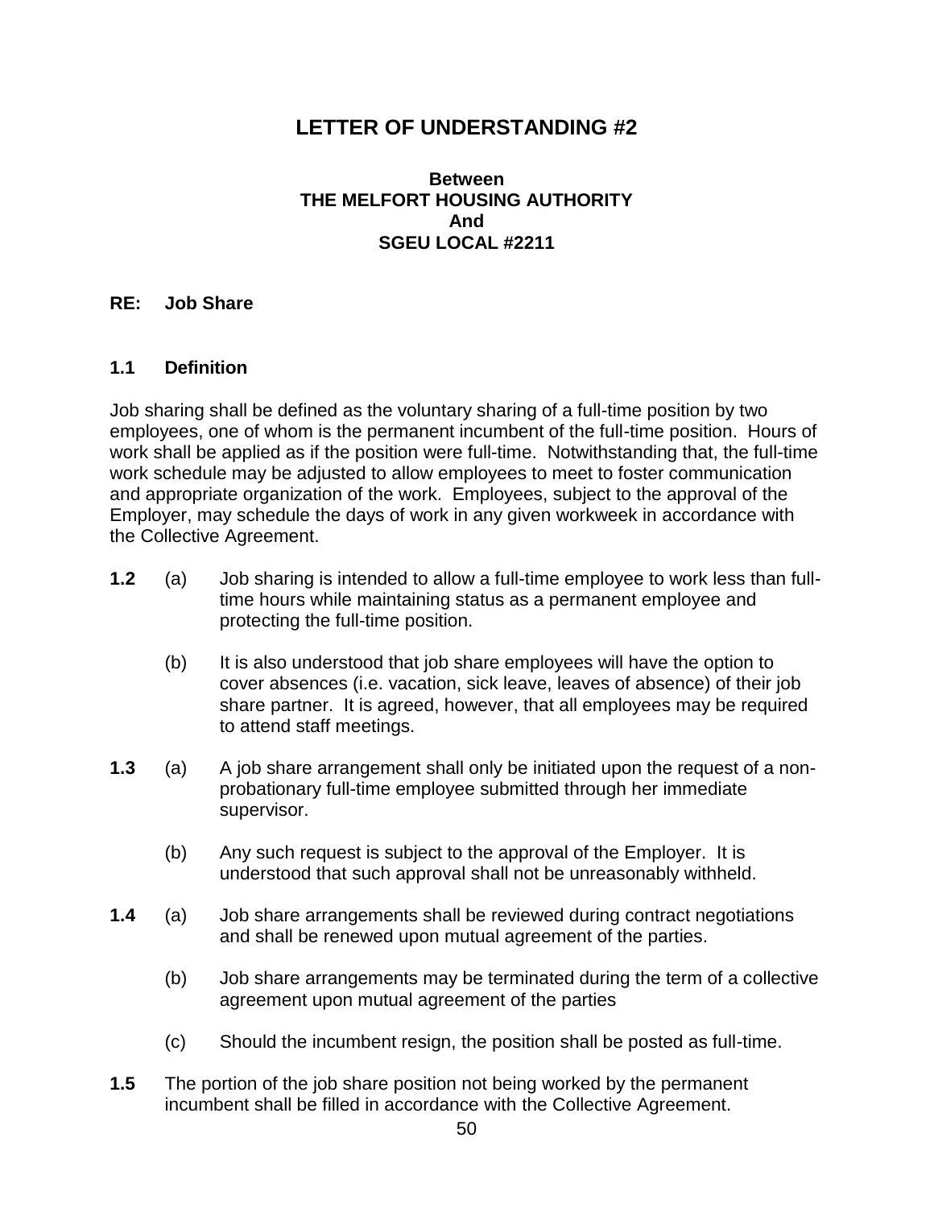# LETTER OF UNDERSTANDING #2

**Between**
**THE MELFORT HOUSING AUTHORITY**
**And**
**SGEU LOCAL #2211**

**RE: Job Share**

**1.1 Definition**

Job sharing shall be defined as the voluntary sharing of a full-time position by two employees, one of whom is the permanent incumbent of the full-time position. Hours of work shall be applied as if the position were full-time. Notwithstanding that, the full-time work schedule may be adjusted to allow employees to meet to foster communication and appropriate organization of the work. Employees, subject to the approval of the Employer, may schedule the days of work in any given workweek in accordance with the Collective Agreement.

**1.2** (a) Job sharing is intended to allow a full-time employee to work less than full-time hours while maintaining status as a permanent employee and protecting the full-time position.

(b) It is also understood that job share employees will have the option to cover absences (i.e. vacation, sick leave, leaves of absence) of their job share partner. It is agreed, however, that all employees may be required to attend staff meetings.

**1.3** (a) A job share arrangement shall only be initiated upon the request of a non-probationary full-time employee submitted through her immediate supervisor.

(b) Any such request is subject to the approval of the Employer. It is understood that such approval shall not be unreasonably withheld.

**1.4** (a) Job share arrangements shall be reviewed during contract negotiations and shall be renewed upon mutual agreement of the parties.

(b) Job share arrangements may be terminated during the term of a collective agreement upon mutual agreement of the parties

(c) Should the incumbent resign, the position shall be posted as full-time.

**1.5** The portion of the job share position not being worked by the permanent incumbent shall be filled in accordance with the Collective Agreement.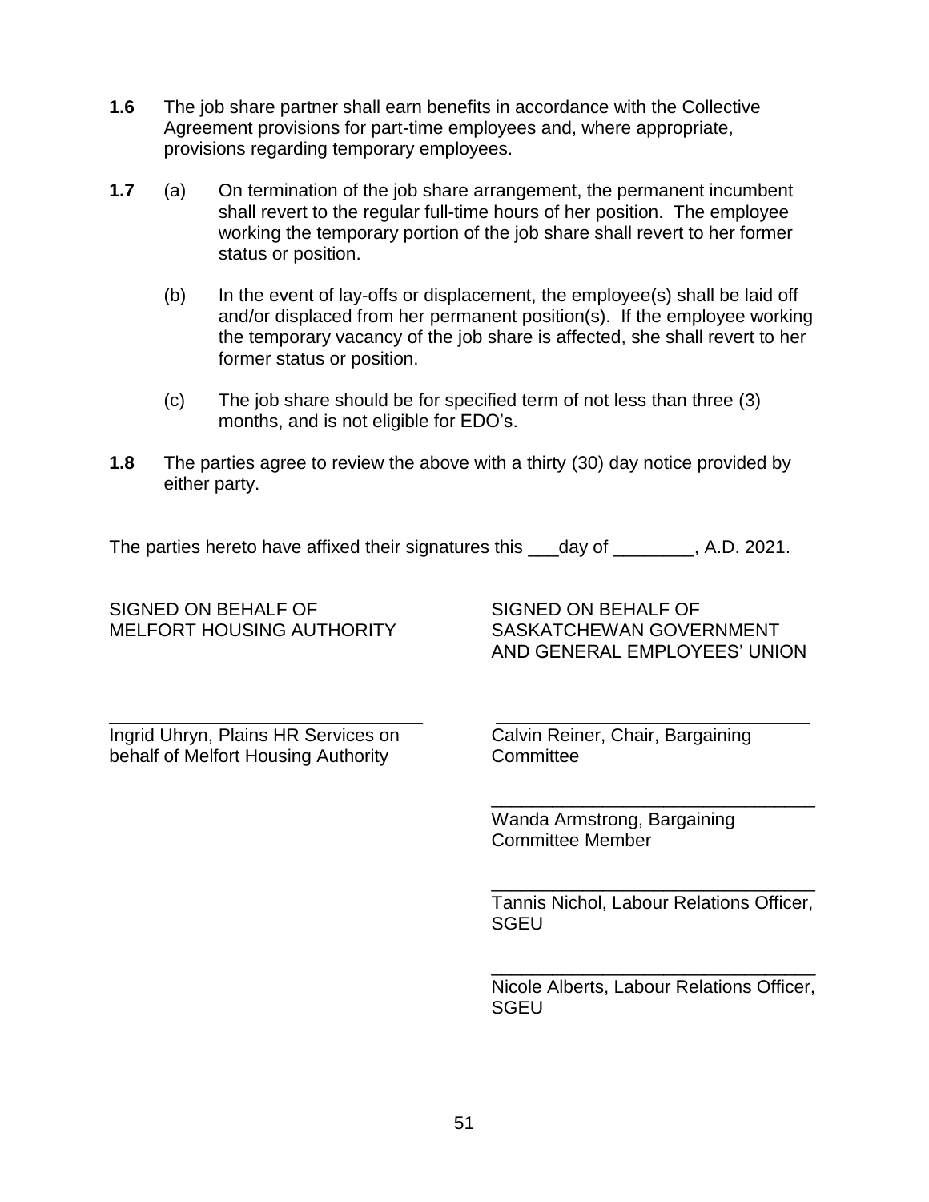**1.6** The job share partner shall earn benefits in accordance with the Collective Agreement provisions for part-time employees and, where appropriate, provisions regarding temporary employees.

**1.7** (a) On termination of the job share arrangement, the permanent incumbent shall revert to the regular full-time hours of her position. The employee working the temporary portion of the job share shall revert to her former status or position.

(b) In the event of lay-offs or displacement, the employee(s) shall be laid off and/or displaced from her permanent position(s). If the employee working the temporary vacancy of the job share is affected, she shall revert to her former status or position.

(c) The job share should be for specified term of not less than three (3) months, and is not eligible for EDO's.

**1.8** The parties agree to review the above with a thirty (30) day notice provided by either party.

The parties hereto have affixed their signatures this ___day of ________, A.D. 2021.

SIGNED ON BEHALF OF
MELFORT HOUSING AUTHORITY

________________________________
Ingrid Uhryn, Plains HR Services on behalf of Melfort Housing Authority

SIGNED ON BEHALF OF
SASKATCHEWAN GOVERNMENT AND GENERAL EMPLOYEES' UNION

________________________________
Calvin Reiner, Chair, Bargaining Committee

________________________________
Wanda Armstrong, Bargaining Committee Member

________________________________
Tannis Nichol, Labour Relations Officer, SGEU

________________________________
Nicole Alberts, Labour Relations Officer, SGEU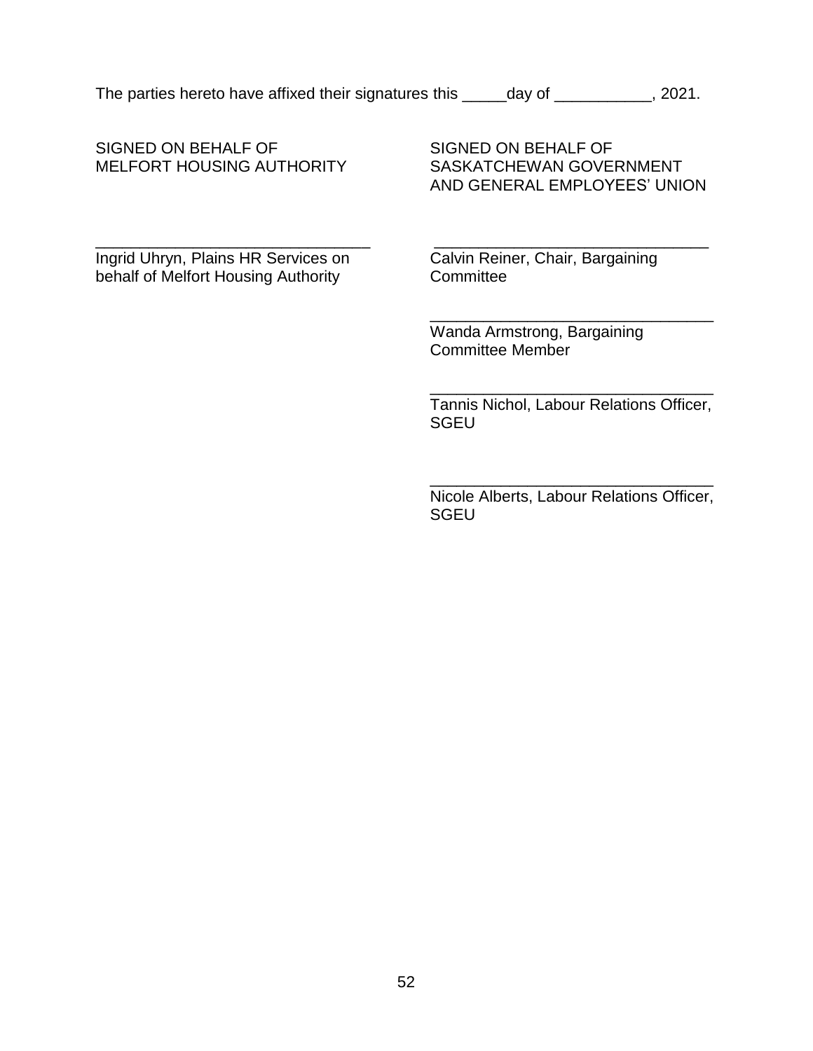The parties hereto have affixed their signatures this _____day of ___________, 2021.

SIGNED ON BEHALF OF
MELFORT HOUSING AUTHORITY

\_\_\_\_\_\_\_\_\_\_\_\_\_\_\_\_\_\_\_\_\_\_\_\_\_\_\_\_\_\_\_\_
Ingrid Uhryn, Plains HR Services on behalf of Melfort Housing Authority

SIGNED ON BEHALF OF
SASKATCHEWAN GOVERNMENT AND GENERAL EMPLOYEES' UNION

\_\_\_\_\_\_\_\_\_\_\_\_\_\_\_\_\_\_\_\_\_\_\_\_\_\_\_\_\_\_\_\_
Calvin Reiner, Chair, Bargaining Committee

\_\_\_\_\_\_\_\_\_\_\_\_\_\_\_\_\_\_\_\_\_\_\_\_\_\_\_\_\_\_\_\_
Wanda Armstrong, Bargaining Committee Member

\_\_\_\_\_\_\_\_\_\_\_\_\_\_\_\_\_\_\_\_\_\_\_\_\_\_\_\_\_\_\_\_
Tannis Nichol, Labour Relations Officer, SGEU

\_\_\_\_\_\_\_\_\_\_\_\_\_\_\_\_\_\_\_\_\_\_\_\_\_\_\_\_\_\_\_\_
Nicole Alberts, Labour Relations Officer, SGEU